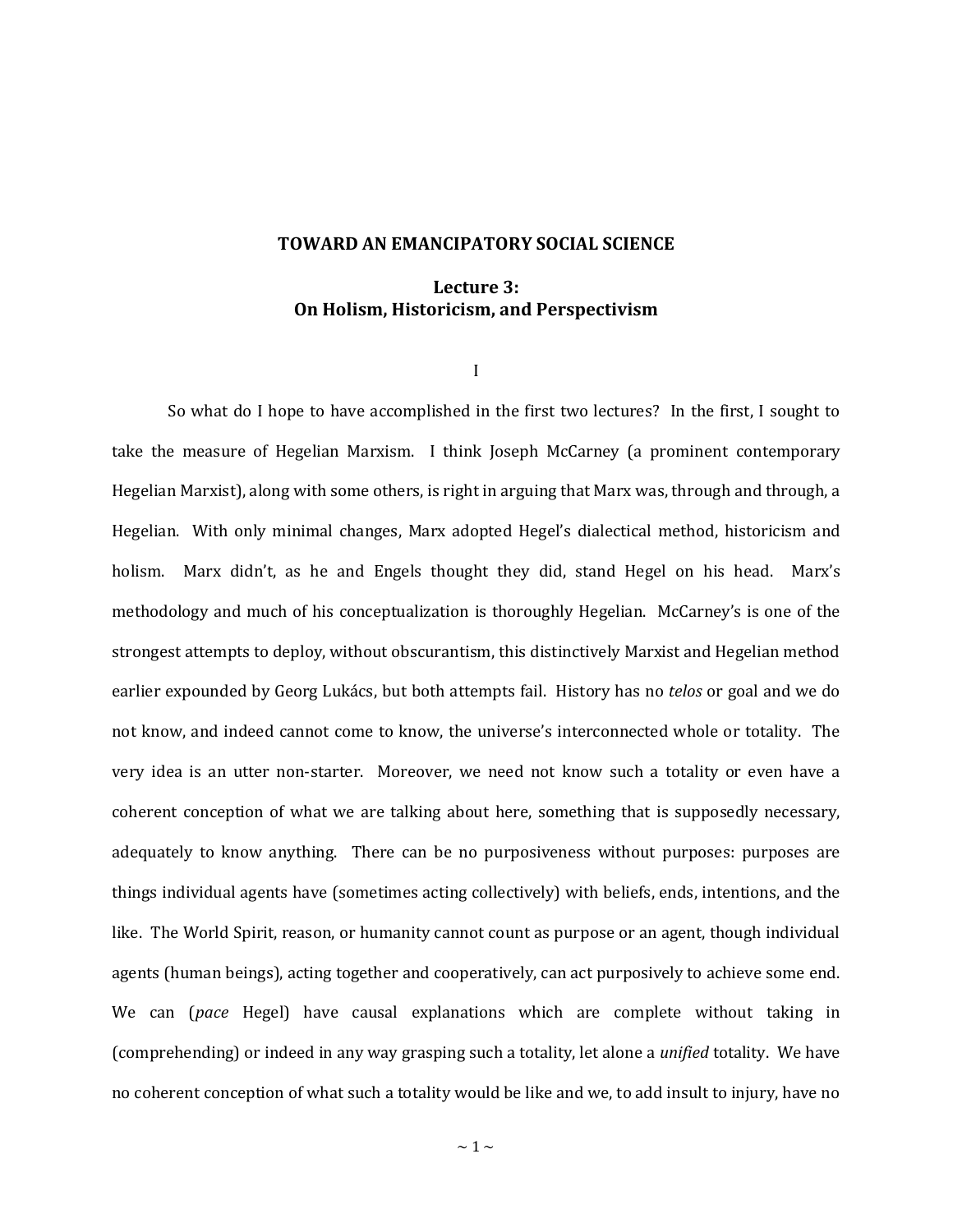# TOWARD AN EMANCIPATORY SOCIAL SCIENCE

## Lecture 3:
## On Holism, Historicism, and Perspectivism

I

So what do I hope to have accomplished in the first two lectures? In the first, I sought to take the measure of Hegelian Marxism. I think Joseph McCarney (a prominent contemporary Hegelian Marxist), along with some others, is right in arguing that Marx was, through and through, a Hegelian. With only minimal changes, Marx adopted Hegel's dialectical method, historicism and holism. Marx didn't, as he and Engels thought they did, stand Hegel on his head. Marx's methodology and much of his conceptualization is thoroughly Hegelian. McCarney's is one of the strongest attempts to deploy, without obscurantism, this distinctively Marxist and Hegelian method earlier expounded by Georg Lukács, but both attempts fail. History has no *telos* or goal and we do not know, and indeed cannot come to know, the universe's interconnected whole or totality. The very idea is an utter non-starter. Moreover, we need not know such a totality or even have a coherent conception of what we are talking about here, something that is supposedly necessary, adequately to know anything. There can be no purposiveness without purposes: purposes are things individual agents have (sometimes acting collectively) with beliefs, ends, intentions, and the like. The World Spirit, reason, or humanity cannot count as purpose or an agent, though individual agents (human beings), acting together and cooperatively, can act purposively to achieve some end. We can (*pace* Hegel) have causal explanations which are complete without taking in (comprehending) or indeed in any way grasping such a totality, let alone a *unified* totality. We have no coherent conception of what such a totality would be like and we, to add insult to injury, have no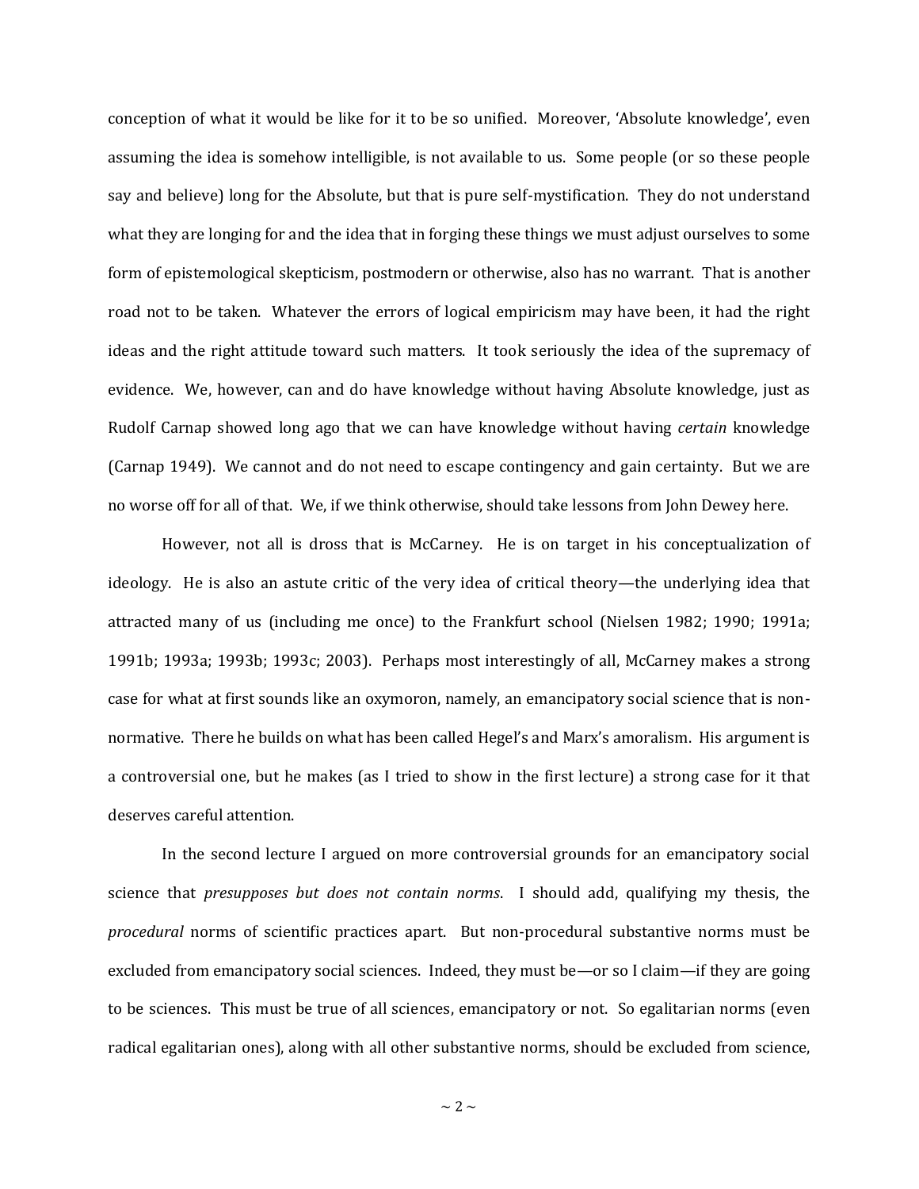conception of what it would be like for it to be so unified. Moreover, 'Absolute knowledge', even assuming the idea is somehow intelligible, is not available to us. Some people (or so these people say and believe) long for the Absolute, but that is pure self-mystification. They do not understand what they are longing for and the idea that in forging these things we must adjust ourselves to some form of epistemological skepticism, postmodern or otherwise, also has no warrant. That is another road not to be taken. Whatever the errors of logical empiricism may have been, it had the right ideas and the right attitude toward such matters. It took seriously the idea of the supremacy of evidence. We, however, can and do have knowledge without having Absolute knowledge, just as Rudolf Carnap showed long ago that we can have knowledge without having *certain* knowledge (Carnap 1949). We cannot and do not need to escape contingency and gain certainty. But we are no worse off for all of that. We, if we think otherwise, should take lessons from John Dewey here.

However, not all is dross that is McCarney. He is on target in his conceptualization of ideology. He is also an astute critic of the very idea of critical theory—the underlying idea that attracted many of us (including me once) to the Frankfurt school (Nielsen 1982; 1990; 1991a; 1991b; 1993a; 1993b; 1993c; 2003). Perhaps most interestingly of all, McCarney makes a strong case for what at first sounds like an oxymoron, namely, an emancipatory social science that is non-normative. There he builds on what has been called Hegel's and Marx's amoralism. His argument is a controversial one, but he makes (as I tried to show in the first lecture) a strong case for it that deserves careful attention.

In the second lecture I argued on more controversial grounds for an emancipatory social science that *presupposes but does not contain norms*. I should add, qualifying my thesis, the *procedural* norms of scientific practices apart. But non-procedural substantive norms must be excluded from emancipatory social sciences. Indeed, they must be—or so I claim—if they are going to be sciences. This must be true of all sciences, emancipatory or not. So egalitarian norms (even radical egalitarian ones), along with all other substantive norms, should be excluded from science,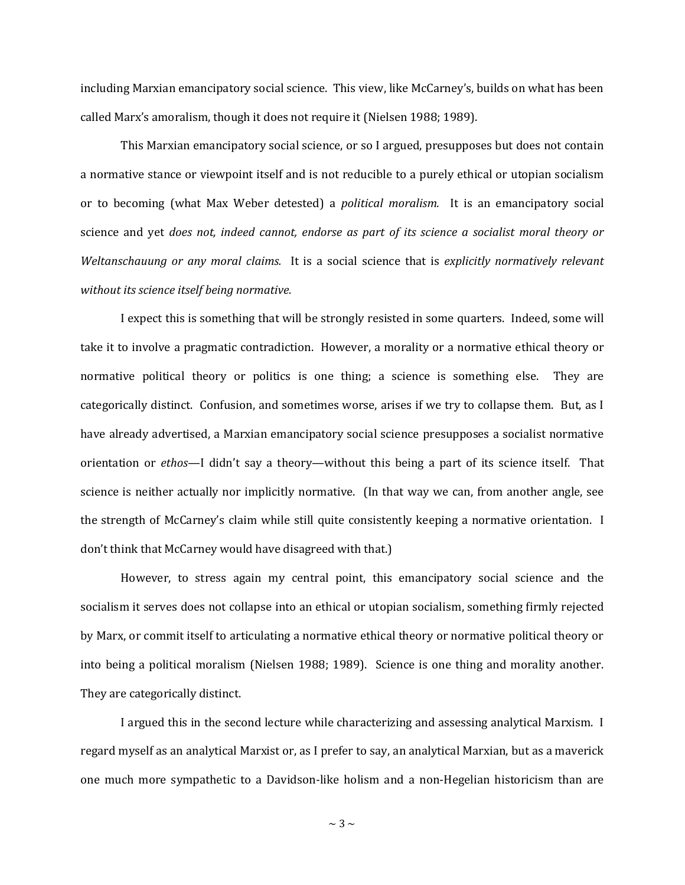including Marxian emancipatory social science. This view, like McCarney's, builds on what has been called Marx's amoralism, though it does not require it (Nielsen 1988; 1989).

This Marxian emancipatory social science, or so I argued, presupposes but does not contain a normative stance or viewpoint itself and is not reducible to a purely ethical or utopian socialism or to becoming (what Max Weber detested) a *political moralism.* It is an emancipatory social science and yet *does not, indeed cannot, endorse as part of its science a socialist moral theory or Weltanschauung or any moral claims.* It is a social science that is *explicitly normatively relevant without its science itself being normative.*

I expect this is something that will be strongly resisted in some quarters. Indeed, some will take it to involve a pragmatic contradiction. However, a morality or a normative ethical theory or normative political theory or politics is one thing; a science is something else. They are categorically distinct. Confusion, and sometimes worse, arises if we try to collapse them. But, as I have already advertised, a Marxian emancipatory social science presupposes a socialist normative orientation or *ethos*—I didn't say a theory—without this being a part of its science itself. That science is neither actually nor implicitly normative. (In that way we can, from another angle, see the strength of McCarney's claim while still quite consistently keeping a normative orientation. I don't think that McCarney would have disagreed with that.)

However, to stress again my central point, this emancipatory social science and the socialism it serves does not collapse into an ethical or utopian socialism, something firmly rejected by Marx, or commit itself to articulating a normative ethical theory or normative political theory or into being a political moralism (Nielsen 1988; 1989). Science is one thing and morality another. They are categorically distinct.

I argued this in the second lecture while characterizing and assessing analytical Marxism. I regard myself as an analytical Marxist or, as I prefer to say, an analytical Marxian, but as a maverick one much more sympathetic to a Davidson-like holism and a non-Hegelian historicism than are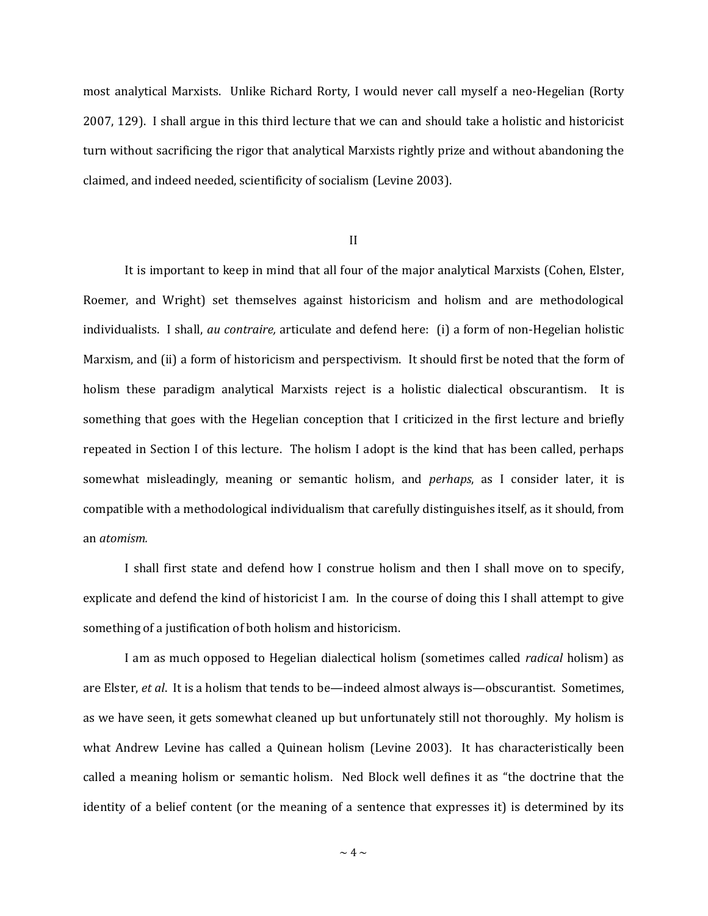most analytical Marxists. Unlike Richard Rorty, I would never call myself a neo-Hegelian (Rorty 2007, 129). I shall argue in this third lecture that we can and should take a holistic and historicist turn without sacrificing the rigor that analytical Marxists rightly prize and without abandoning the claimed, and indeed needed, scientificity of socialism (Levine 2003).

## II

It is important to keep in mind that all four of the major analytical Marxists (Cohen, Elster, Roemer, and Wright) set themselves against historicism and holism and are methodological individualists. I shall, *au contraire,* articulate and defend here: (i) a form of non-Hegelian holistic Marxism, and (ii) a form of historicism and perspectivism. It should first be noted that the form of holism these paradigm analytical Marxists reject is a holistic dialectical obscurantism. It is something that goes with the Hegelian conception that I criticized in the first lecture and briefly repeated in Section I of this lecture. The holism I adopt is the kind that has been called, perhaps somewhat misleadingly, meaning or semantic holism, and *perhaps*, as I consider later, it is compatible with a methodological individualism that carefully distinguishes itself, as it should, from an *atomism.*

I shall first state and defend how I construe holism and then I shall move on to specify, explicate and defend the kind of historicist I am. In the course of doing this I shall attempt to give something of a justification of both holism and historicism.

I am as much opposed to Hegelian dialectical holism (sometimes called *radical* holism) as are Elster, *et al*. It is a holism that tends to be—indeed almost always is—obscurantist. Sometimes, as we have seen, it gets somewhat cleaned up but unfortunately still not thoroughly. My holism is what Andrew Levine has called a Quinean holism (Levine 2003). It has characteristically been called a meaning holism or semantic holism. Ned Block well defines it as "the doctrine that the identity of a belief content (or the meaning of a sentence that expresses it) is determined by its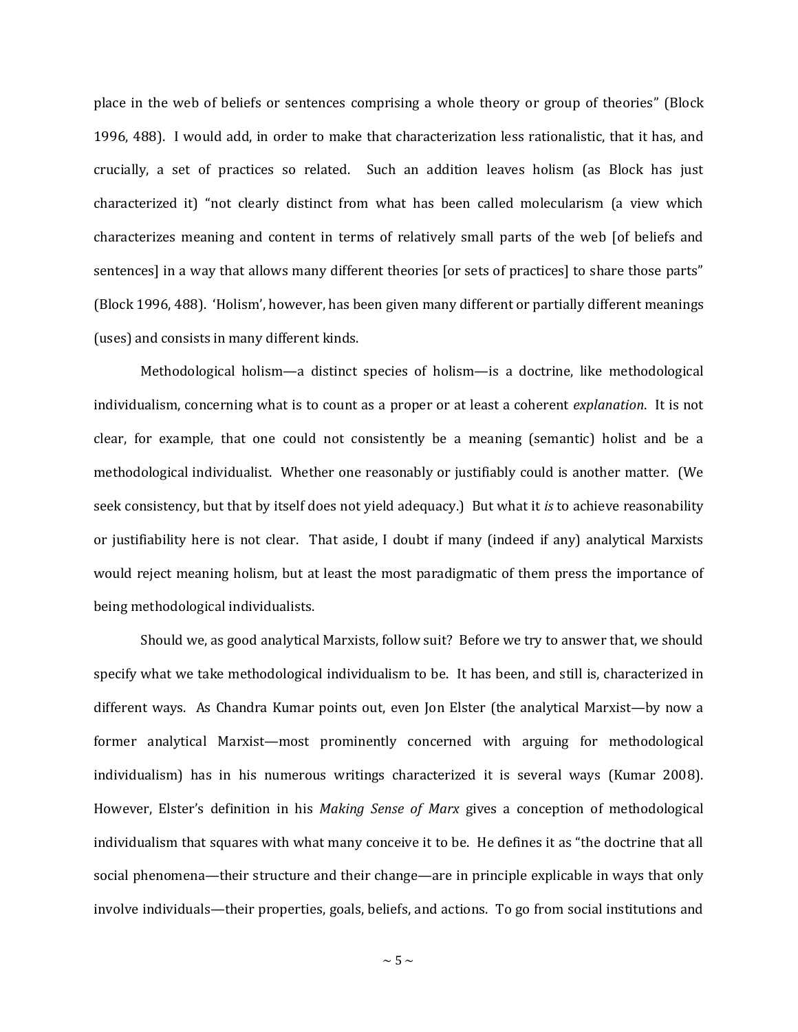place in the web of beliefs or sentences comprising a whole theory or group of theories" (Block 1996, 488). I would add, in order to make that characterization less rationalistic, that it has, and crucially, a set of practices so related. Such an addition leaves holism (as Block has just characterized it) "not clearly distinct from what has been called molecularism (a view which characterizes meaning and content in terms of relatively small parts of the web [of beliefs and sentences] in a way that allows many different theories [or sets of practices] to share those parts" (Block 1996, 488). 'Holism', however, has been given many different or partially different meanings (uses) and consists in many different kinds.

Methodological holism—a distinct species of holism—is a doctrine, like methodological individualism, concerning what is to count as a proper or at least a coherent *explanation*. It is not clear, for example, that one could not consistently be a meaning (semantic) holist and be a methodological individualist. Whether one reasonably or justifiably could is another matter. (We seek consistency, but that by itself does not yield adequacy.) But what it *is* to achieve reasonability or justifiability here is not clear. That aside, I doubt if many (indeed if any) analytical Marxists would reject meaning holism, but at least the most paradigmatic of them press the importance of being methodological individualists.

Should we, as good analytical Marxists, follow suit? Before we try to answer that, we should specify what we take methodological individualism to be. It has been, and still is, characterized in different ways. As Chandra Kumar points out, even Jon Elster (the analytical Marxist—by now a former analytical Marxist—most prominently concerned with arguing for methodological individualism) has in his numerous writings characterized it is several ways (Kumar 2008). However, Elster's definition in his *Making Sense of Marx* gives a conception of methodological individualism that squares with what many conceive it to be. He defines it as "the doctrine that all social phenomena—their structure and their change—are in principle explicable in ways that only involve individuals—their properties, goals, beliefs, and actions. To go from social institutions and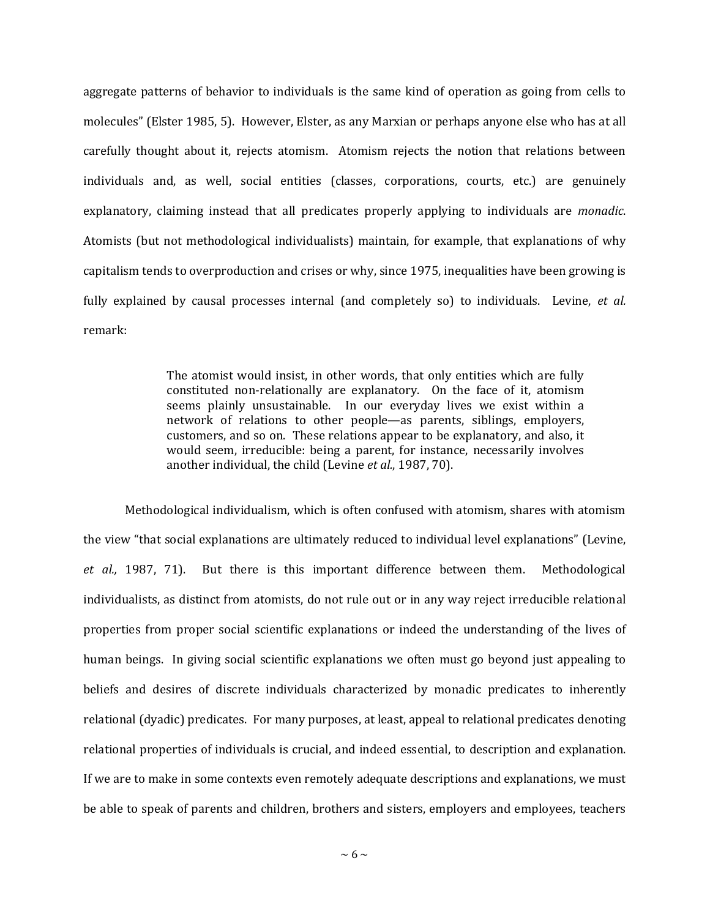aggregate patterns of behavior to individuals is the same kind of operation as going from cells to molecules" (Elster 1985, 5). However, Elster, as any Marxian or perhaps anyone else who has at all carefully thought about it, rejects atomism. Atomism rejects the notion that relations between individuals and, as well, social entities (classes, corporations, courts, etc.) are genuinely explanatory, claiming instead that all predicates properly applying to individuals are *monadic*. Atomists (but not methodological individualists) maintain, for example, that explanations of why capitalism tends to overproduction and crises or why, since 1975, inequalities have been growing is fully explained by causal processes internal (and completely so) to individuals. Levine, *et al.* remark:

> The atomist would insist, in other words, that only entities which are fully constituted non-relationally are explanatory. On the face of it, atomism seems plainly unsustainable. In our everyday lives we exist within a network of relations to other people—as parents, siblings, employers, customers, and so on. These relations appear to be explanatory, and also, it would seem, irreducible: being a parent, for instance, necessarily involves another individual, the child (Levine *et al.*, 1987, 70).

Methodological individualism, which is often confused with atomism, shares with atomism the view "that social explanations are ultimately reduced to individual level explanations" (Levine, *et al.,* 1987, 71). But there is this important difference between them. Methodological individualists, as distinct from atomists, do not rule out or in any way reject irreducible relational properties from proper social scientific explanations or indeed the understanding of the lives of human beings. In giving social scientific explanations we often must go beyond just appealing to beliefs and desires of discrete individuals characterized by monadic predicates to inherently relational (dyadic) predicates. For many purposes, at least, appeal to relational predicates denoting relational properties of individuals is crucial, and indeed essential, to description and explanation. If we are to make in some contexts even remotely adequate descriptions and explanations, we must be able to speak of parents and children, brothers and sisters, employers and employees, teachers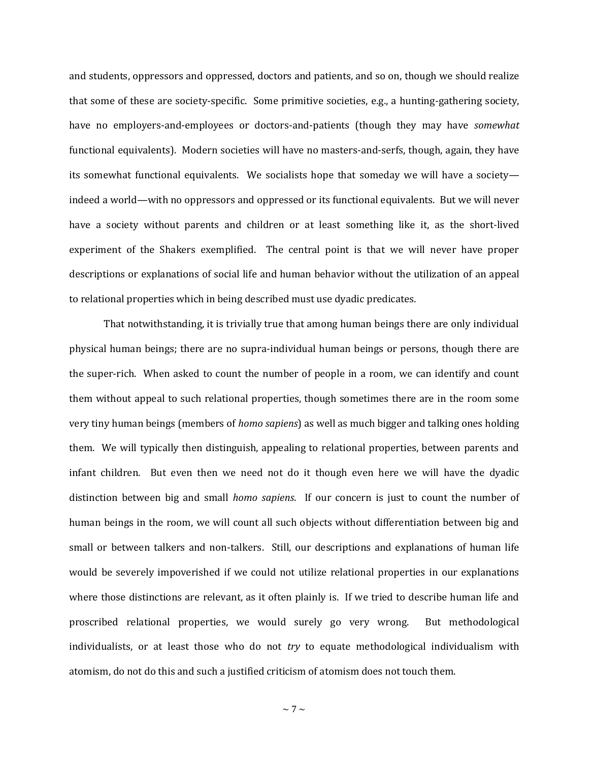and students, oppressors and oppressed, doctors and patients, and so on, though we should realize that some of these are society-specific. Some primitive societies, e.g., a hunting-gathering society, have no employers-and-employees or doctors-and-patients (though they may have *somewhat* functional equivalents). Modern societies will have no masters-and-serfs, though, again, they have its somewhat functional equivalents. We socialists hope that someday we will have a society—indeed a world—with no oppressors and oppressed or its functional equivalents. But we will never have a society without parents and children or at least something like it, as the short-lived experiment of the Shakers exemplified. The central point is that we will never have proper descriptions or explanations of social life and human behavior without the utilization of an appeal to relational properties which in being described must use dyadic predicates.

That notwithstanding, it is trivially true that among human beings there are only individual physical human beings; there are no supra-individual human beings or persons, though there are the super-rich. When asked to count the number of people in a room, we can identify and count them without appeal to such relational properties, though sometimes there are in the room some very tiny human beings (members of *homo sapiens*) as well as much bigger and talking ones holding them. We will typically then distinguish, appealing to relational properties, between parents and infant children. But even then we need not do it though even here we will have the dyadic distinction between big and small *homo sapiens*. If our concern is just to count the number of human beings in the room, we will count all such objects without differentiation between big and small or between talkers and non-talkers. Still, our descriptions and explanations of human life would be severely impoverished if we could not utilize relational properties in our explanations where those distinctions are relevant, as it often plainly is. If we tried to describe human life and proscribed relational properties, we would surely go very wrong. But methodological individualists, or at least those who do not *try* to equate methodological individualism with atomism, do not do this and such a justified criticism of atomism does not touch them.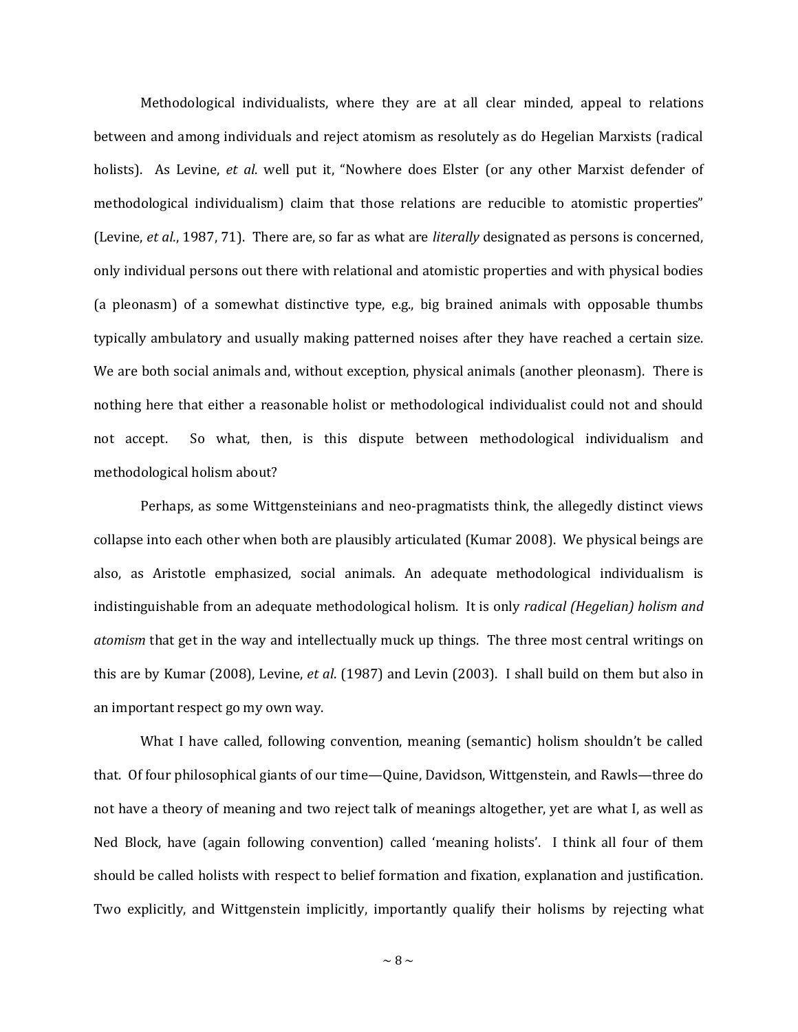Methodological individualists, where they are at all clear minded, appeal to relations between and among individuals and reject atomism as resolutely as do Hegelian Marxists (radical holists). As Levine, *et al*. well put it, "Nowhere does Elster (or any other Marxist defender of methodological individualism) claim that those relations are reducible to atomistic properties" (Levine, *et al*., 1987, 71). There are, so far as what are *literally* designated as persons is concerned, only individual persons out there with relational and atomistic properties and with physical bodies (a pleonasm) of a somewhat distinctive type, e.g., big brained animals with opposable thumbs typically ambulatory and usually making patterned noises after they have reached a certain size. We are both social animals and, without exception, physical animals (another pleonasm). There is nothing here that either a reasonable holist or methodological individualist could not and should not accept. So what, then, is this dispute between methodological individualism and methodological holism about?

Perhaps, as some Wittgensteinians and neo-pragmatists think, the allegedly distinct views collapse into each other when both are plausibly articulated (Kumar 2008). We physical beings are also, as Aristotle emphasized, social animals. An adequate methodological individualism is indistinguishable from an adequate methodological holism. It is only *radical (Hegelian) holism and atomism* that get in the way and intellectually muck up things. The three most central writings on this are by Kumar (2008), Levine, *et al*. (1987) and Levin (2003). I shall build on them but also in an important respect go my own way.

What I have called, following convention, meaning (semantic) holism shouldn't be called that. Of four philosophical giants of our time—Quine, Davidson, Wittgenstein, and Rawls—three do not have a theory of meaning and two reject talk of meanings altogether, yet are what I, as well as Ned Block, have (again following convention) called 'meaning holists'. I think all four of them should be called holists with respect to belief formation and fixation, explanation and justification. Two explicitly, and Wittgenstein implicitly, importantly qualify their holisms by rejecting what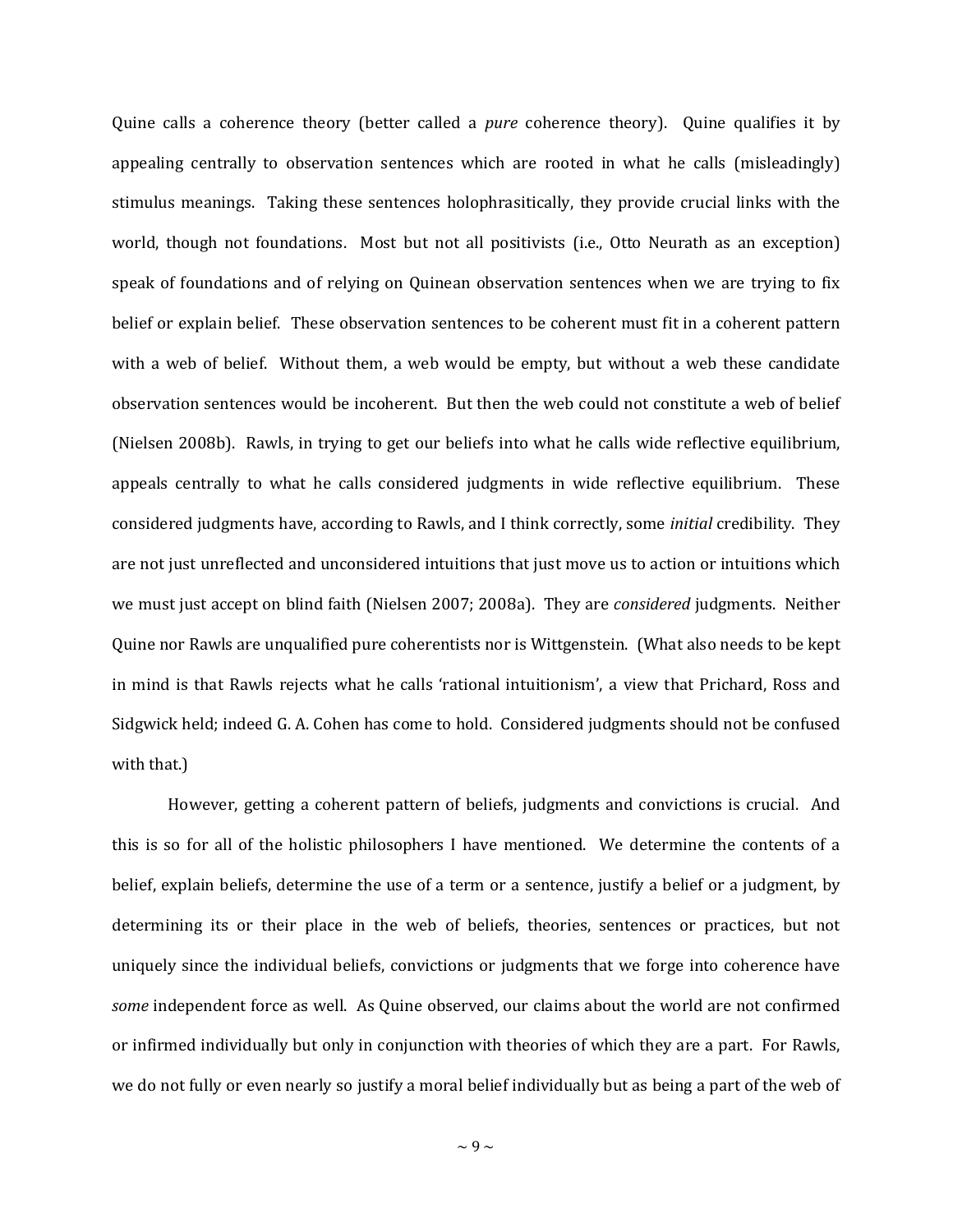Quine calls a coherence theory (better called a *pure* coherence theory). Quine qualifies it by appealing centrally to observation sentences which are rooted in what he calls (misleadingly) stimulus meanings. Taking these sentences holophrasitically, they provide crucial links with the world, though not foundations. Most but not all positivists (i.e., Otto Neurath as an exception) speak of foundations and of relying on Quinean observation sentences when we are trying to fix belief or explain belief. These observation sentences to be coherent must fit in a coherent pattern with a web of belief. Without them, a web would be empty, but without a web these candidate observation sentences would be incoherent. But then the web could not constitute a web of belief (Nielsen 2008b). Rawls, in trying to get our beliefs into what he calls wide reflective equilibrium, appeals centrally to what he calls considered judgments in wide reflective equilibrium. These considered judgments have, according to Rawls, and I think correctly, some *initial* credibility. They are not just unreflected and unconsidered intuitions that just move us to action or intuitions which we must just accept on blind faith (Nielsen 2007; 2008a). They are *considered* judgments. Neither Quine nor Rawls are unqualified pure coherentists nor is Wittgenstein. (What also needs to be kept in mind is that Rawls rejects what he calls 'rational intuitionism', a view that Prichard, Ross and Sidgwick held; indeed G. A. Cohen has come to hold. Considered judgments should not be confused with that.)

However, getting a coherent pattern of beliefs, judgments and convictions is crucial. And this is so for all of the holistic philosophers I have mentioned. We determine the contents of a belief, explain beliefs, determine the use of a term or a sentence, justify a belief or a judgment, by determining its or their place in the web of beliefs, theories, sentences or practices, but not uniquely since the individual beliefs, convictions or judgments that we forge into coherence have *some* independent force as well. As Quine observed, our claims about the world are not confirmed or infirmed individually but only in conjunction with theories of which they are a part. For Rawls, we do not fully or even nearly so justify a moral belief individually but as being a part of the web of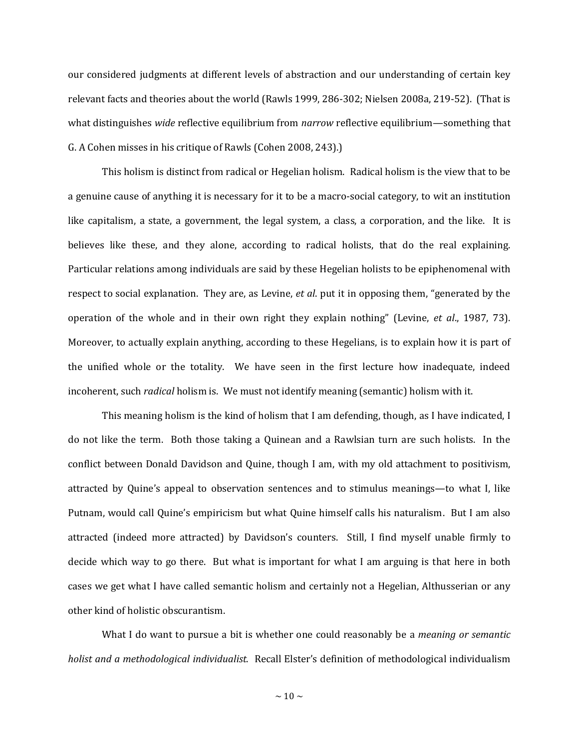our considered judgments at different levels of abstraction and our understanding of certain key relevant facts and theories about the world (Rawls 1999, 286-302; Nielsen 2008a, 219-52). (That is what distinguishes *wide* reflective equilibrium from *narrow* reflective equilibrium—something that G. A Cohen misses in his critique of Rawls (Cohen 2008, 243).)

This holism is distinct from radical or Hegelian holism. Radical holism is the view that to be a genuine cause of anything it is necessary for it to be a macro-social category, to wit an institution like capitalism, a state, a government, the legal system, a class, a corporation, and the like. It is believes like these, and they alone, according to radical holists, that do the real explaining. Particular relations among individuals are said by these Hegelian holists to be epiphenomenal with respect to social explanation. They are, as Levine, *et al*. put it in opposing them, "generated by the operation of the whole and in their own right they explain nothing" (Levine, *et al*., 1987, 73). Moreover, to actually explain anything, according to these Hegelians, is to explain how it is part of the unified whole or the totality. We have seen in the first lecture how inadequate, indeed incoherent, such *radical* holism is. We must not identify meaning (semantic) holism with it.

This meaning holism is the kind of holism that I am defending, though, as I have indicated, I do not like the term. Both those taking a Quinean and a Rawlsian turn are such holists. In the conflict between Donald Davidson and Quine, though I am, with my old attachment to positivism, attracted by Quine's appeal to observation sentences and to stimulus meanings—to what I, like Putnam, would call Quine's empiricism but what Quine himself calls his naturalism. But I am also attracted (indeed more attracted) by Davidson's counters. Still, I find myself unable firmly to decide which way to go there. But what is important for what I am arguing is that here in both cases we get what I have called semantic holism and certainly not a Hegelian, Althusserian or any other kind of holistic obscurantism.

What I do want to pursue a bit is whether one could reasonably be a *meaning or semantic holist and a methodological individualist.* Recall Elster's definition of methodological individualism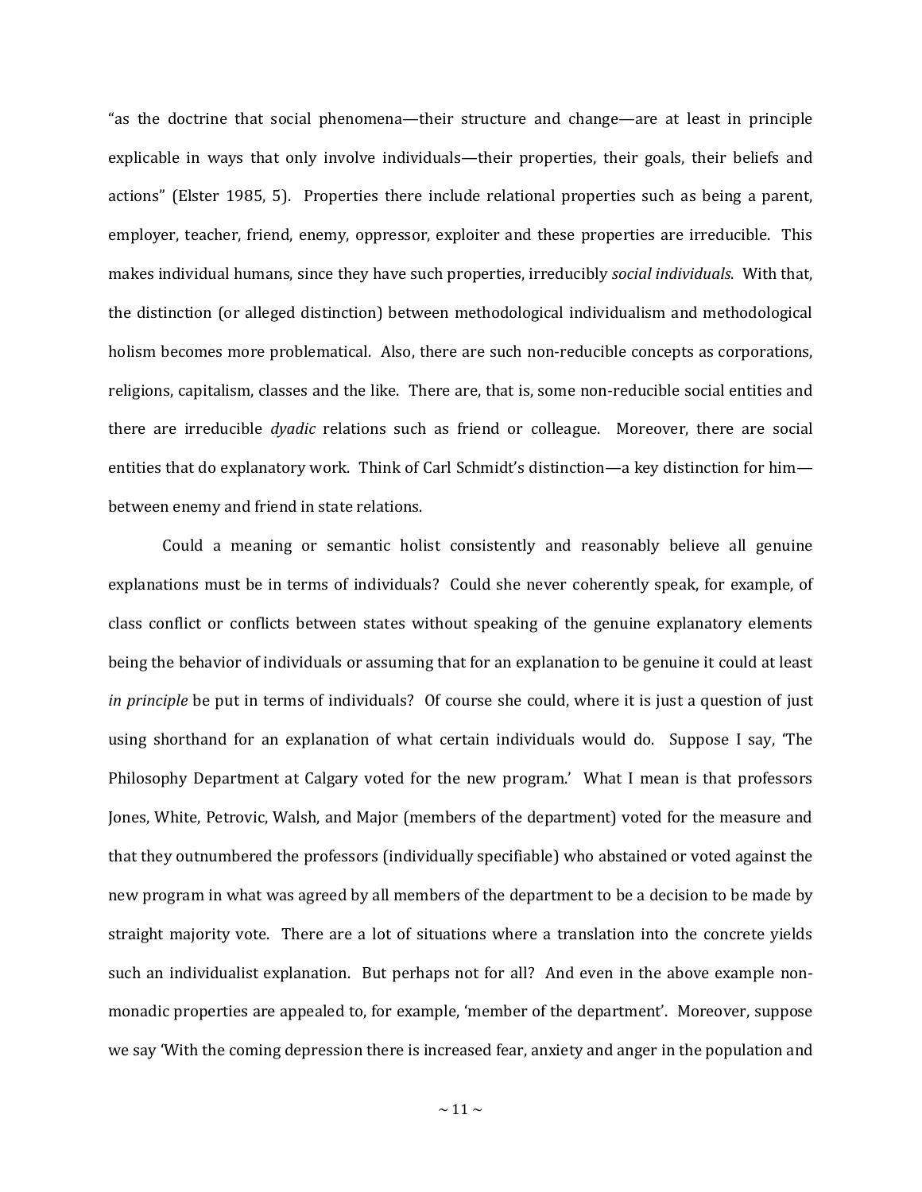"as the doctrine that social phenomena—their structure and change—are at least in principle explicable in ways that only involve individuals—their properties, their goals, their beliefs and actions" (Elster 1985, 5). Properties there include relational properties such as being a parent, employer, teacher, friend, enemy, oppressor, exploiter and these properties are irreducible. This makes individual humans, since they have such properties, irreducibly *social individuals*. With that, the distinction (or alleged distinction) between methodological individualism and methodological holism becomes more problematical. Also, there are such non-reducible concepts as corporations, religions, capitalism, classes and the like. There are, that is, some non-reducible social entities and there are irreducible *dyadic* relations such as friend or colleague. Moreover, there are social entities that do explanatory work. Think of Carl Schmidt's distinction—a key distinction for him—between enemy and friend in state relations.

Could a meaning or semantic holist consistently and reasonably believe all genuine explanations must be in terms of individuals? Could she never coherently speak, for example, of class conflict or conflicts between states without speaking of the genuine explanatory elements being the behavior of individuals or assuming that for an explanation to be genuine it could at least *in principle* be put in terms of individuals? Of course she could, where it is just a question of just using shorthand for an explanation of what certain individuals would do. Suppose I say, 'The Philosophy Department at Calgary voted for the new program.' What I mean is that professors Jones, White, Petrovic, Walsh, and Major (members of the department) voted for the measure and that they outnumbered the professors (individually specifiable) who abstained or voted against the new program in what was agreed by all members of the department to be a decision to be made by straight majority vote. There are a lot of situations where a translation into the concrete yields such an individualist explanation. But perhaps not for all? And even in the above example non-monadic properties are appealed to, for example, 'member of the department'. Moreover, suppose we say 'With the coming depression there is increased fear, anxiety and anger in the population and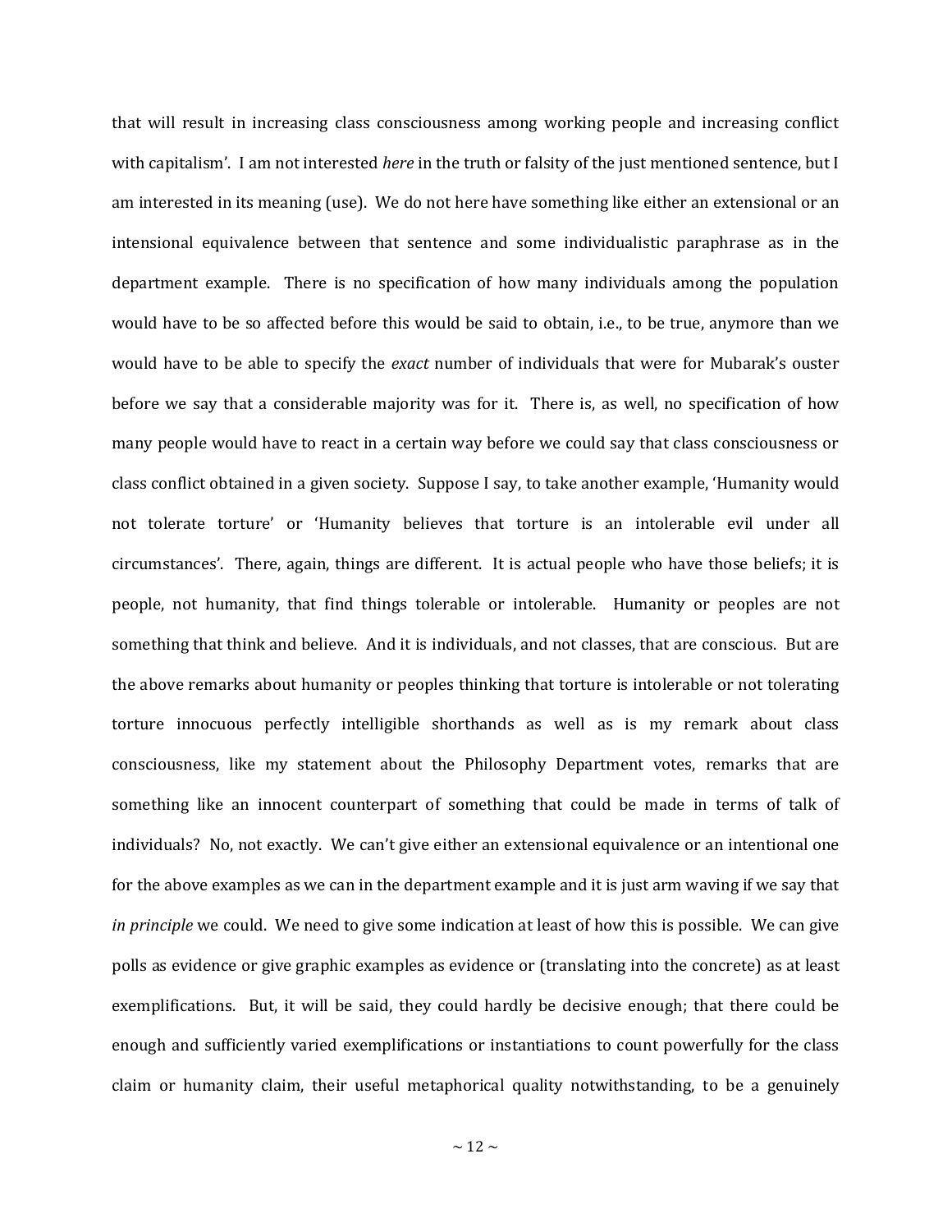that will result in increasing class consciousness among working people and increasing conflict with capitalism'. I am not interested *here* in the truth or falsity of the just mentioned sentence, but I am interested in its meaning (use). We do not here have something like either an extensional or an intensional equivalence between that sentence and some individualistic paraphrase as in the department example. There is no specification of how many individuals among the population would have to be so affected before this would be said to obtain, i.e., to be true, anymore than we would have to be able to specify the *exact* number of individuals that were for Mubarak's ouster before we say that a considerable majority was for it. There is, as well, no specification of how many people would have to react in a certain way before we could say that class consciousness or class conflict obtained in a given society. Suppose I say, to take another example, 'Humanity would not tolerate torture' or 'Humanity believes that torture is an intolerable evil under all circumstances'. There, again, things are different. It is actual people who have those beliefs; it is people, not humanity, that find things tolerable or intolerable. Humanity or peoples are not something that think and believe. And it is individuals, and not classes, that are conscious. But are the above remarks about humanity or peoples thinking that torture is intolerable or not tolerating torture innocuous perfectly intelligible shorthands as well as is my remark about class consciousness, like my statement about the Philosophy Department votes, remarks that are something like an innocent counterpart of something that could be made in terms of talk of individuals? No, not exactly. We can't give either an extensional equivalence or an intentional one for the above examples as we can in the department example and it is just arm waving if we say that *in principle* we could. We need to give some indication at least of how this is possible. We can give polls as evidence or give graphic examples as evidence or (translating into the concrete) as at least exemplifications. But, it will be said, they could hardly be decisive enough; that there could be enough and sufficiently varied exemplifications or instantiations to count powerfully for the class claim or humanity claim, their useful metaphorical quality notwithstanding, to be a genuinely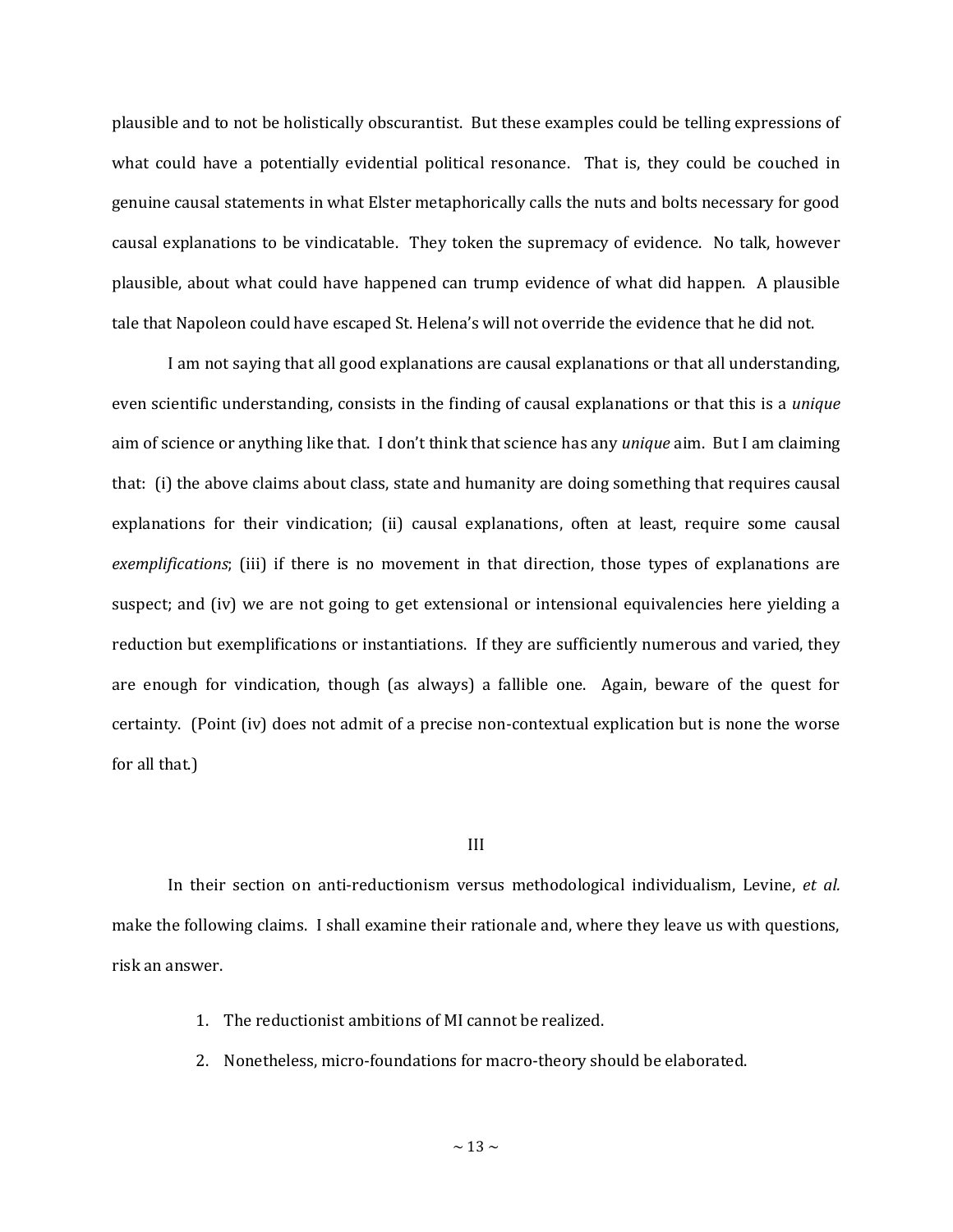plausible and to not be holistically obscurantist. But these examples could be telling expressions of what could have a potentially evidential political resonance. That is, they could be couched in genuine causal statements in what Elster metaphorically calls the nuts and bolts necessary for good causal explanations to be vindicatable. They token the supremacy of evidence. No talk, however plausible, about what could have happened can trump evidence of what did happen. A plausible tale that Napoleon could have escaped St. Helena's will not override the evidence that he did not.

I am not saying that all good explanations are causal explanations or that all understanding, even scientific understanding, consists in the finding of causal explanations or that this is a *unique* aim of science or anything like that. I don't think that science has any *unique* aim. But I am claiming that: (i) the above claims about class, state and humanity are doing something that requires causal explanations for their vindication; (ii) causal explanations, often at least, require some causal *exemplifications*; (iii) if there is no movement in that direction, those types of explanations are suspect; and (iv) we are not going to get extensional or intensional equivalencies here yielding a reduction but exemplifications or instantiations. If they are sufficiently numerous and varied, they are enough for vindication, though (as always) a fallible one. Again, beware of the quest for certainty. (Point (iv) does not admit of a precise non-contextual explication but is none the worse for all that.)

## III

In their section on anti-reductionism versus methodological individualism, Levine, *et al.* make the following claims. I shall examine their rationale and, where they leave us with questions, risk an answer.

1. The reductionist ambitions of MI cannot be realized.
2. Nonetheless, micro-foundations for macro-theory should be elaborated.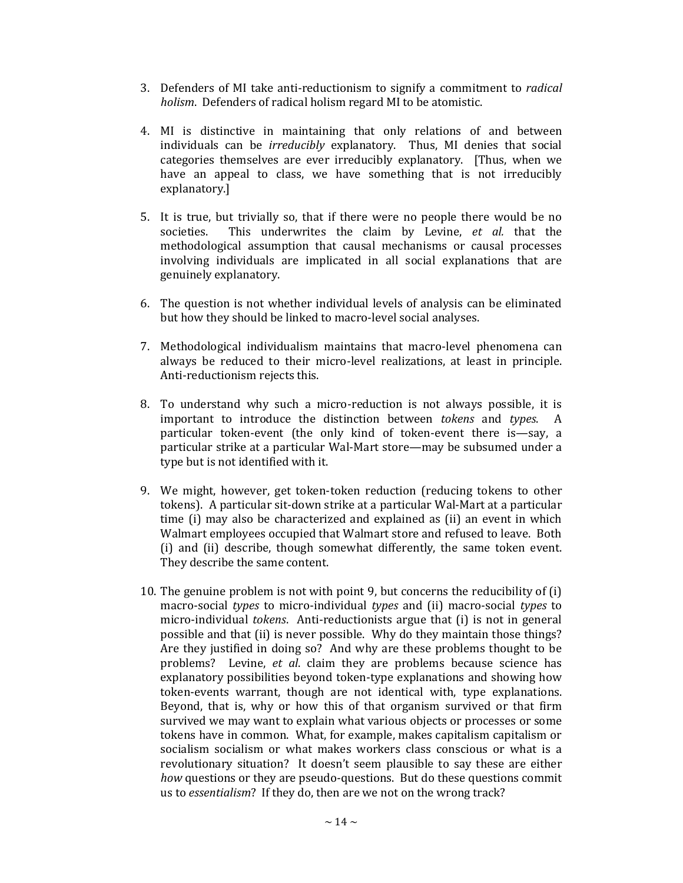3. Defenders of MI take anti-reductionism to signify a commitment to *radical holism*. Defenders of radical holism regard MI to be atomistic.

4. MI is distinctive in maintaining that only relations of and between individuals can be *irreducibly* explanatory. Thus, MI denies that social categories themselves are ever irreducibly explanatory. [Thus, when we have an appeal to class, we have something that is not irreducibly explanatory.]

5. It is true, but trivially so, that if there were no people there would be no societies. This underwrites the claim by Levine, *et al.* that the methodological assumption that causal mechanisms or causal processes involving individuals are implicated in all social explanations that are genuinely explanatory.

6. The question is not whether individual levels of analysis can be eliminated but how they should be linked to macro-level social analyses.

7. Methodological individualism maintains that macro-level phenomena can always be reduced to their micro-level realizations, at least in principle. Anti-reductionism rejects this.

8. To understand why such a micro-reduction is not always possible, it is important to introduce the distinction between *tokens* and *types*. A particular token-event (the only kind of token-event there is—say, a particular strike at a particular Wal-Mart store—may be subsumed under a type but is not identified with it.

9. We might, however, get token-token reduction (reducing tokens to other tokens). A particular sit-down strike at a particular Wal-Mart at a particular time (i) may also be characterized and explained as (ii) an event in which Walmart employees occupied that Walmart store and refused to leave. Both (i) and (ii) describe, though somewhat differently, the same token event. They describe the same content.

10. The genuine problem is not with point 9, but concerns the reducibility of (i) macro-social *types* to micro-individual *types* and (ii) macro-social *types* to micro-individual *tokens*. Anti-reductionists argue that (i) is not in general possible and that (ii) is never possible. Why do they maintain those things? Are they justified in doing so? And why are these problems thought to be problems? Levine, *et al*. claim they are problems because science has explanatory possibilities beyond token-type explanations and showing how token-events warrant, though are not identical with, type explanations. Beyond, that is, why or how this of that organism survived or that firm survived we may want to explain what various objects or processes or some tokens have in common. What, for example, makes capitalism capitalism or socialism socialism or what makes workers class conscious or what is a revolutionary situation? It doesn't seem plausible to say these are either *how* questions or they are pseudo-questions. But do these questions commit us to *essentialism*? If they do, then are we not on the wrong track?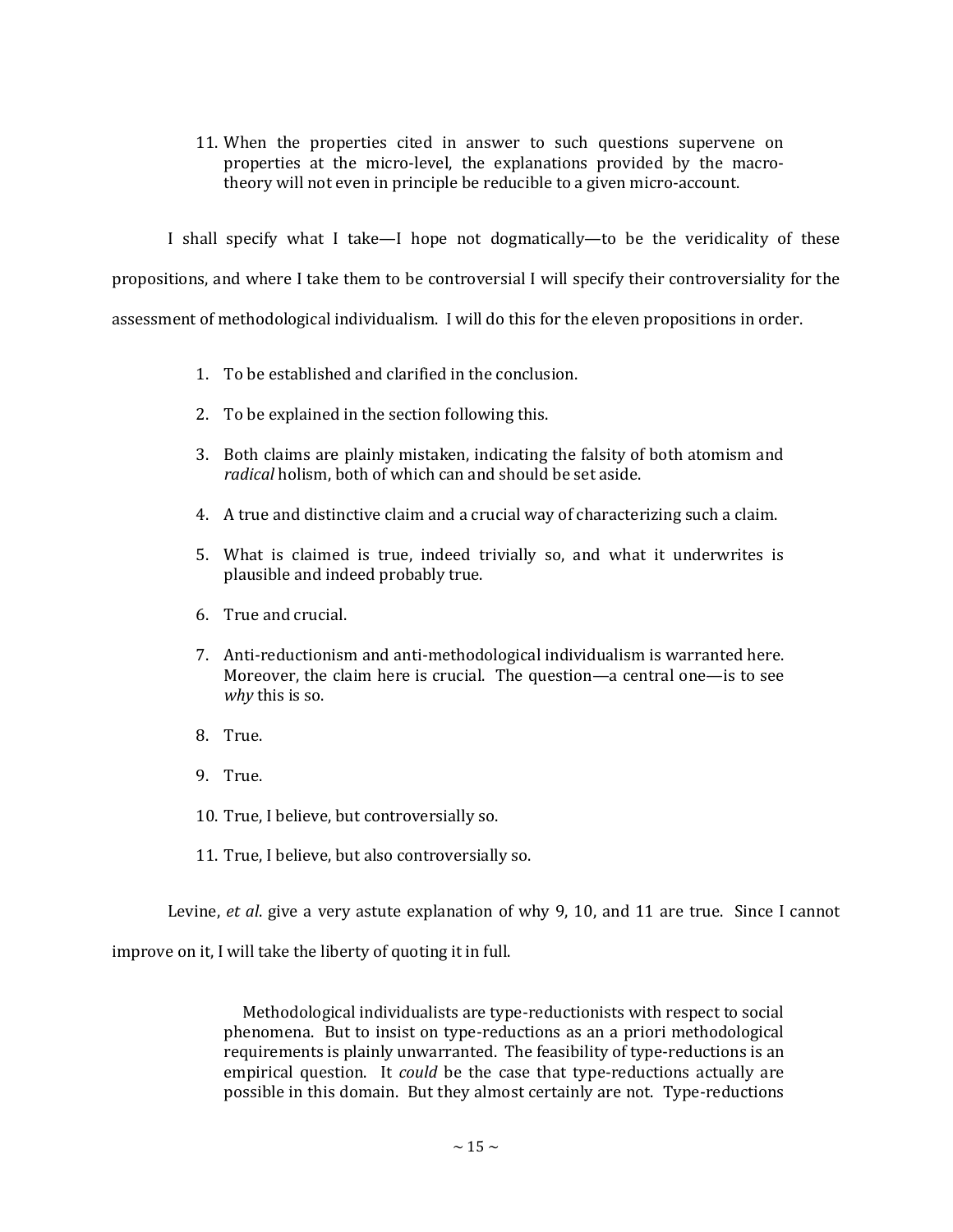11. When the properties cited in answer to such questions supervene on properties at the micro-level, the explanations provided by the macro-theory will not even in principle be reducible to a given micro-account.

I shall specify what I take—I hope not dogmatically—to be the veridicality of these propositions, and where I take them to be controversial I will specify their controversiality for the assessment of methodological individualism. I will do this for the eleven propositions in order.

1. To be established and clarified in the conclusion.

2. To be explained in the section following this.

3. Both claims are plainly mistaken, indicating the falsity of both atomism and *radical* holism, both of which can and should be set aside.

4. A true and distinctive claim and a crucial way of characterizing such a claim.

5. What is claimed is true, indeed trivially so, and what it underwrites is plausible and indeed probably true.

6. True and crucial.

7. Anti-reductionism and anti-methodological individualism is warranted here. Moreover, the claim here is crucial. The question—a central one—is to see *why* this is so.

8. True.

9. True.

10. True, I believe, but controversially so.

11. True, I believe, but also controversially so.

Levine, *et al*. give a very astute explanation of why 9, 10, and 11 are true. Since I cannot improve on it, I will take the liberty of quoting it in full.

> Methodological individualists are type-reductionists with respect to social phenomena. But to insist on type-reductions as an a priori methodological requirements is plainly unwarranted. The feasibility of type-reductions is an empirical question. It *could* be the case that type-reductions actually are possible in this domain. But they almost certainly are not. Type-reductions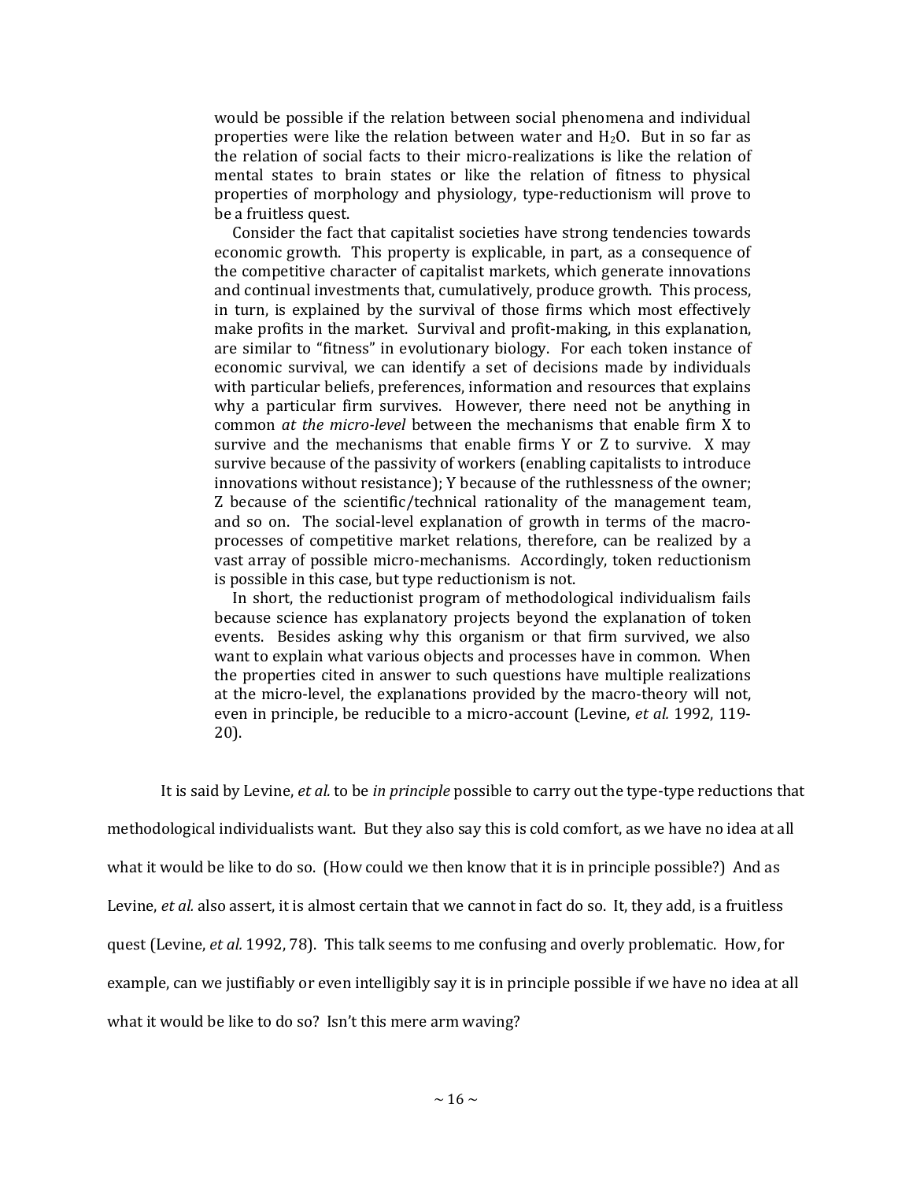> would be possible if the relation between social phenomena and individual properties were like the relation between water and $H_2O$. But in so far as the relation of social facts to their micro-realizations is like the relation of mental states to brain states or like the relation of fitness to physical properties of morphology and physiology, type-reductionism will prove to be a fruitless quest.
>
> Consider the fact that capitalist societies have strong tendencies towards economic growth. This property is explicable, in part, as a consequence of the competitive character of capitalist markets, which generate innovations and continual investments that, cumulatively, produce growth. This process, in turn, is explained by the survival of those firms which most effectively make profits in the market. Survival and profit-making, in this explanation, are similar to "fitness" in evolutionary biology. For each token instance of economic survival, we can identify a set of decisions made by individuals with particular beliefs, preferences, information and resources that explains why a particular firm survives. However, there need not be anything in common *at the micro-level* between the mechanisms that enable firm X to survive and the mechanisms that enable firms Y or Z to survive. X may survive because of the passivity of workers (enabling capitalists to introduce innovations without resistance); Y because of the ruthlessness of the owner; Z because of the scientific/technical rationality of the management team, and so on. The social-level explanation of growth in terms of the macro-processes of competitive market relations, therefore, can be realized by a vast array of possible micro-mechanisms. Accordingly, token reductionism is possible in this case, but type reductionism is not.
>
> In short, the reductionist program of methodological individualism fails because science has explanatory projects beyond the explanation of token events. Besides asking why this organism or that firm survived, we also want to explain what various objects and processes have in common. When the properties cited in answer to such questions have multiple realizations at the micro-level, the explanations provided by the macro-theory will not, even in principle, be reducible to a micro-account (Levine, *et al.* 1992, 119-20).

It is said by Levine, *et al.* to be *in principle* possible to carry out the type-type reductions that methodological individualists want. But they also say this is cold comfort, as we have no idea at all what it would be like to do so. (How could we then know that it is in principle possible?) And as Levine, *et al.* also assert, it is almost certain that we cannot in fact do so. It, they add, is a fruitless quest (Levine, *et al.* 1992, 78). This talk seems to me confusing and overly problematic. How, for example, can we justifiably or even intelligibly say it is in principle possible if we have no idea at all what it would be like to do so? Isn't this mere arm waving?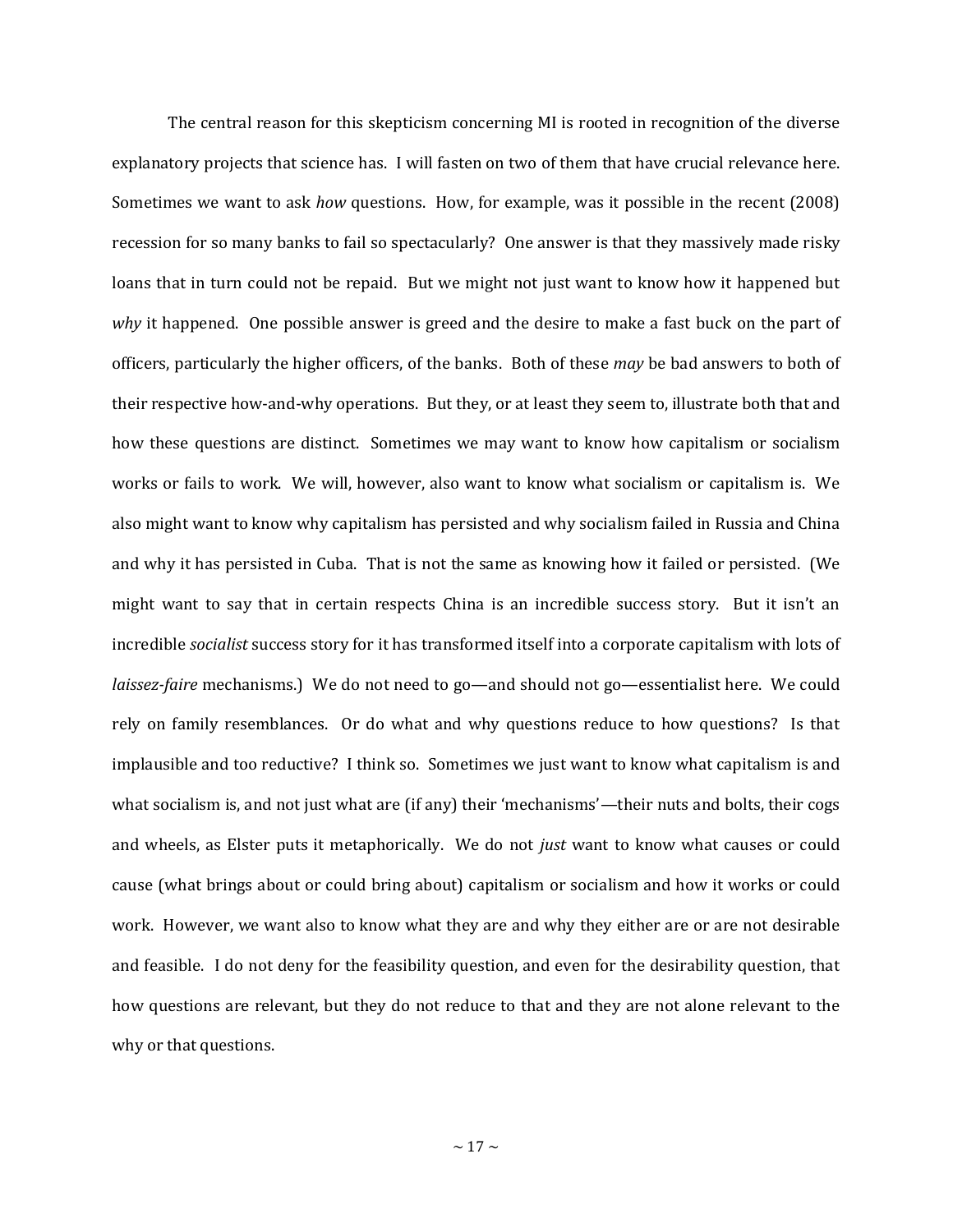The central reason for this skepticism concerning MI is rooted in recognition of the diverse explanatory projects that science has. I will fasten on two of them that have crucial relevance here. Sometimes we want to ask *how* questions. How, for example, was it possible in the recent (2008) recession for so many banks to fail so spectacularly? One answer is that they massively made risky loans that in turn could not be repaid. But we might not just want to know how it happened but *why* it happened. One possible answer is greed and the desire to make a fast buck on the part of officers, particularly the higher officers, of the banks. Both of these *may* be bad answers to both of their respective how-and-why operations. But they, or at least they seem to, illustrate both that and how these questions are distinct. Sometimes we may want to know how capitalism or socialism works or fails to work. We will, however, also want to know what socialism or capitalism is. We also might want to know why capitalism has persisted and why socialism failed in Russia and China and why it has persisted in Cuba. That is not the same as knowing how it failed or persisted. (We might want to say that in certain respects China is an incredible success story. But it isn't an incredible *socialist* success story for it has transformed itself into a corporate capitalism with lots of *laissez-faire* mechanisms.) We do not need to go—and should not go—essentialist here. We could rely on family resemblances. Or do what and why questions reduce to how questions? Is that implausible and too reductive? I think so. Sometimes we just want to know what capitalism is and what socialism is, and not just what are (if any) their 'mechanisms'—their nuts and bolts, their cogs and wheels, as Elster puts it metaphorically. We do not *just* want to know what causes or could cause (what brings about or could bring about) capitalism or socialism and how it works or could work. However, we want also to know what they are and why they either are or are not desirable and feasible. I do not deny for the feasibility question, and even for the desirability question, that how questions are relevant, but they do not reduce to that and they are not alone relevant to the why or that questions.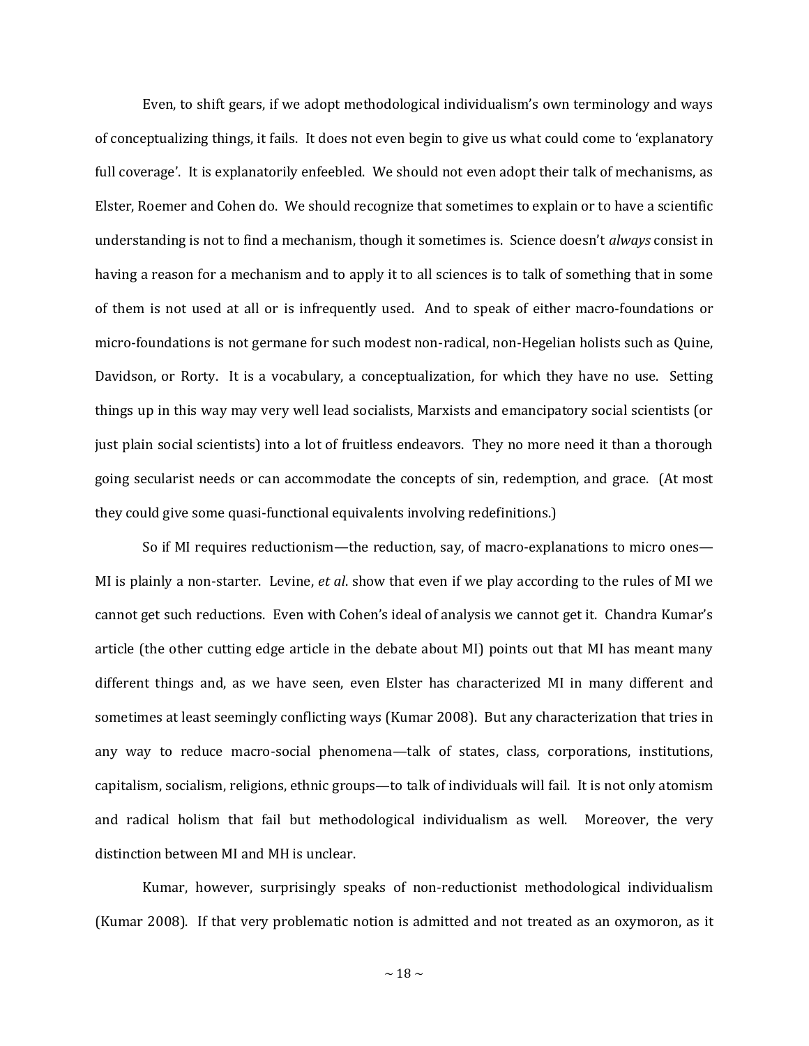Even, to shift gears, if we adopt methodological individualism's own terminology and ways of conceptualizing things, it fails. It does not even begin to give us what could come to 'explanatory full coverage'. It is explanatorily enfeebled. We should not even adopt their talk of mechanisms, as Elster, Roemer and Cohen do. We should recognize that sometimes to explain or to have a scientific understanding is not to find a mechanism, though it sometimes is. Science doesn't *always* consist in having a reason for a mechanism and to apply it to all sciences is to talk of something that in some of them is not used at all or is infrequently used. And to speak of either macro-foundations or micro-foundations is not germane for such modest non-radical, non-Hegelian holists such as Quine, Davidson, or Rorty. It is a vocabulary, a conceptualization, for which they have no use. Setting things up in this way may very well lead socialists, Marxists and emancipatory social scientists (or just plain social scientists) into a lot of fruitless endeavors. They no more need it than a thorough going secularist needs or can accommodate the concepts of sin, redemption, and grace. (At most they could give some quasi-functional equivalents involving redefinitions.)

So if MI requires reductionism—the reduction, say, of macro-explanations to micro ones—MI is plainly a non-starter. Levine, *et al*. show that even if we play according to the rules of MI we cannot get such reductions. Even with Cohen's ideal of analysis we cannot get it. Chandra Kumar's article (the other cutting edge article in the debate about MI) points out that MI has meant many different things and, as we have seen, even Elster has characterized MI in many different and sometimes at least seemingly conflicting ways (Kumar 2008). But any characterization that tries in any way to reduce macro-social phenomena—talk of states, class, corporations, institutions, capitalism, socialism, religions, ethnic groups—to talk of individuals will fail. It is not only atomism and radical holism that fail but methodological individualism as well. Moreover, the very distinction between MI and MH is unclear.

Kumar, however, surprisingly speaks of non-reductionist methodological individualism (Kumar 2008). If that very problematic notion is admitted and not treated as an oxymoron, as it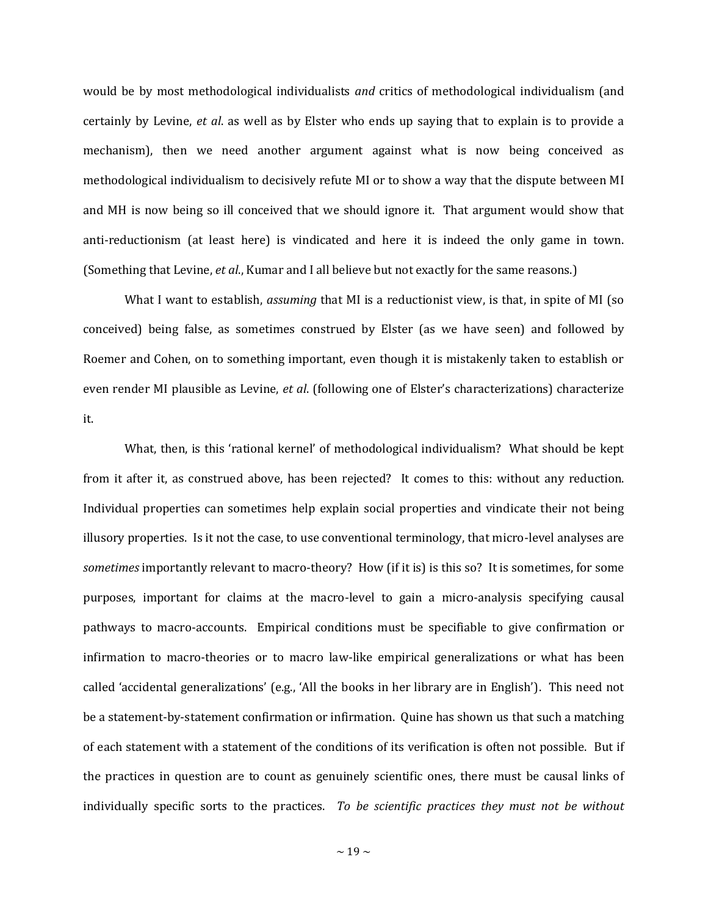would be by most methodological individualists *and* critics of methodological individualism (and certainly by Levine, *et al*. as well as by Elster who ends up saying that to explain is to provide a mechanism), then we need another argument against what is now being conceived as methodological individualism to decisively refute MI or to show a way that the dispute between MI and MH is now being so ill conceived that we should ignore it. That argument would show that anti-reductionism (at least here) is vindicated and here it is indeed the only game in town. (Something that Levine, *et al*., Kumar and I all believe but not exactly for the same reasons.)

What I want to establish, *assuming* that MI is a reductionist view, is that, in spite of MI (so conceived) being false, as sometimes construed by Elster (as we have seen) and followed by Roemer and Cohen, on to something important, even though it is mistakenly taken to establish or even render MI plausible as Levine, *et al*. (following one of Elster's characterizations) characterize it.

What, then, is this 'rational kernel' of methodological individualism? What should be kept from it after it, as construed above, has been rejected? It comes to this: without any reduction. Individual properties can sometimes help explain social properties and vindicate their not being illusory properties. Is it not the case, to use conventional terminology, that micro-level analyses are *sometimes* importantly relevant to macro-theory? How (if it is) is this so? It is sometimes, for some purposes, important for claims at the macro-level to gain a micro-analysis specifying causal pathways to macro-accounts. Empirical conditions must be specifiable to give confirmation or infirmation to macro-theories or to macro law-like empirical generalizations or what has been called 'accidental generalizations' (e.g., 'All the books in her library are in English'). This need not be a statement-by-statement confirmation or infirmation. Quine has shown us that such a matching of each statement with a statement of the conditions of its verification is often not possible. But if the practices in question are to count as genuinely scientific ones, there must be causal links of individually specific sorts to the practices. *To be scientific practices they must not be without*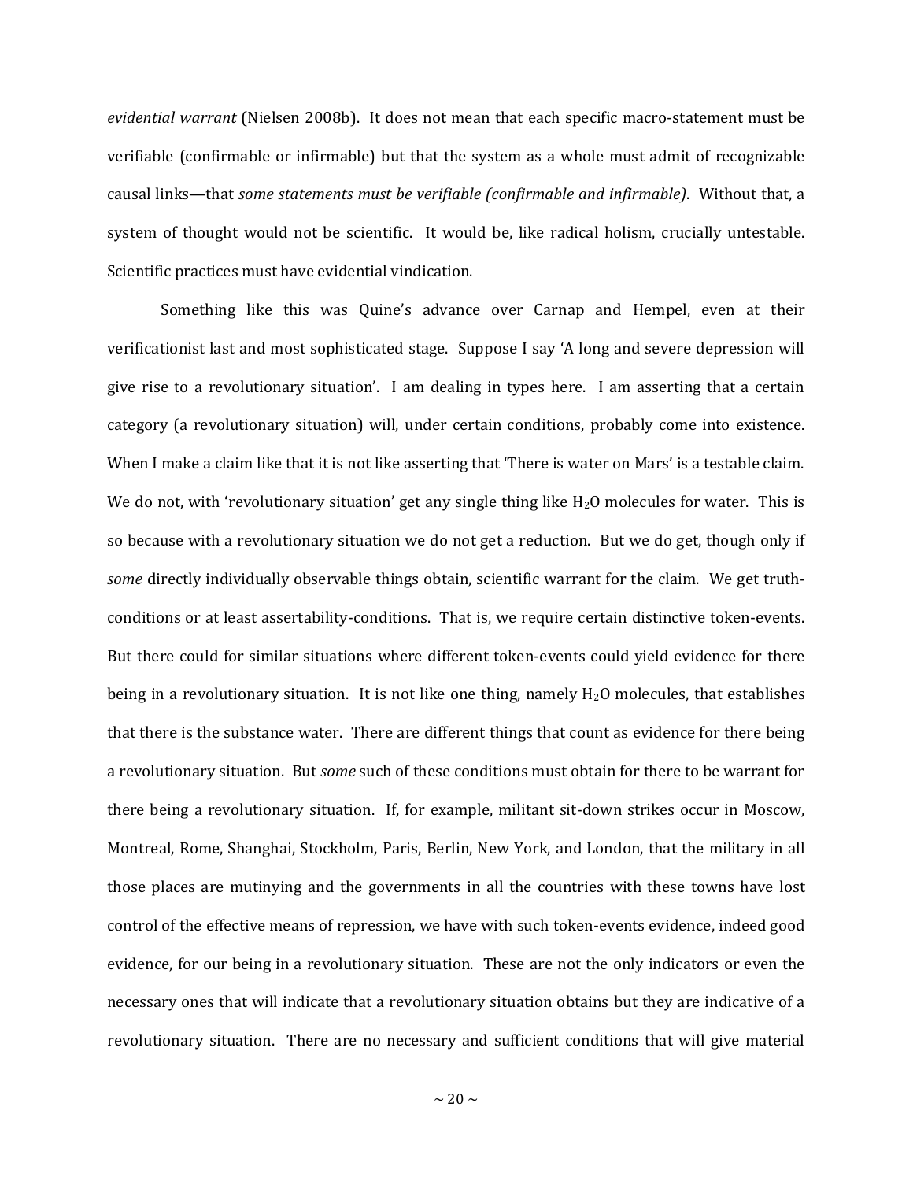*evidential warrant* (Nielsen 2008b). It does not mean that each specific macro-statement must be verifiable (confirmable or infirmable) but that the system as a whole must admit of recognizable causal links—that *some statements must be verifiable (confirmable and infirmable)*. Without that, a system of thought would not be scientific. It would be, like radical holism, crucially untestable. Scientific practices must have evidential vindication.

Something like this was Quine's advance over Carnap and Hempel, even at their verificationist last and most sophisticated stage. Suppose I say 'A long and severe depression will give rise to a revolutionary situation'. I am dealing in types here. I am asserting that a certain category (a revolutionary situation) will, under certain conditions, probably come into existence. When I make a claim like that it is not like asserting that 'There is water on Mars' is a testable claim. We do not, with 'revolutionary situation' get any single thing like $H_2O$ molecules for water. This is so because with a revolutionary situation we do not get a reduction. But we do get, though only if *some* directly individually observable things obtain, scientific warrant for the claim. We get truth-conditions or at least assertability-conditions. That is, we require certain distinctive token-events. But there could for similar situations where different token-events could yield evidence for there being in a revolutionary situation. It is not like one thing, namely $H_2O$ molecules, that establishes that there is the substance water. There are different things that count as evidence for there being a revolutionary situation. But *some* such of these conditions must obtain for there to be warrant for there being a revolutionary situation. If, for example, militant sit-down strikes occur in Moscow, Montreal, Rome, Shanghai, Stockholm, Paris, Berlin, New York, and London, that the military in all those places are mutinying and the governments in all the countries with these towns have lost control of the effective means of repression, we have with such token-events evidence, indeed good evidence, for our being in a revolutionary situation. These are not the only indicators or even the necessary ones that will indicate that a revolutionary situation obtains but they are indicative of a revolutionary situation. There are no necessary and sufficient conditions that will give material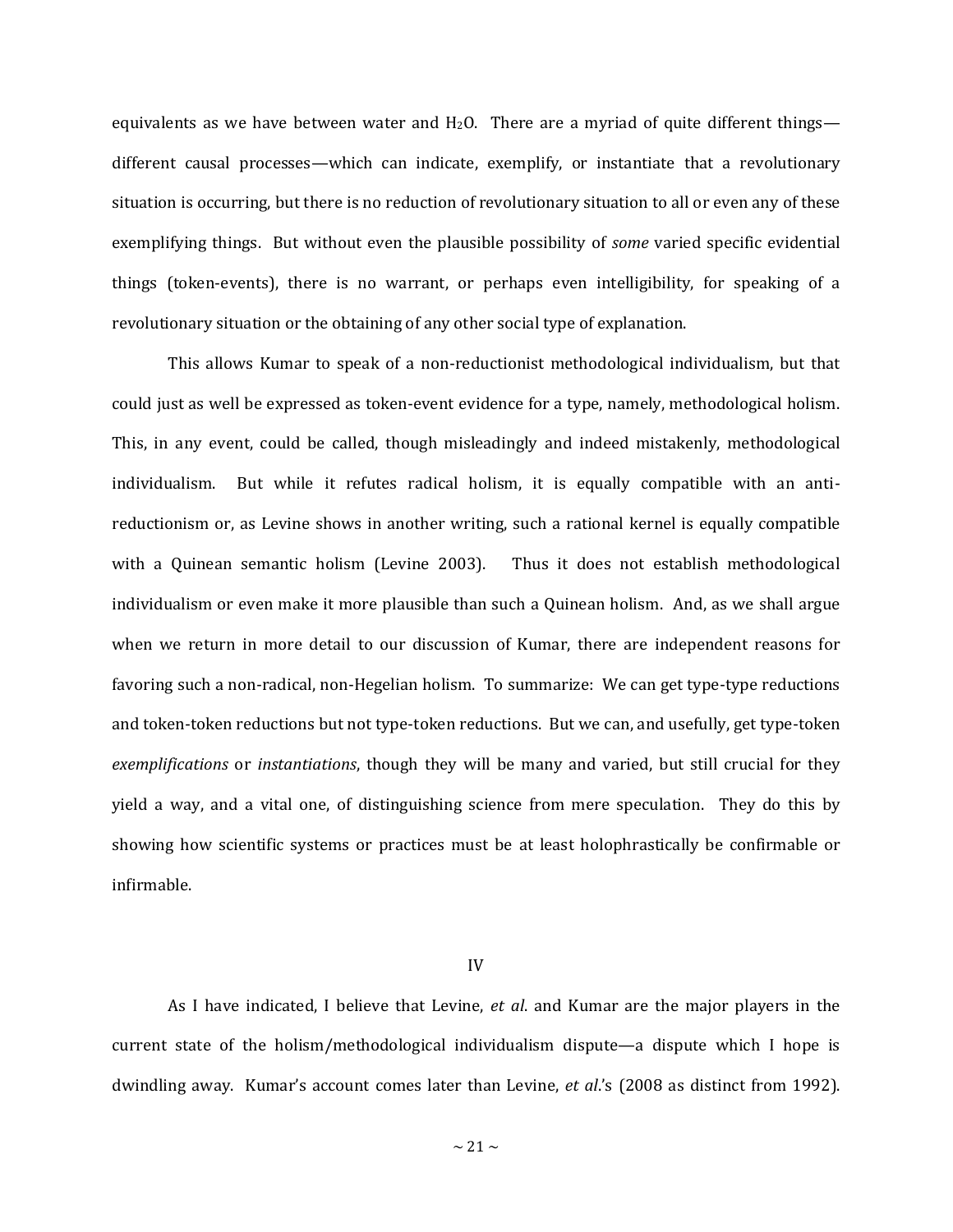equivalents as we have between water and $H_2O$. There are a myriad of quite different things—different causal processes—which can indicate, exemplify, or instantiate that a revolutionary situation is occurring, but there is no reduction of revolutionary situation to all or even any of these exemplifying things. But without even the plausible possibility of *some* varied specific evidential things (token-events), there is no warrant, or perhaps even intelligibility, for speaking of a revolutionary situation or the obtaining of any other social type of explanation.

This allows Kumar to speak of a non-reductionist methodological individualism, but that could just as well be expressed as token-event evidence for a type, namely, methodological holism. This, in any event, could be called, though misleadingly and indeed mistakenly, methodological individualism. But while it refutes radical holism, it is equally compatible with an anti-reductionism or, as Levine shows in another writing, such a rational kernel is equally compatible with a Quinean semantic holism (Levine 2003). Thus it does not establish methodological individualism or even make it more plausible than such a Quinean holism. And, as we shall argue when we return in more detail to our discussion of Kumar, there are independent reasons for favoring such a non-radical, non-Hegelian holism. To summarize: We can get type-type reductions and token-token reductions but not type-token reductions. But we can, and usefully, get type-token *exemplifications* or *instantiations*, though they will be many and varied, but still crucial for they yield a way, and a vital one, of distinguishing science from mere speculation. They do this by showing how scientific systems or practices must be at least holophrastically be confirmable or infirmable.

## IV

As I have indicated, I believe that Levine, *et al*. and Kumar are the major players in the current state of the holism/methodological individualism dispute—a dispute which I hope is dwindling away. Kumar's account comes later than Levine, *et al*.'s (2008 as distinct from 1992).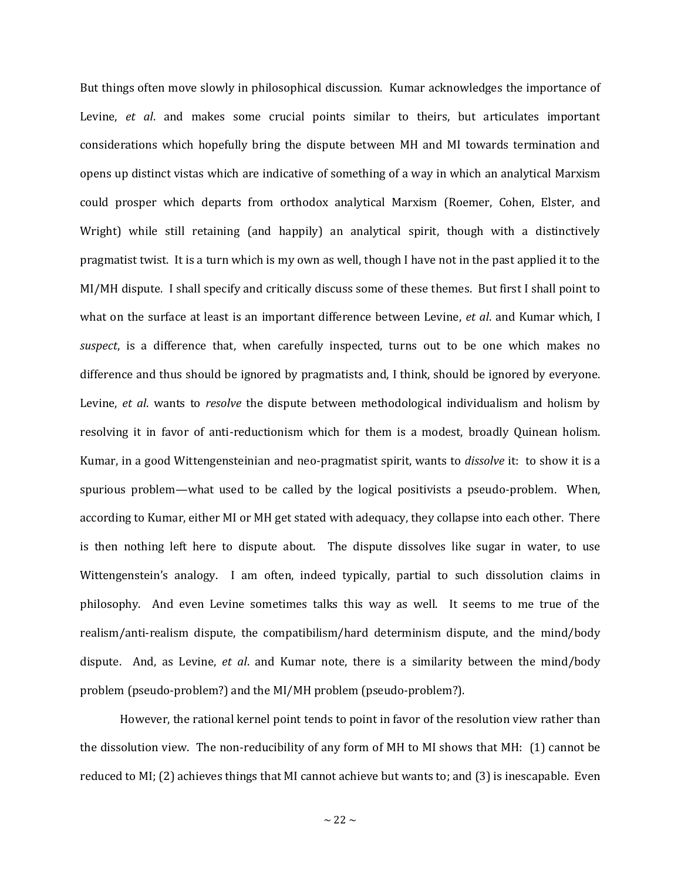But things often move slowly in philosophical discussion. Kumar acknowledges the importance of Levine, *et al*. and makes some crucial points similar to theirs, but articulates important considerations which hopefully bring the dispute between MH and MI towards termination and opens up distinct vistas which are indicative of something of a way in which an analytical Marxism could prosper which departs from orthodox analytical Marxism (Roemer, Cohen, Elster, and Wright) while still retaining (and happily) an analytical spirit, though with a distinctively pragmatist twist. It is a turn which is my own as well, though I have not in the past applied it to the MI/MH dispute. I shall specify and critically discuss some of these themes. But first I shall point to what on the surface at least is an important difference between Levine, *et al*. and Kumar which, I *suspect*, is a difference that, when carefully inspected, turns out to be one which makes no difference and thus should be ignored by pragmatists and, I think, should be ignored by everyone. Levine, *et al*. wants to *resolve* the dispute between methodological individualism and holism by resolving it in favor of anti-reductionism which for them is a modest, broadly Quinean holism. Kumar, in a good Wittengensteinian and neo-pragmatist spirit, wants to *dissolve* it: to show it is a spurious problem—what used to be called by the logical positivists a pseudo-problem. When, according to Kumar, either MI or MH get stated with adequacy, they collapse into each other. There is then nothing left here to dispute about. The dispute dissolves like sugar in water, to use Wittengenstein's analogy. I am often, indeed typically, partial to such dissolution claims in philosophy. And even Levine sometimes talks this way as well. It seems to me true of the realism/anti-realism dispute, the compatibilism/hard determinism dispute, and the mind/body dispute. And, as Levine, *et al*. and Kumar note, there is a similarity between the mind/body problem (pseudo-problem?) and the MI/MH problem (pseudo-problem?).

However, the rational kernel point tends to point in favor of the resolution view rather than the dissolution view. The non-reducibility of any form of MH to MI shows that MH: (1) cannot be reduced to MI; (2) achieves things that MI cannot achieve but wants to; and (3) is inescapable. Even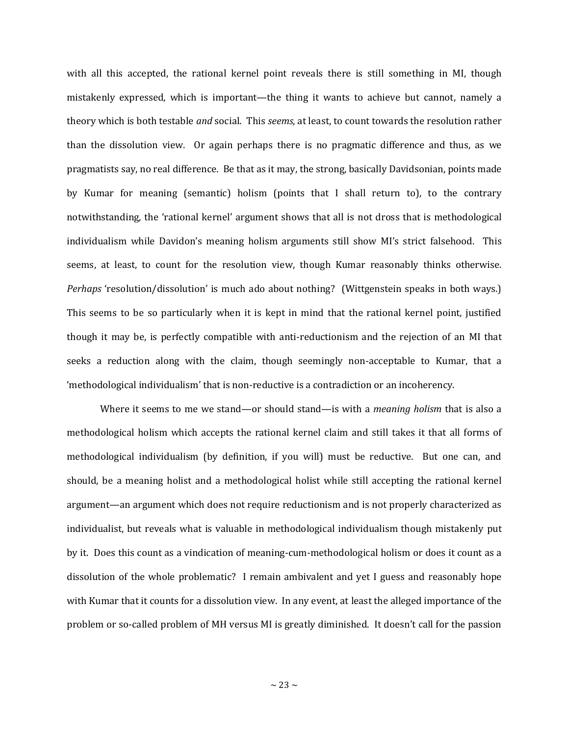with all this accepted, the rational kernel point reveals there is still something in MI, though mistakenly expressed, which is important—the thing it wants to achieve but cannot, namely a theory which is both testable *and* social. This *seems*, at least, to count towards the resolution rather than the dissolution view. Or again perhaps there is no pragmatic difference and thus, as we pragmatists say, no real difference. Be that as it may, the strong, basically Davidsonian, points made by Kumar for meaning (semantic) holism (points that I shall return to), to the contrary notwithstanding, the 'rational kernel' argument shows that all is not dross that is methodological individualism while Davidon's meaning holism arguments still show MI's strict falsehood. This seems, at least, to count for the resolution view, though Kumar reasonably thinks otherwise. *Perhaps* 'resolution/dissolution' is much ado about nothing? (Wittgenstein speaks in both ways.) This seems to be so particularly when it is kept in mind that the rational kernel point, justified though it may be, is perfectly compatible with anti-reductionism and the rejection of an MI that seeks a reduction along with the claim, though seemingly non-acceptable to Kumar, that a 'methodological individualism' that is non-reductive is a contradiction or an incoherency.

Where it seems to me we stand—or should stand—is with a *meaning holism* that is also a methodological holism which accepts the rational kernel claim and still takes it that all forms of methodological individualism (by definition, if you will) must be reductive. But one can, and should, be a meaning holist and a methodological holist while still accepting the rational kernel argument—an argument which does not require reductionism and is not properly characterized as individualist, but reveals what is valuable in methodological individualism though mistakenly put by it. Does this count as a vindication of meaning-cum-methodological holism or does it count as a dissolution of the whole problematic? I remain ambivalent and yet I guess and reasonably hope with Kumar that it counts for a dissolution view. In any event, at least the alleged importance of the problem or so-called problem of MH versus MI is greatly diminished. It doesn't call for the passion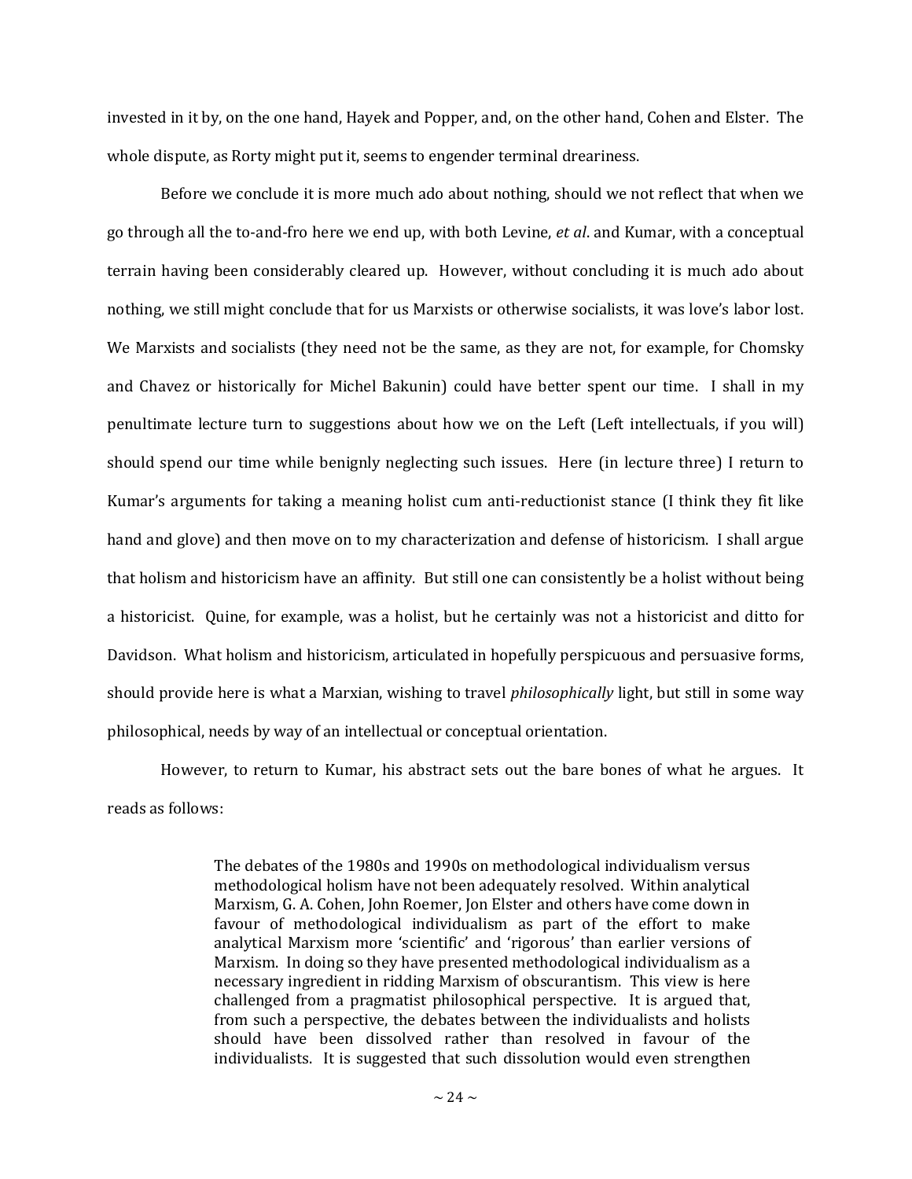invested in it by, on the one hand, Hayek and Popper, and, on the other hand, Cohen and Elster. The whole dispute, as Rorty might put it, seems to engender terminal dreariness.

Before we conclude it is more much ado about nothing, should we not reflect that when we go through all the to-and-fro here we end up, with both Levine, *et al*. and Kumar, with a conceptual terrain having been considerably cleared up. However, without concluding it is much ado about nothing, we still might conclude that for us Marxists or otherwise socialists, it was love's labor lost. We Marxists and socialists (they need not be the same, as they are not, for example, for Chomsky and Chavez or historically for Michel Bakunin) could have better spent our time. I shall in my penultimate lecture turn to suggestions about how we on the Left (Left intellectuals, if you will) should spend our time while benignly neglecting such issues. Here (in lecture three) I return to Kumar's arguments for taking a meaning holist cum anti-reductionist stance (I think they fit like hand and glove) and then move on to my characterization and defense of historicism. I shall argue that holism and historicism have an affinity. But still one can consistently be a holist without being a historicist. Quine, for example, was a holist, but he certainly was not a historicist and ditto for Davidson. What holism and historicism, articulated in hopefully perspicuous and persuasive forms, should provide here is what a Marxian, wishing to travel *philosophically* light, but still in some way philosophical, needs by way of an intellectual or conceptual orientation.

However, to return to Kumar, his abstract sets out the bare bones of what he argues. It reads as follows:

> The debates of the 1980s and 1990s on methodological individualism versus methodological holism have not been adequately resolved. Within analytical Marxism, G. A. Cohen, John Roemer, Jon Elster and others have come down in favour of methodological individualism as part of the effort to make analytical Marxism more 'scientific' and 'rigorous' than earlier versions of Marxism. In doing so they have presented methodological individualism as a necessary ingredient in ridding Marxism of obscurantism. This view is here challenged from a pragmatist philosophical perspective. It is argued that, from such a perspective, the debates between the individualists and holists should have been dissolved rather than resolved in favour of the individualists. It is suggested that such dissolution would even strengthen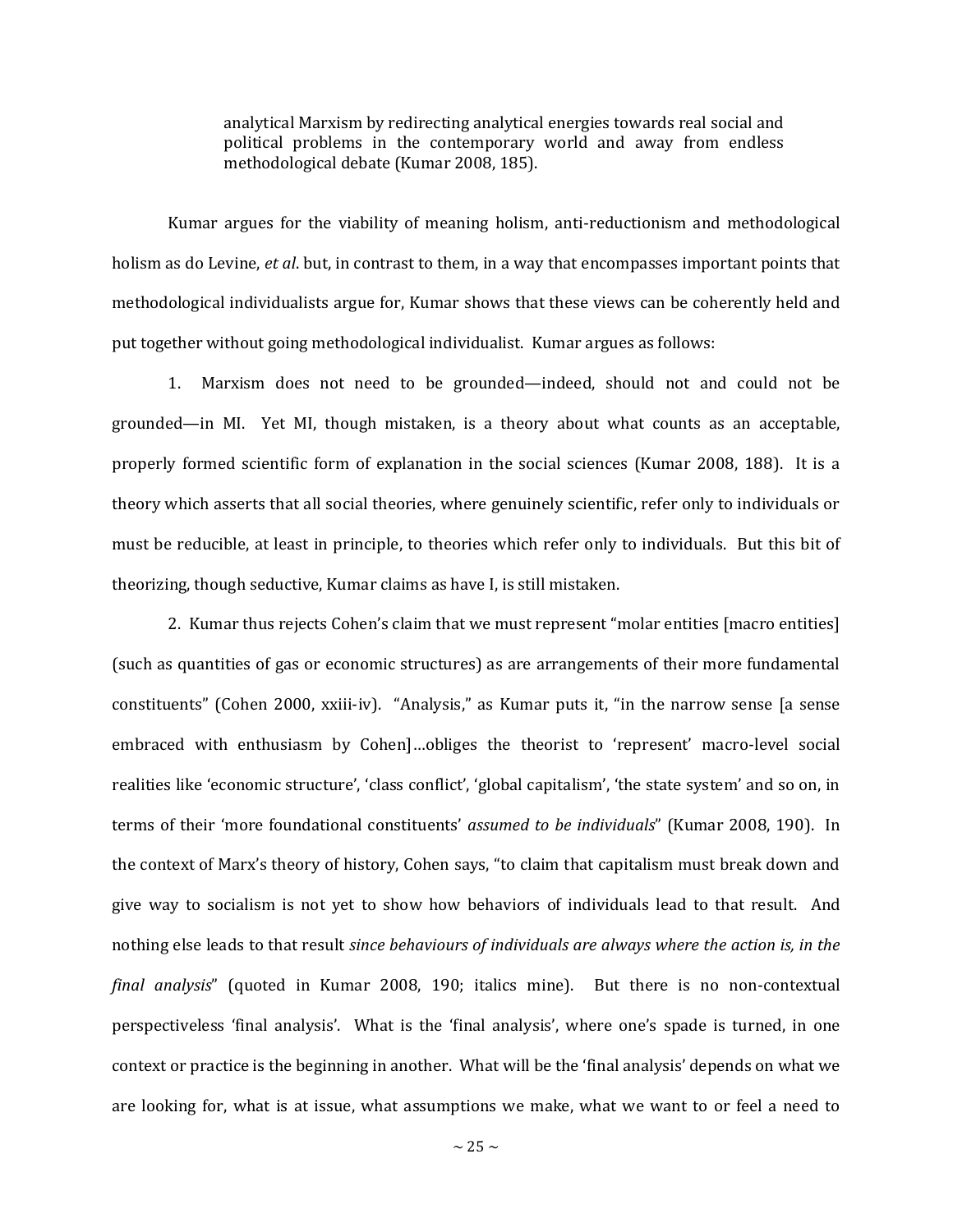> analytical Marxism by redirecting analytical energies towards real social and political problems in the contemporary world and away from endless methodological debate (Kumar 2008, 185).

Kumar argues for the viability of meaning holism, anti-reductionism and methodological holism as do Levine, *et al*. but, in contrast to them, in a way that encompasses important points that methodological individualists argue for, Kumar shows that these views can be coherently held and put together without going methodological individualist. Kumar argues as follows:

1. Marxism does not need to be grounded—indeed, should not and could not be grounded—in MI. Yet MI, though mistaken, is a theory about what counts as an acceptable, properly formed scientific form of explanation in the social sciences (Kumar 2008, 188). It is a theory which asserts that all social theories, where genuinely scientific, refer only to individuals or must be reducible, at least in principle, to theories which refer only to individuals. But this bit of theorizing, though seductive, Kumar claims as have I, is still mistaken.

2. Kumar thus rejects Cohen's claim that we must represent "molar entities [macro entities] (such as quantities of gas or economic structures) as are arrangements of their more fundamental constituents" (Cohen 2000, xxiii-iv). "Analysis," as Kumar puts it, "in the narrow sense [a sense embraced with enthusiasm by Cohen]…obliges the theorist to 'represent' macro-level social realities like 'economic structure', 'class conflict', 'global capitalism', 'the state system' and so on, in terms of their 'more foundational constituents' *assumed to be individuals*" (Kumar 2008, 190). In the context of Marx's theory of history, Cohen says, "to claim that capitalism must break down and give way to socialism is not yet to show how behaviors of individuals lead to that result. And nothing else leads to that result *since behaviours of individuals are always where the action is, in the final analysis*" (quoted in Kumar 2008, 190; italics mine). But there is no non-contextual perspectiveless 'final analysis'. What is the 'final analysis', where one's spade is turned, in one context or practice is the beginning in another. What will be the 'final analysis' depends on what we are looking for, what is at issue, what assumptions we make, what we want to or feel a need to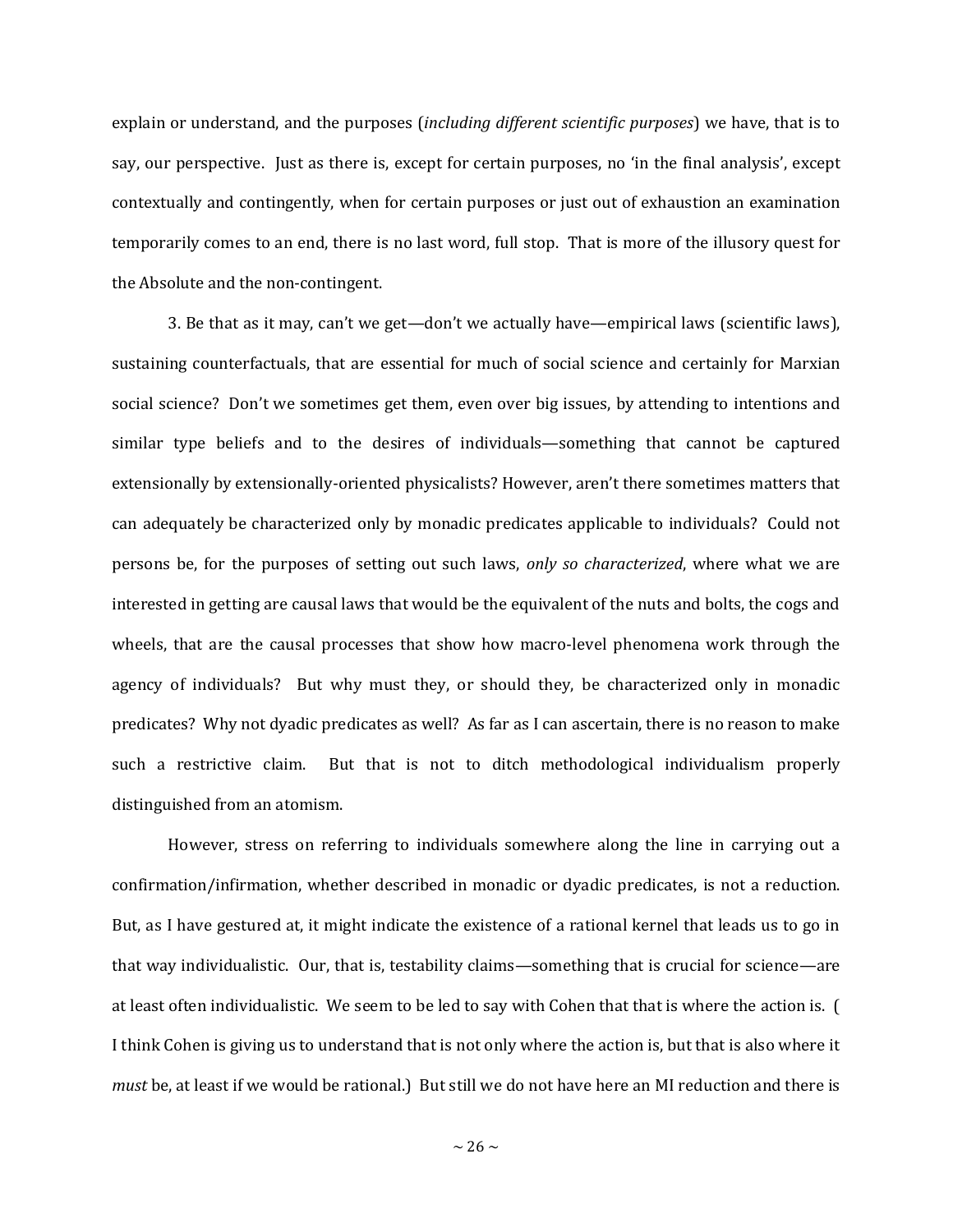explain or understand, and the purposes (*including different scientific purposes*) we have, that is to say, our perspective. Just as there is, except for certain purposes, no 'in the final analysis', except contextually and contingently, when for certain purposes or just out of exhaustion an examination temporarily comes to an end, there is no last word, full stop. That is more of the illusory quest for the Absolute and the non-contingent.

3. Be that as it may, can't we get—don't we actually have—empirical laws (scientific laws), sustaining counterfactuals, that are essential for much of social science and certainly for Marxian social science? Don't we sometimes get them, even over big issues, by attending to intentions and similar type beliefs and to the desires of individuals—something that cannot be captured extensionally by extensionally-oriented physicalists? However, aren't there sometimes matters that can adequately be characterized only by monadic predicates applicable to individuals? Could not persons be, for the purposes of setting out such laws, *only so characterized*, where what we are interested in getting are causal laws that would be the equivalent of the nuts and bolts, the cogs and wheels, that are the causal processes that show how macro-level phenomena work through the agency of individuals? But why must they, or should they, be characterized only in monadic predicates? Why not dyadic predicates as well? As far as I can ascertain, there is no reason to make such a restrictive claim. But that is not to ditch methodological individualism properly distinguished from an atomism.

However, stress on referring to individuals somewhere along the line in carrying out a confirmation/infirmation, whether described in monadic or dyadic predicates, is not a reduction. But, as I have gestured at, it might indicate the existence of a rational kernel that leads us to go in that way individualistic. Our, that is, testability claims—something that is crucial for science—are at least often individualistic. We seem to be led to say with Cohen that that is where the action is. ( I think Cohen is giving us to understand that is not only where the action is, but that is also where it *must* be, at least if we would be rational.) But still we do not have here an MI reduction and there is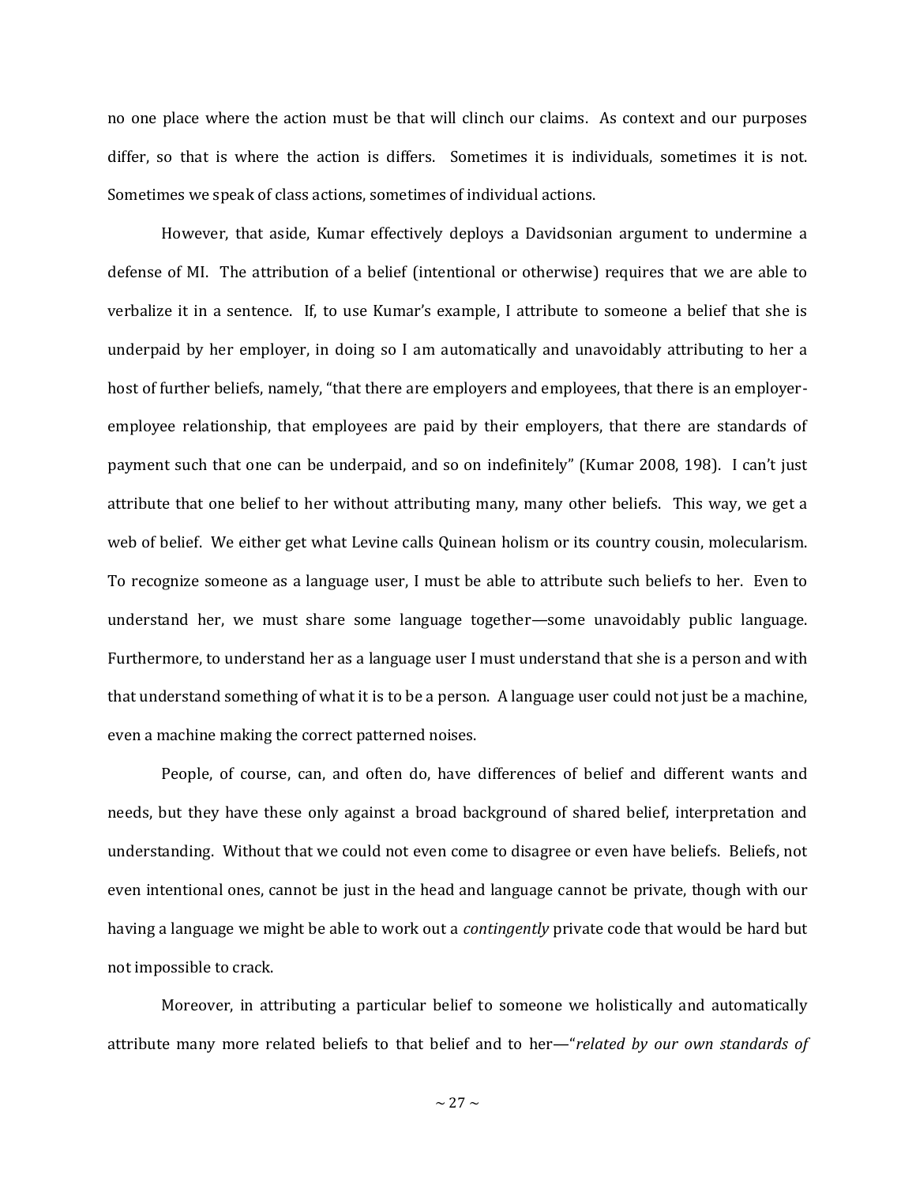no one place where the action must be that will clinch our claims. As context and our purposes differ, so that is where the action is differs. Sometimes it is individuals, sometimes it is not. Sometimes we speak of class actions, sometimes of individual actions.

However, that aside, Kumar effectively deploys a Davidsonian argument to undermine a defense of MI. The attribution of a belief (intentional or otherwise) requires that we are able to verbalize it in a sentence. If, to use Kumar's example, I attribute to someone a belief that she is underpaid by her employer, in doing so I am automatically and unavoidably attributing to her a host of further beliefs, namely, "that there are employers and employees, that there is an employer-employee relationship, that employees are paid by their employers, that there are standards of payment such that one can be underpaid, and so on indefinitely" (Kumar 2008, 198). I can't just attribute that one belief to her without attributing many, many other beliefs. This way, we get a web of belief. We either get what Levine calls Quinean holism or its country cousin, molecularism. To recognize someone as a language user, I must be able to attribute such beliefs to her. Even to understand her, we must share some language together—some unavoidably public language. Furthermore, to understand her as a language user I must understand that she is a person and with that understand something of what it is to be a person. A language user could not just be a machine, even a machine making the correct patterned noises.

People, of course, can, and often do, have differences of belief and different wants and needs, but they have these only against a broad background of shared belief, interpretation and understanding. Without that we could not even come to disagree or even have beliefs. Beliefs, not even intentional ones, cannot be just in the head and language cannot be private, though with our having a language we might be able to work out a *contingently* private code that would be hard but not impossible to crack.

Moreover, in attributing a particular belief to someone we holistically and automatically attribute many more related beliefs to that belief and to her—"*related by our own standards of*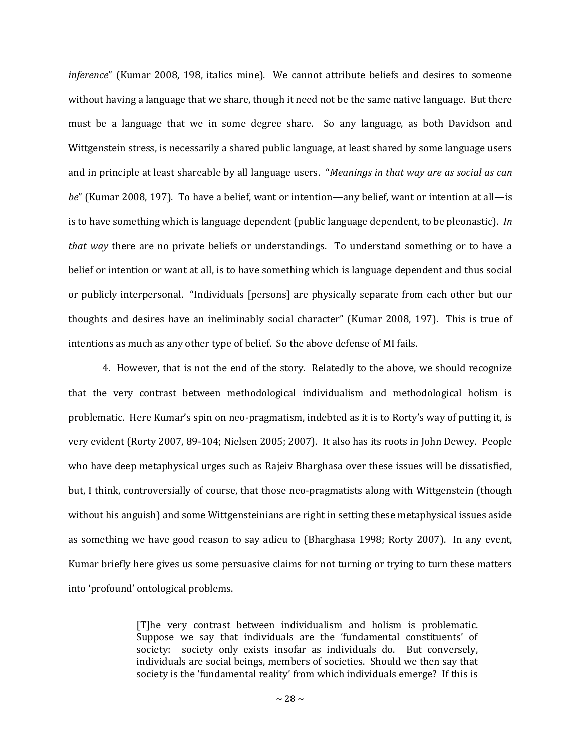*inference*" (Kumar 2008, 198, italics mine). We cannot attribute beliefs and desires to someone without having a language that we share, though it need not be the same native language. But there must be a language that we in some degree share. So any language, as both Davidson and Wittgenstein stress, is necessarily a shared public language, at least shared by some language users and in principle at least shareable by all language users. "*Meanings in that way are as social as can be*" (Kumar 2008, 197). To have a belief, want or intention—any belief, want or intention at all—is is to have something which is language dependent (public language dependent, to be pleonastic). *In that way* there are no private beliefs or understandings. To understand something or to have a belief or intention or want at all, is to have something which is language dependent and thus social or publicly interpersonal. "Individuals [persons] are physically separate from each other but our thoughts and desires have an ineliminably social character" (Kumar 2008, 197). This is true of intentions as much as any other type of belief. So the above defense of MI fails.

4. However, that is not the end of the story. Relatedly to the above, we should recognize that the very contrast between methodological individualism and methodological holism is problematic. Here Kumar's spin on neo-pragmatism, indebted as it is to Rorty's way of putting it, is very evident (Rorty 2007, 89-104; Nielsen 2005; 2007). It also has its roots in John Dewey. People who have deep metaphysical urges such as Rajeiv Bharghasa over these issues will be dissatisfied, but, I think, controversially of course, that those neo-pragmatists along with Wittgenstein (though without his anguish) and some Wittgensteinians are right in setting these metaphysical issues aside as something we have good reason to say adieu to (Bharghasa 1998; Rorty 2007). In any event, Kumar briefly here gives us some persuasive claims for not turning or trying to turn these matters into 'profound' ontological problems.

> [T]he very contrast between individualism and holism is problematic. Suppose we say that individuals are the 'fundamental constituents' of society: society only exists insofar as individuals do. But conversely, individuals are social beings, members of societies. Should we then say that society is the 'fundamental reality' from which individuals emerge? If this is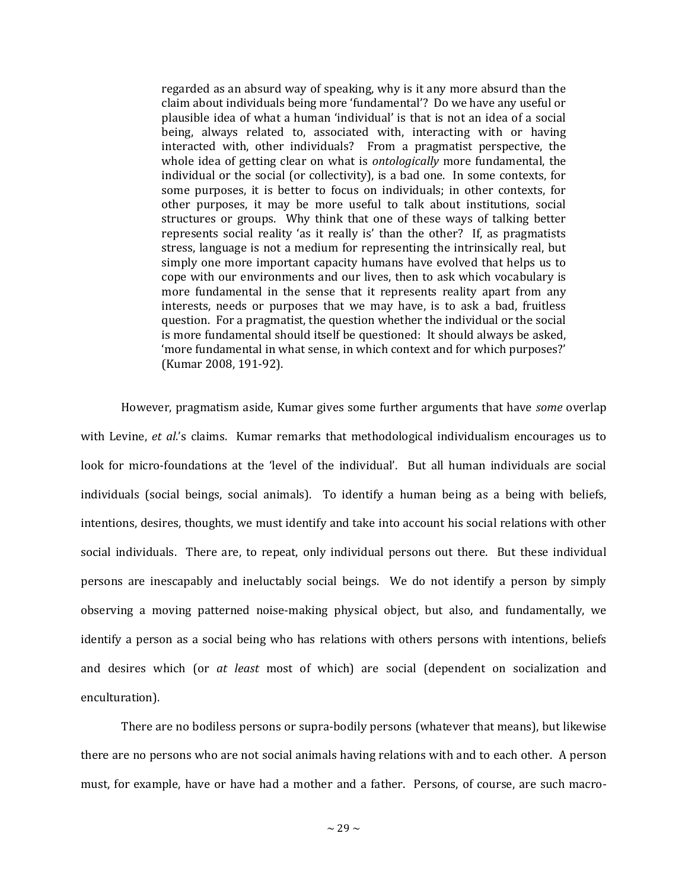> regarded as an absurd way of speaking, why is it any more absurd than the claim about individuals being more 'fundamental'? Do we have any useful or plausible idea of what a human 'individual' is that is not an idea of a social being, always related to, associated with, interacting with or having interacted with, other individuals? From a pragmatist perspective, the whole idea of getting clear on what is *ontologically* more fundamental, the individual or the social (or collectivity), is a bad one. In some contexts, for some purposes, it is better to focus on individuals; in other contexts, for other purposes, it may be more useful to talk about institutions, social structures or groups. Why think that one of these ways of talking better represents social reality 'as it really is' than the other? If, as pragmatists stress, language is not a medium for representing the intrinsically real, but simply one more important capacity humans have evolved that helps us to cope with our environments and our lives, then to ask which vocabulary is more fundamental in the sense that it represents reality apart from any interests, needs or purposes that we may have, is to ask a bad, fruitless question. For a pragmatist, the question whether the individual or the social is more fundamental should itself be questioned: It should always be asked, 'more fundamental in what sense, in which context and for which purposes?' (Kumar 2008, 191-92).

However, pragmatism aside, Kumar gives some further arguments that have *some* overlap with Levine, *et al.*'s claims. Kumar remarks that methodological individualism encourages us to look for micro-foundations at the 'level of the individual'. But all human individuals are social individuals (social beings, social animals). To identify a human being as a being with beliefs, intentions, desires, thoughts, we must identify and take into account his social relations with other social individuals. There are, to repeat, only individual persons out there. But these individual persons are inescapably and ineluctably social beings. We do not identify a person by simply observing a moving patterned noise-making physical object, but also, and fundamentally, we identify a person as a social being who has relations with others persons with intentions, beliefs and desires which (or *at least* most of which) are social (dependent on socialization and enculturation).

There are no bodiless persons or supra-bodily persons (whatever that means), but likewise there are no persons who are not social animals having relations with and to each other. A person must, for example, have or have had a mother and a father. Persons, of course, are such macro-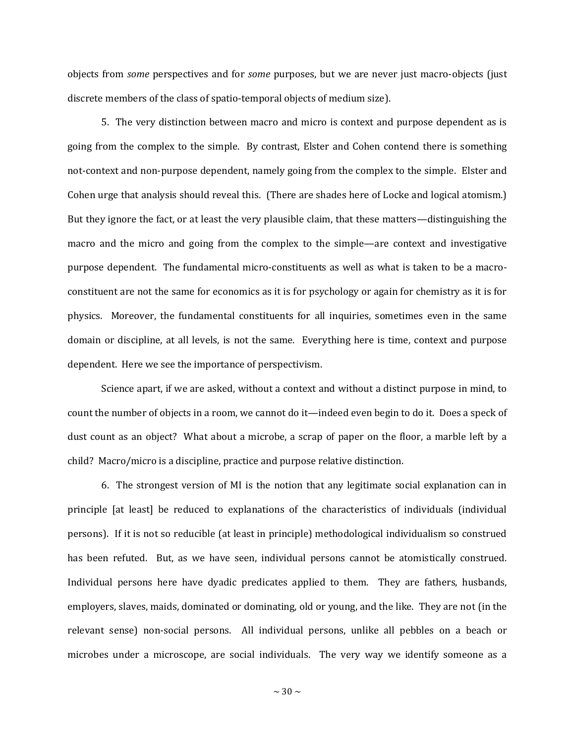objects from *some* perspectives and for *some* purposes, but we are never just macro-objects (just discrete members of the class of spatio-temporal objects of medium size).

5. The very distinction between macro and micro is context and purpose dependent as is going from the complex to the simple. By contrast, Elster and Cohen contend there is something not-context and non-purpose dependent, namely going from the complex to the simple. Elster and Cohen urge that analysis should reveal this. (There are shades here of Locke and logical atomism.) But they ignore the fact, or at least the very plausible claim, that these matters—distinguishing the macro and the micro and going from the complex to the simple—are context and investigative purpose dependent. The fundamental micro-constituents as well as what is taken to be a macro-constituent are not the same for economics as it is for psychology or again for chemistry as it is for physics. Moreover, the fundamental constituents for all inquiries, sometimes even in the same domain or discipline, at all levels, is not the same. Everything here is time, context and purpose dependent. Here we see the importance of perspectivism.

Science apart, if we are asked, without a context and without a distinct purpose in mind, to count the number of objects in a room, we cannot do it—indeed even begin to do it. Does a speck of dust count as an object? What about a microbe, a scrap of paper on the floor, a marble left by a child? Macro/micro is a discipline, practice and purpose relative distinction.

6. The strongest version of MI is the notion that any legitimate social explanation can in principle [at least] be reduced to explanations of the characteristics of individuals (individual persons). If it is not so reducible (at least in principle) methodological individualism so construed has been refuted. But, as we have seen, individual persons cannot be atomistically construed. Individual persons here have dyadic predicates applied to them. They are fathers, husbands, employers, slaves, maids, dominated or dominating, old or young, and the like. They are not (in the relevant sense) non-social persons. All individual persons, unlike all pebbles on a beach or microbes under a microscope, are social individuals. The very way we identify someone as a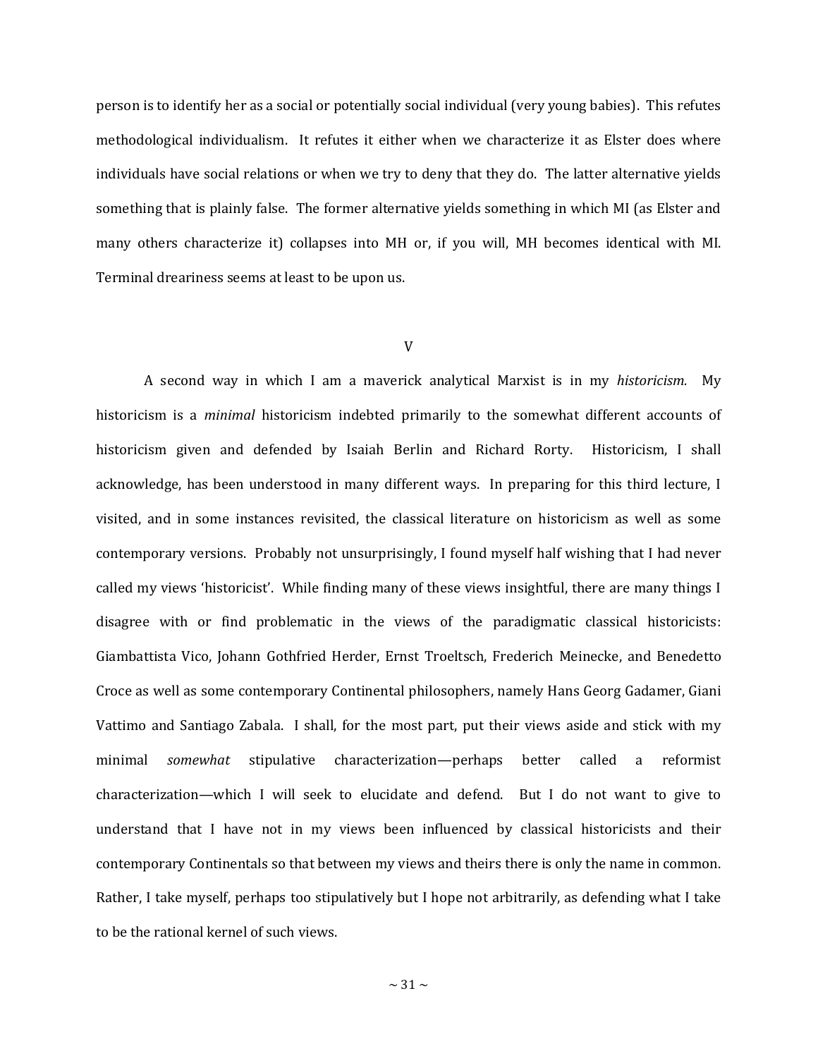person is to identify her as a social or potentially social individual (very young babies). This refutes methodological individualism. It refutes it either when we characterize it as Elster does where individuals have social relations or when we try to deny that they do. The latter alternative yields something that is plainly false. The former alternative yields something in which MI (as Elster and many others characterize it) collapses into MH or, if you will, MH becomes identical with MI. Terminal dreariness seems at least to be upon us.

## V

A second way in which I am a maverick analytical Marxist is in my *historicism.* My historicism is a *minimal* historicism indebted primarily to the somewhat different accounts of historicism given and defended by Isaiah Berlin and Richard Rorty. Historicism, I shall acknowledge, has been understood in many different ways. In preparing for this third lecture, I visited, and in some instances revisited, the classical literature on historicism as well as some contemporary versions. Probably not unsurprisingly, I found myself half wishing that I had never called my views 'historicist'. While finding many of these views insightful, there are many things I disagree with or find problematic in the views of the paradigmatic classical historicists: Giambattista Vico, Johann Gothfried Herder, Ernst Troeltsch, Frederich Meinecke, and Benedetto Croce as well as some contemporary Continental philosophers, namely Hans Georg Gadamer, Giani Vattimo and Santiago Zabala. I shall, for the most part, put their views aside and stick with my minimal *somewhat* stipulative characterization—perhaps better called a reformist characterization—which I will seek to elucidate and defend. But I do not want to give to understand that I have not in my views been influenced by classical historicists and their contemporary Continentals so that between my views and theirs there is only the name in common. Rather, I take myself, perhaps too stipulatively but I hope not arbitrarily, as defending what I take to be the rational kernel of such views.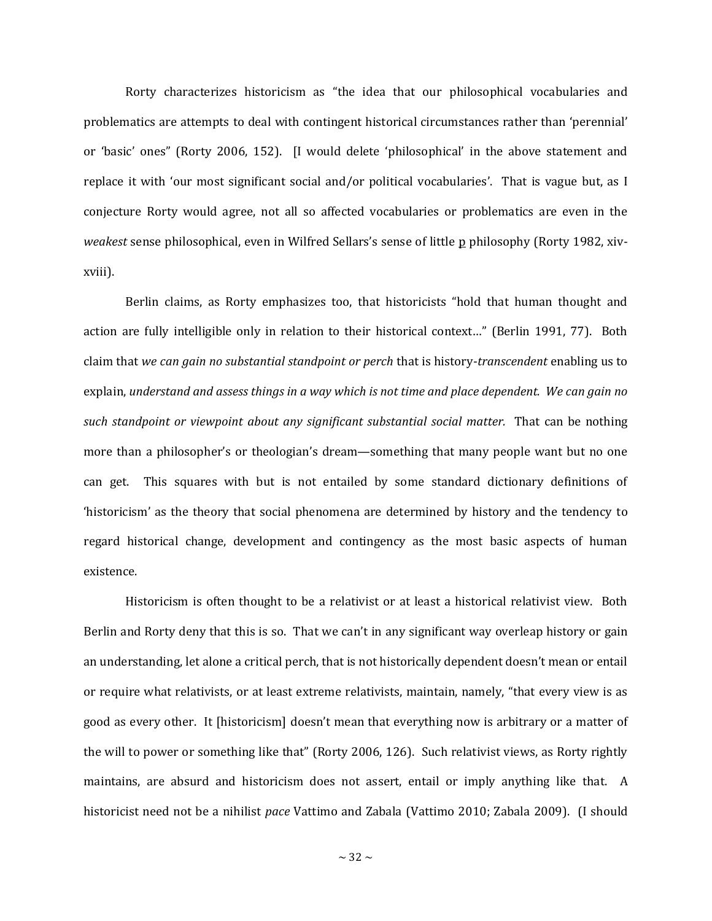Rorty characterizes historicism as "the idea that our philosophical vocabularies and problematics are attempts to deal with contingent historical circumstances rather than 'perennial' or 'basic' ones" (Rorty 2006, 152). [I would delete 'philosophical' in the above statement and replace it with 'our most significant social and/or political vocabularies'. That is vague but, as I conjecture Rorty would agree, not all so affected vocabularies or problematics are even in the *weakest* sense philosophical, even in Wilfred Sellars's sense of little p philosophy (Rorty 1982, xiv-xviii).

Berlin claims, as Rorty emphasizes too, that historicists "hold that human thought and action are fully intelligible only in relation to their historical context…" (Berlin 1991, 77). Both claim that *we can gain no substantial standpoint or perch* that is history-*transcendent* enabling us to explain, *understand and assess things in a way which is not time and place dependent. We can gain no such standpoint or viewpoint about any significant substantial social matter.* That can be nothing more than a philosopher's or theologian's dream—something that many people want but no one can get. This squares with but is not entailed by some standard dictionary definitions of 'historicism' as the theory that social phenomena are determined by history and the tendency to regard historical change, development and contingency as the most basic aspects of human existence.

Historicism is often thought to be a relativist or at least a historical relativist view. Both Berlin and Rorty deny that this is so. That we can't in any significant way overleap history or gain an understanding, let alone a critical perch, that is not historically dependent doesn't mean or entail or require what relativists, or at least extreme relativists, maintain, namely, "that every view is as good as every other. It [historicism] doesn't mean that everything now is arbitrary or a matter of the will to power or something like that" (Rorty 2006, 126). Such relativist views, as Rorty rightly maintains, are absurd and historicism does not assert, entail or imply anything like that. A historicist need not be a nihilist *pace* Vattimo and Zabala (Vattimo 2010; Zabala 2009). (I should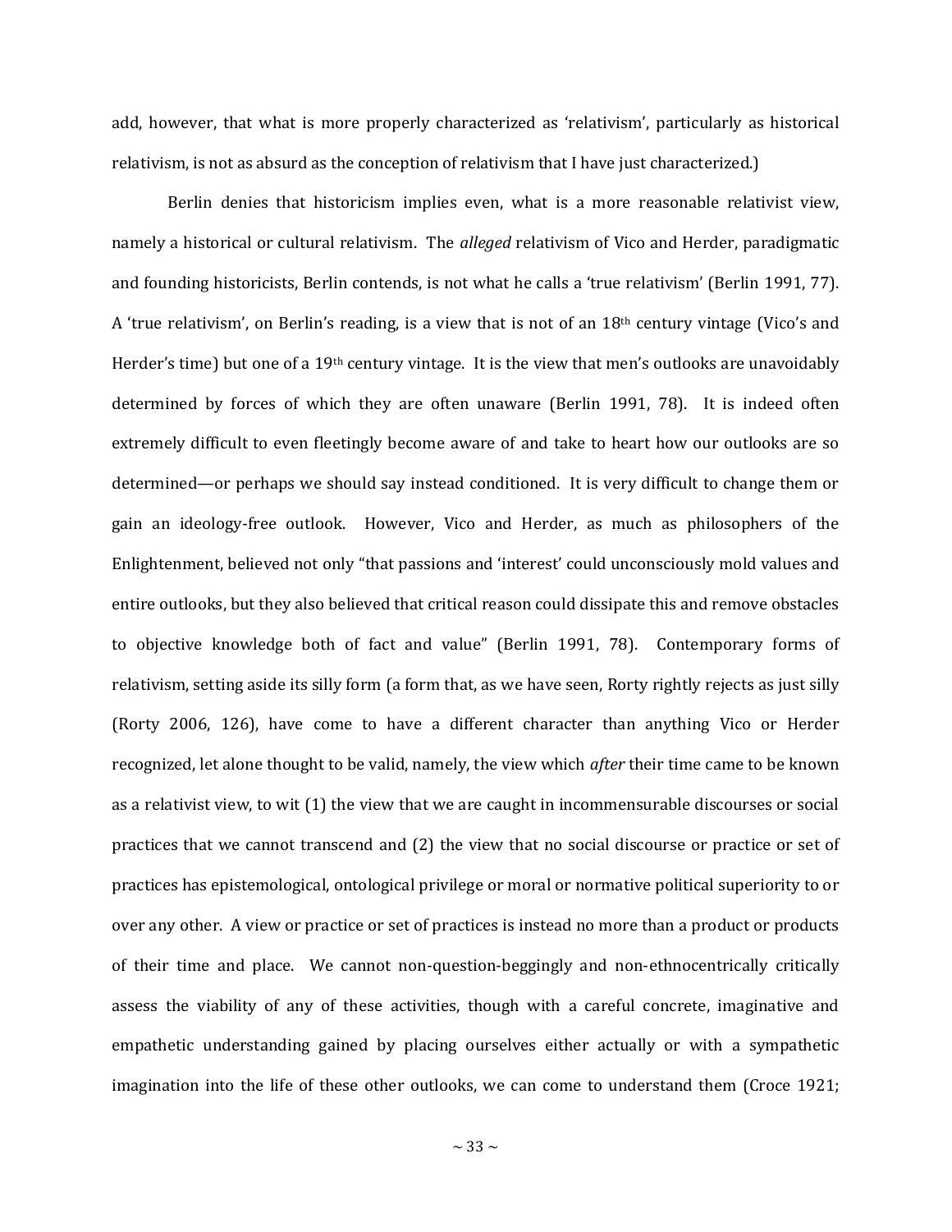add, however, that what is more properly characterized as 'relativism', particularly as historical relativism, is not as absurd as the conception of relativism that I have just characterized.)

Berlin denies that historicism implies even, what is a more reasonable relativist view, namely a historical or cultural relativism. The *alleged* relativism of Vico and Herder, paradigmatic and founding historicists, Berlin contends, is not what he calls a 'true relativism' (Berlin 1991, 77). A 'true relativism', on Berlin's reading, is a view that is not of an 18th century vintage (Vico's and Herder's time) but one of a 19th century vintage. It is the view that men's outlooks are unavoidably determined by forces of which they are often unaware (Berlin 1991, 78). It is indeed often extremely difficult to even fleetingly become aware of and take to heart how our outlooks are so determined—or perhaps we should say instead conditioned. It is very difficult to change them or gain an ideology-free outlook. However, Vico and Herder, as much as philosophers of the Enlightenment, believed not only "that passions and 'interest' could unconsciously mold values and entire outlooks, but they also believed that critical reason could dissipate this and remove obstacles to objective knowledge both of fact and value" (Berlin 1991, 78). Contemporary forms of relativism, setting aside its silly form (a form that, as we have seen, Rorty rightly rejects as just silly (Rorty 2006, 126), have come to have a different character than anything Vico or Herder recognized, let alone thought to be valid, namely, the view which *after* their time came to be known as a relativist view, to wit (1) the view that we are caught in incommensurable discourses or social practices that we cannot transcend and (2) the view that no social discourse or practice or set of practices has epistemological, ontological privilege or moral or normative political superiority to or over any other. A view or practice or set of practices is instead no more than a product or products of their time and place. We cannot non-question-beggingly and non-ethnocentrically critically assess the viability of any of these activities, though with a careful concrete, imaginative and empathetic understanding gained by placing ourselves either actually or with a sympathetic imagination into the life of these other outlooks, we can come to understand them (Croce 1921;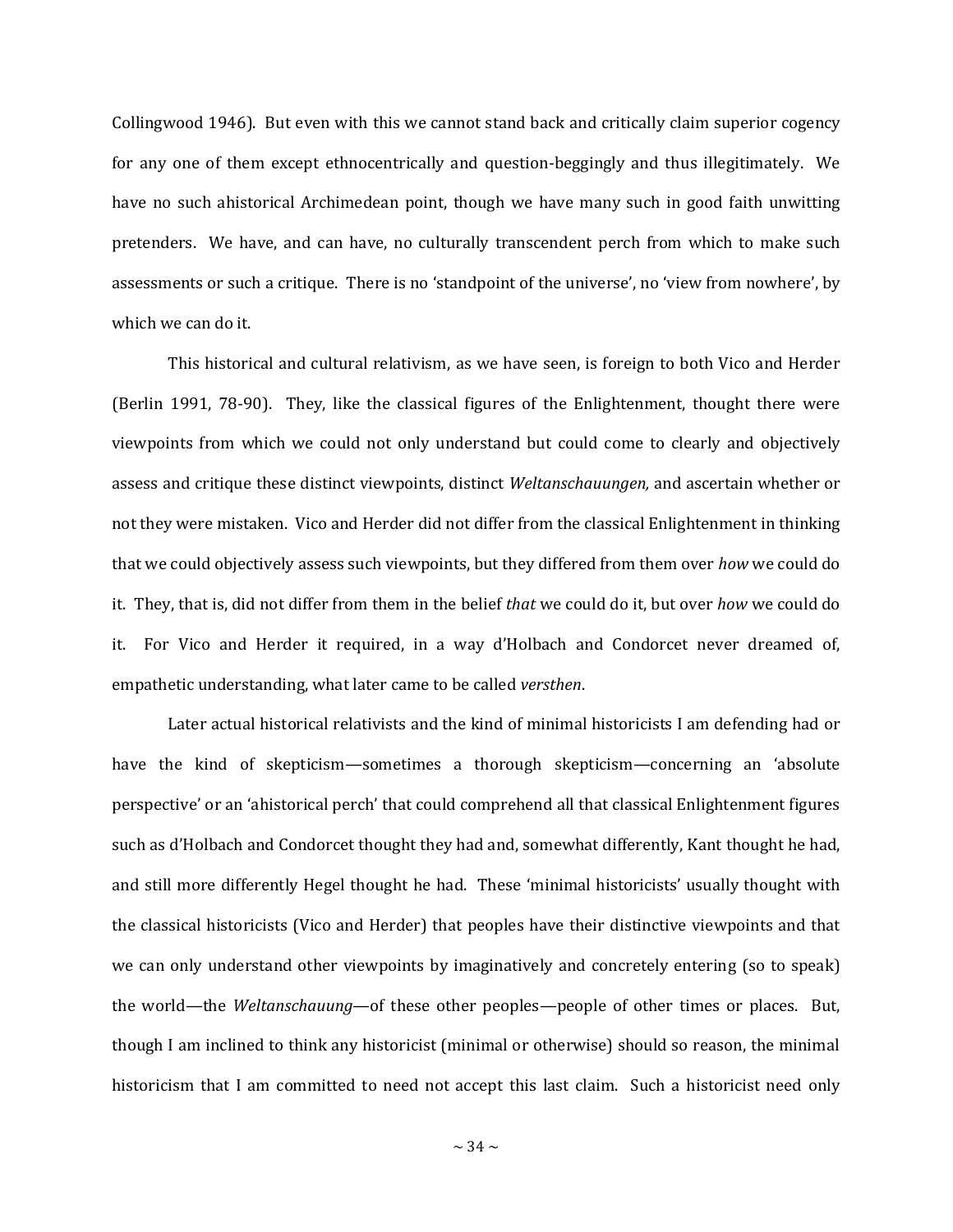Collingwood 1946). But even with this we cannot stand back and critically claim superior cogency for any one of them except ethnocentrically and question-beggingly and thus illegitimately. We have no such ahistorical Archimedean point, though we have many such in good faith unwitting pretenders. We have, and can have, no culturally transcendent perch from which to make such assessments or such a critique. There is no 'standpoint of the universe', no 'view from nowhere', by which we can do it.

This historical and cultural relativism, as we have seen, is foreign to both Vico and Herder (Berlin 1991, 78-90). They, like the classical figures of the Enlightenment, thought there were viewpoints from which we could not only understand but could come to clearly and objectively assess and critique these distinct viewpoints, distinct *Weltanschauungen,* and ascertain whether or not they were mistaken. Vico and Herder did not differ from the classical Enlightenment in thinking that we could objectively assess such viewpoints, but they differed from them over *how* we could do it. They, that is, did not differ from them in the belief *that* we could do it, but over *how* we could do it. For Vico and Herder it required, in a way d'Holbach and Condorcet never dreamed of, empathetic understanding, what later came to be called *versthen*.

Later actual historical relativists and the kind of minimal historicists I am defending had or have the kind of skepticism—sometimes a thorough skepticism—concerning an 'absolute perspective' or an 'ahistorical perch' that could comprehend all that classical Enlightenment figures such as d'Holbach and Condorcet thought they had and, somewhat differently, Kant thought he had, and still more differently Hegel thought he had. These 'minimal historicists' usually thought with the classical historicists (Vico and Herder) that peoples have their distinctive viewpoints and that we can only understand other viewpoints by imaginatively and concretely entering (so to speak) the world—the *Weltanschauung*—of these other peoples—people of other times or places. But, though I am inclined to think any historicist (minimal or otherwise) should so reason, the minimal historicism that I am committed to need not accept this last claim. Such a historicist need only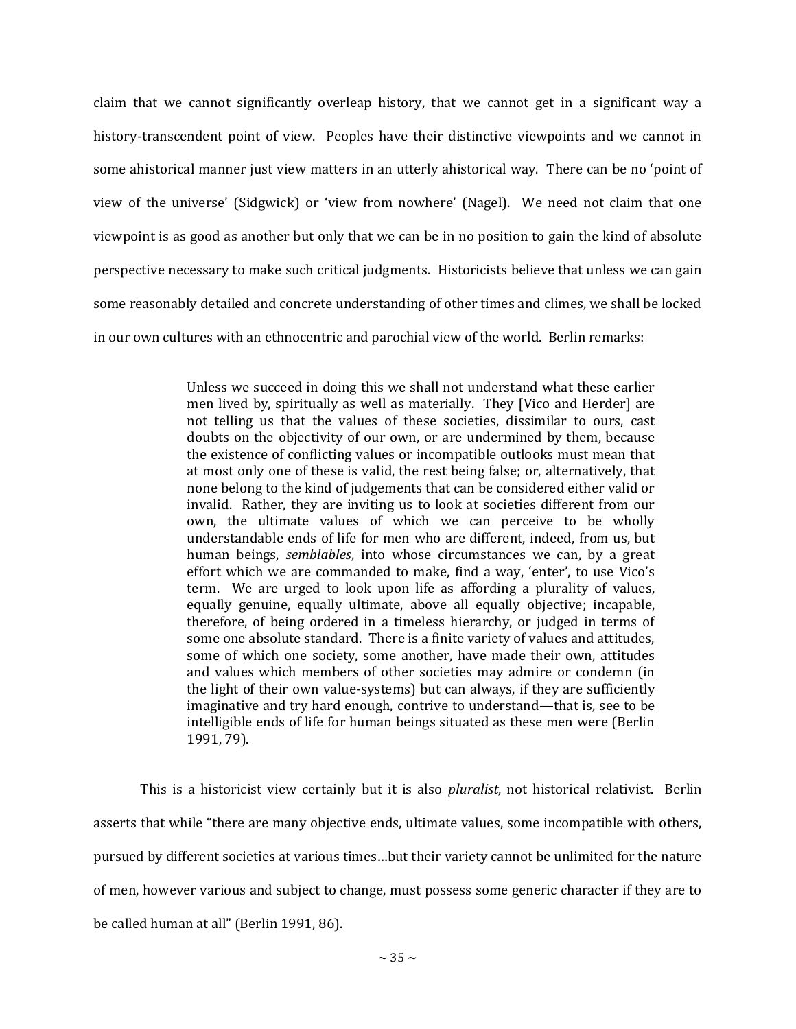claim that we cannot significantly overleap history, that we cannot get in a significant way a history-transcendent point of view. Peoples have their distinctive viewpoints and we cannot in some ahistorical manner just view matters in an utterly ahistorical way. There can be no 'point of view of the universe' (Sidgwick) or 'view from nowhere' (Nagel). We need not claim that one viewpoint is as good as another but only that we can be in no position to gain the kind of absolute perspective necessary to make such critical judgments. Historicists believe that unless we can gain some reasonably detailed and concrete understanding of other times and climes, we shall be locked in our own cultures with an ethnocentric and parochial view of the world. Berlin remarks:

> Unless we succeed in doing this we shall not understand what these earlier men lived by, spiritually as well as materially. They [Vico and Herder] are not telling us that the values of these societies, dissimilar to ours, cast doubts on the objectivity of our own, or are undermined by them, because the existence of conflicting values or incompatible outlooks must mean that at most only one of these is valid, the rest being false; or, alternatively, that none belong to the kind of judgements that can be considered either valid or invalid. Rather, they are inviting us to look at societies different from our own, the ultimate values of which we can perceive to be wholly understandable ends of life for men who are different, indeed, from us, but human beings, *semblables*, into whose circumstances we can, by a great effort which we are commanded to make, find a way, 'enter', to use Vico's term. We are urged to look upon life as affording a plurality of values, equally genuine, equally ultimate, above all equally objective; incapable, therefore, of being ordered in a timeless hierarchy, or judged in terms of some one absolute standard. There is a finite variety of values and attitudes, some of which one society, some another, have made their own, attitudes and values which members of other societies may admire or condemn (in the light of their own value-systems) but can always, if they are sufficiently imaginative and try hard enough, contrive to understand—that is, see to be intelligible ends of life for human beings situated as these men were (Berlin 1991, 79).

This is a historicist view certainly but it is also *pluralist*, not historical relativist. Berlin asserts that while "there are many objective ends, ultimate values, some incompatible with others, pursued by different societies at various times…but their variety cannot be unlimited for the nature of men, however various and subject to change, must possess some generic character if they are to be called human at all" (Berlin 1991, 86).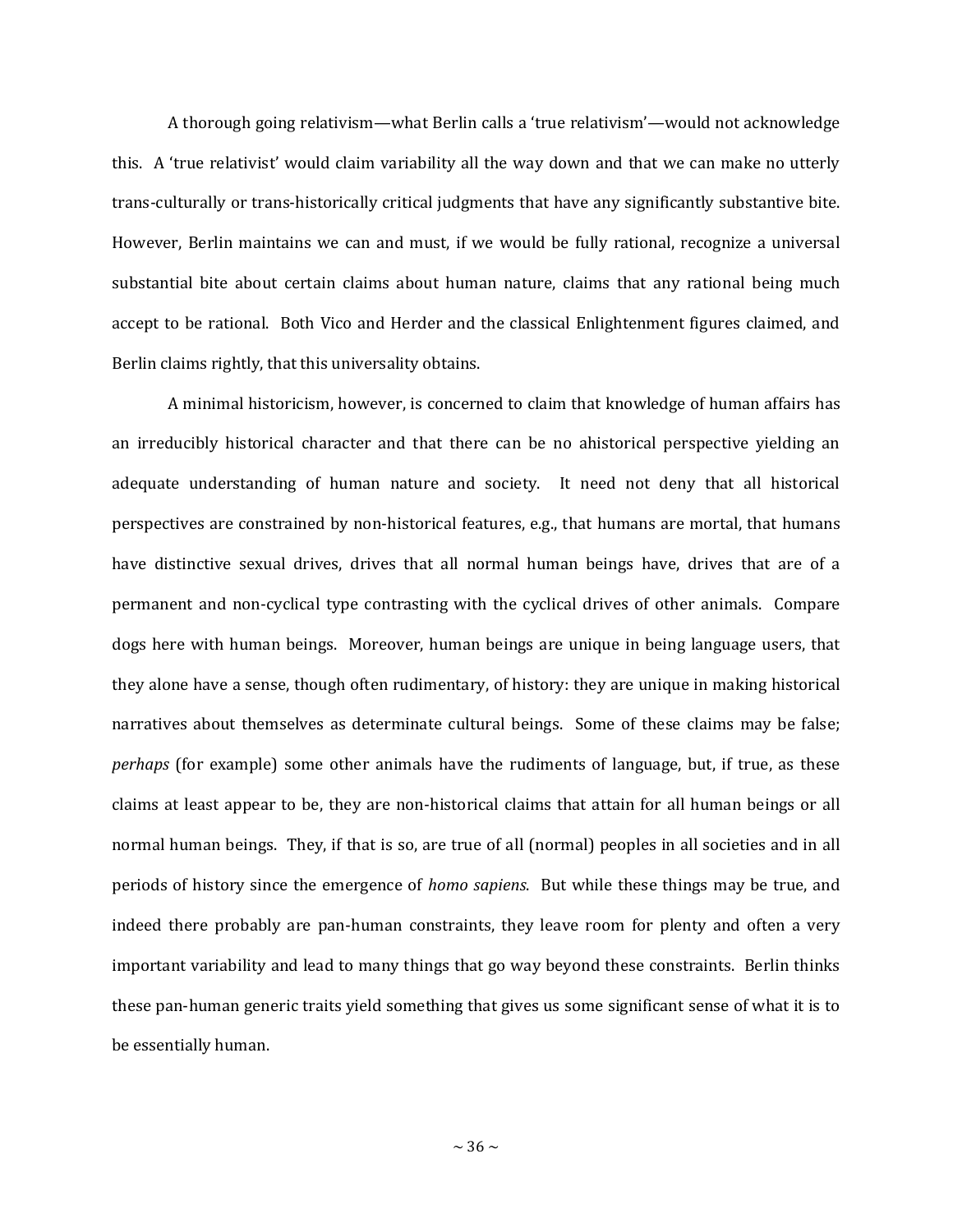A thorough going relativism—what Berlin calls a 'true relativism'—would not acknowledge this. A 'true relativist' would claim variability all the way down and that we can make no utterly trans-culturally or trans-historically critical judgments that have any significantly substantive bite. However, Berlin maintains we can and must, if we would be fully rational, recognize a universal substantial bite about certain claims about human nature, claims that any rational being much accept to be rational. Both Vico and Herder and the classical Enlightenment figures claimed, and Berlin claims rightly, that this universality obtains.

A minimal historicism, however, is concerned to claim that knowledge of human affairs has an irreducibly historical character and that there can be no ahistorical perspective yielding an adequate understanding of human nature and society. It need not deny that all historical perspectives are constrained by non-historical features, e.g., that humans are mortal, that humans have distinctive sexual drives, drives that all normal human beings have, drives that are of a permanent and non-cyclical type contrasting with the cyclical drives of other animals. Compare dogs here with human beings. Moreover, human beings are unique in being language users, that they alone have a sense, though often rudimentary, of history: they are unique in making historical narratives about themselves as determinate cultural beings. Some of these claims may be false; *perhaps* (for example) some other animals have the rudiments of language, but, if true, as these claims at least appear to be, they are non-historical claims that attain for all human beings or all normal human beings. They, if that is so, are true of all (normal) peoples in all societies and in all periods of history since the emergence of *homo sapiens*. But while these things may be true, and indeed there probably are pan-human constraints, they leave room for plenty and often a very important variability and lead to many things that go way beyond these constraints. Berlin thinks these pan-human generic traits yield something that gives us some significant sense of what it is to be essentially human.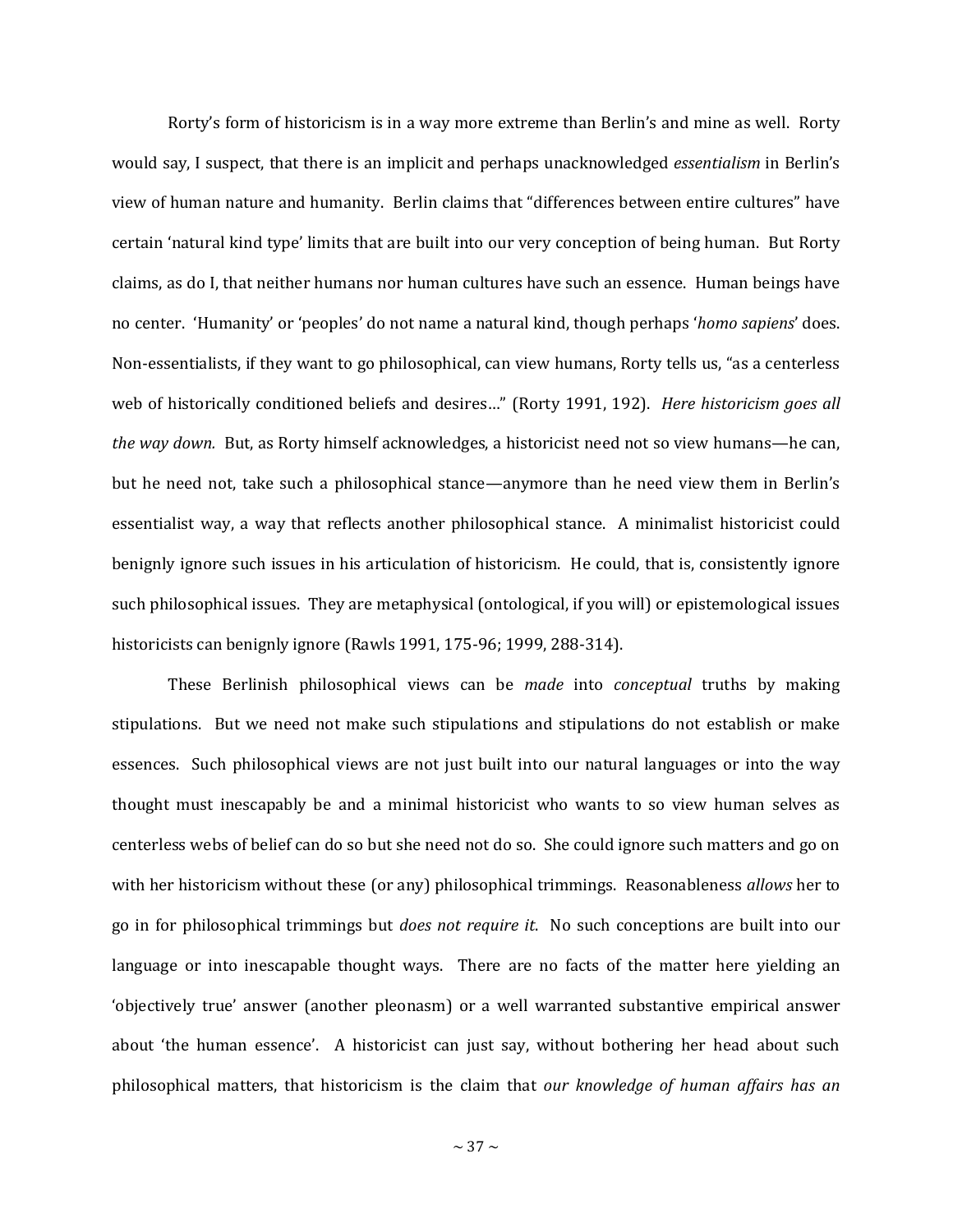Rorty's form of historicism is in a way more extreme than Berlin's and mine as well. Rorty would say, I suspect, that there is an implicit and perhaps unacknowledged *essentialism* in Berlin's view of human nature and humanity. Berlin claims that "differences between entire cultures" have certain 'natural kind type' limits that are built into our very conception of being human. But Rorty claims, as do I, that neither humans nor human cultures have such an essence. Human beings have no center. 'Humanity' or 'peoples' do not name a natural kind, though perhaps '*homo sapiens*' does. Non-essentialists, if they want to go philosophical, can view humans, Rorty tells us, "as a centerless web of historically conditioned beliefs and desires…" (Rorty 1991, 192). *Here historicism goes all the way down.* But, as Rorty himself acknowledges, a historicist need not so view humans—he can, but he need not, take such a philosophical stance—anymore than he need view them in Berlin's essentialist way, a way that reflects another philosophical stance. A minimalist historicist could benignly ignore such issues in his articulation of historicism. He could, that is, consistently ignore such philosophical issues. They are metaphysical (ontological, if you will) or epistemological issues historicists can benignly ignore (Rawls 1991, 175-96; 1999, 288-314).

These Berlinish philosophical views can be *made* into *conceptual* truths by making stipulations. But we need not make such stipulations and stipulations do not establish or make essences. Such philosophical views are not just built into our natural languages or into the way thought must inescapably be and a minimal historicist who wants to so view human selves as centerless webs of belief can do so but she need not do so. She could ignore such matters and go on with her historicism without these (or any) philosophical trimmings. Reasonableness *allows* her to go in for philosophical trimmings but *does not require it*. No such conceptions are built into our language or into inescapable thought ways. There are no facts of the matter here yielding an 'objectively true' answer (another pleonasm) or a well warranted substantive empirical answer about 'the human essence'. A historicist can just say, without bothering her head about such philosophical matters, that historicism is the claim that *our knowledge of human affairs has an*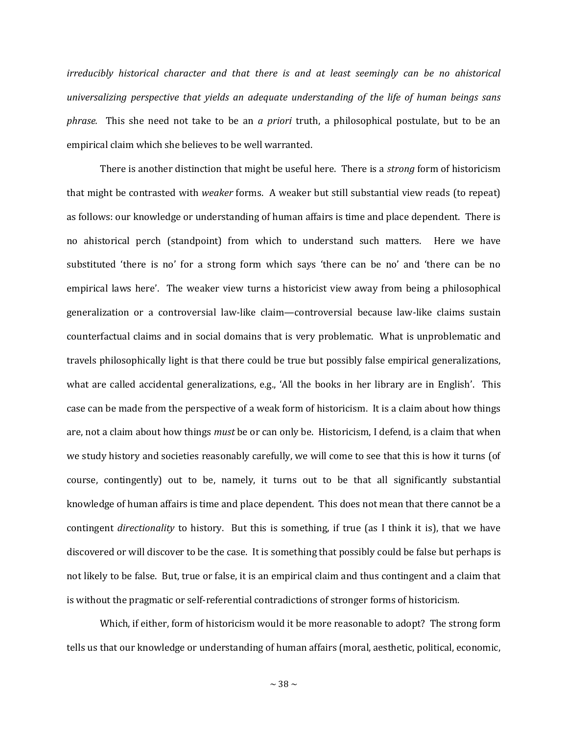*irreducibly historical character and that there is and at least seemingly can be no ahistorical universalizing perspective that yields an adequate understanding of the life of human beings sans phrase.* This she need not take to be an *a priori* truth, a philosophical postulate, but to be an empirical claim which she believes to be well warranted.

There is another distinction that might be useful here. There is a *strong* form of historicism that might be contrasted with *weaker* forms. A weaker but still substantial view reads (to repeat) as follows: our knowledge or understanding of human affairs is time and place dependent. There is no ahistorical perch (standpoint) from which to understand such matters. Here we have substituted 'there is no' for a strong form which says 'there can be no' and 'there can be no empirical laws here'. The weaker view turns a historicist view away from being a philosophical generalization or a controversial law-like claim—controversial because law-like claims sustain counterfactual claims and in social domains that is very problematic. What is unproblematic and travels philosophically light is that there could be true but possibly false empirical generalizations, what are called accidental generalizations, e.g., 'All the books in her library are in English'. This case can be made from the perspective of a weak form of historicism. It is a claim about how things are, not a claim about how things *must* be or can only be. Historicism, I defend, is a claim that when we study history and societies reasonably carefully, we will come to see that this is how it turns (of course, contingently) out to be, namely, it turns out to be that all significantly substantial knowledge of human affairs is time and place dependent. This does not mean that there cannot be a contingent *directionality* to history. But this is something, if true (as I think it is), that we have discovered or will discover to be the case. It is something that possibly could be false but perhaps is not likely to be false. But, true or false, it is an empirical claim and thus contingent and a claim that is without the pragmatic or self-referential contradictions of stronger forms of historicism.

Which, if either, form of historicism would it be more reasonable to adopt? The strong form tells us that our knowledge or understanding of human affairs (moral, aesthetic, political, economic,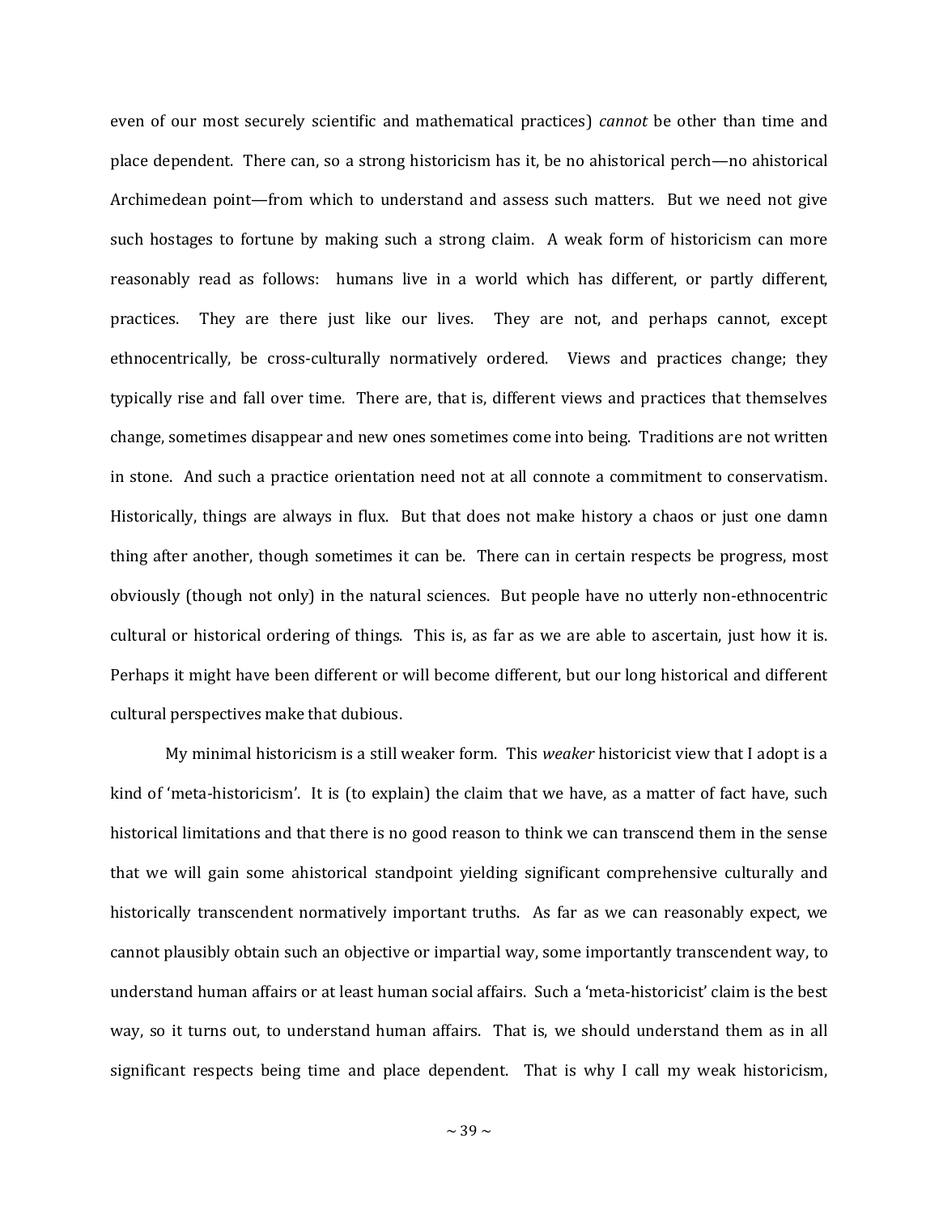even of our most securely scientific and mathematical practices) *cannot* be other than time and place dependent. There can, so a strong historicism has it, be no ahistorical perch—no ahistorical Archimedean point—from which to understand and assess such matters. But we need not give such hostages to fortune by making such a strong claim. A weak form of historicism can more reasonably read as follows: humans live in a world which has different, or partly different, practices. They are there just like our lives. They are not, and perhaps cannot, except ethnocentrically, be cross-culturally normatively ordered. Views and practices change; they typically rise and fall over time. There are, that is, different views and practices that themselves change, sometimes disappear and new ones sometimes come into being. Traditions are not written in stone. And such a practice orientation need not at all connote a commitment to conservatism. Historically, things are always in flux. But that does not make history a chaos or just one damn thing after another, though sometimes it can be. There can in certain respects be progress, most obviously (though not only) in the natural sciences. But people have no utterly non-ethnocentric cultural or historical ordering of things. This is, as far as we are able to ascertain, just how it is. Perhaps it might have been different or will become different, but our long historical and different cultural perspectives make that dubious.

My minimal historicism is a still weaker form. This *weaker* historicist view that I adopt is a kind of 'meta-historicism'. It is (to explain) the claim that we have, as a matter of fact have, such historical limitations and that there is no good reason to think we can transcend them in the sense that we will gain some ahistorical standpoint yielding significant comprehensive culturally and historically transcendent normatively important truths. As far as we can reasonably expect, we cannot plausibly obtain such an objective or impartial way, some importantly transcendent way, to understand human affairs or at least human social affairs. Such a 'meta-historicist' claim is the best way, so it turns out, to understand human affairs. That is, we should understand them as in all significant respects being time and place dependent. That is why I call my weak historicism,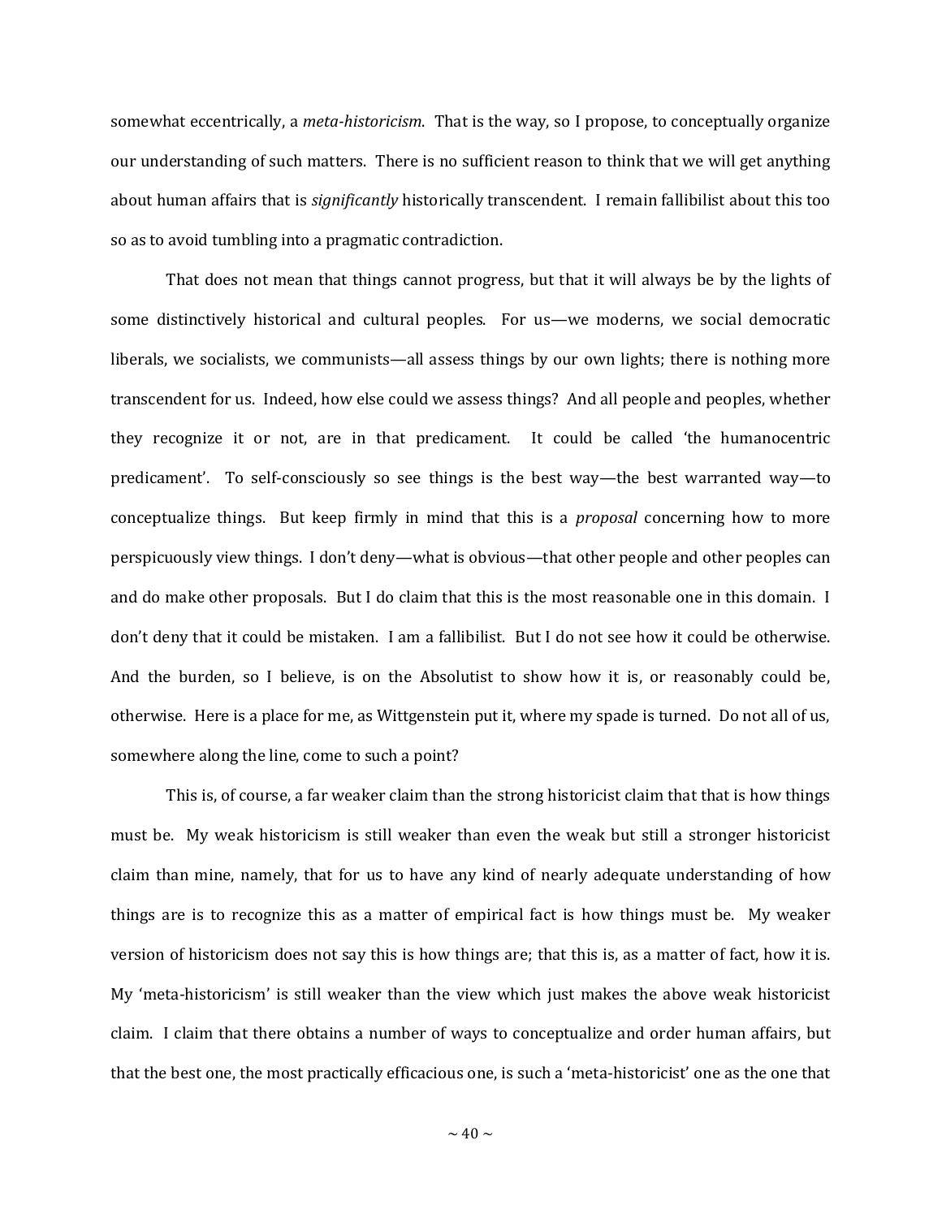somewhat eccentrically, a *meta-historicism*. That is the way, so I propose, to conceptually organize our understanding of such matters. There is no sufficient reason to think that we will get anything about human affairs that is *significantly* historically transcendent. I remain fallibilist about this too so as to avoid tumbling into a pragmatic contradiction.

That does not mean that things cannot progress, but that it will always be by the lights of some distinctively historical and cultural peoples. For us—we moderns, we social democratic liberals, we socialists, we communists—all assess things by our own lights; there is nothing more transcendent for us. Indeed, how else could we assess things? And all people and peoples, whether they recognize it or not, are in that predicament. It could be called 'the humanocentric predicament'. To self-consciously so see things is the best way—the best warranted way—to conceptualize things. But keep firmly in mind that this is a *proposal* concerning how to more perspicuously view things. I don't deny—what is obvious—that other people and other peoples can and do make other proposals. But I do claim that this is the most reasonable one in this domain. I don't deny that it could be mistaken. I am a fallibilist. But I do not see how it could be otherwise. And the burden, so I believe, is on the Absolutist to show how it is, or reasonably could be, otherwise. Here is a place for me, as Wittgenstein put it, where my spade is turned. Do not all of us, somewhere along the line, come to such a point?

This is, of course, a far weaker claim than the strong historicist claim that that is how things must be. My weak historicism is still weaker than even the weak but still a stronger historicist claim than mine, namely, that for us to have any kind of nearly adequate understanding of how things are is to recognize this as a matter of empirical fact is how things must be. My weaker version of historicism does not say this is how things are; that this is, as a matter of fact, how it is. My 'meta-historicism' is still weaker than the view which just makes the above weak historicist claim. I claim that there obtains a number of ways to conceptualize and order human affairs, but that the best one, the most practically efficacious one, is such a 'meta-historicist' one as the one that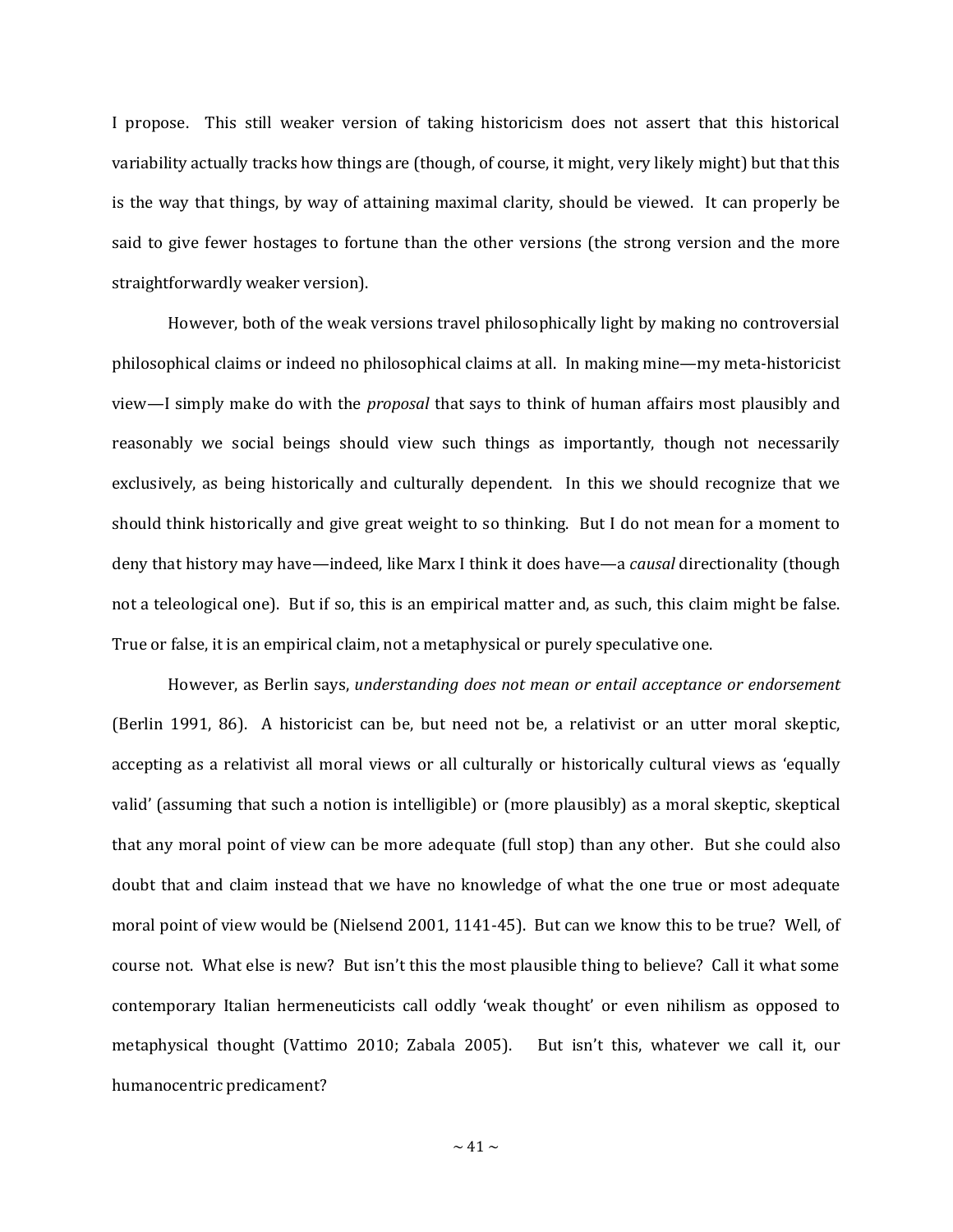I propose. This still weaker version of taking historicism does not assert that this historical variability actually tracks how things are (though, of course, it might, very likely might) but that this is the way that things, by way of attaining maximal clarity, should be viewed. It can properly be said to give fewer hostages to fortune than the other versions (the strong version and the more straightforwardly weaker version).

However, both of the weak versions travel philosophically light by making no controversial philosophical claims or indeed no philosophical claims at all. In making mine—my meta-historicist view—I simply make do with the *proposal* that says to think of human affairs most plausibly and reasonably we social beings should view such things as importantly, though not necessarily exclusively, as being historically and culturally dependent. In this we should recognize that we should think historically and give great weight to so thinking. But I do not mean for a moment to deny that history may have—indeed, like Marx I think it does have—a *causal* directionality (though not a teleological one). But if so, this is an empirical matter and, as such, this claim might be false. True or false, it is an empirical claim, not a metaphysical or purely speculative one.

However, as Berlin says, *understanding does not mean or entail acceptance or endorsement* (Berlin 1991, 86). A historicist can be, but need not be, a relativist or an utter moral skeptic, accepting as a relativist all moral views or all culturally or historically cultural views as 'equally valid' (assuming that such a notion is intelligible) or (more plausibly) as a moral skeptic, skeptical that any moral point of view can be more adequate (full stop) than any other. But she could also doubt that and claim instead that we have no knowledge of what the one true or most adequate moral point of view would be (Nielsend 2001, 1141-45). But can we know this to be true? Well, of course not. What else is new? But isn't this the most plausible thing to believe? Call it what some contemporary Italian hermeneuticists call oddly 'weak thought' or even nihilism as opposed to metaphysical thought (Vattimo 2010; Zabala 2005). But isn't this, whatever we call it, our humanocentric predicament?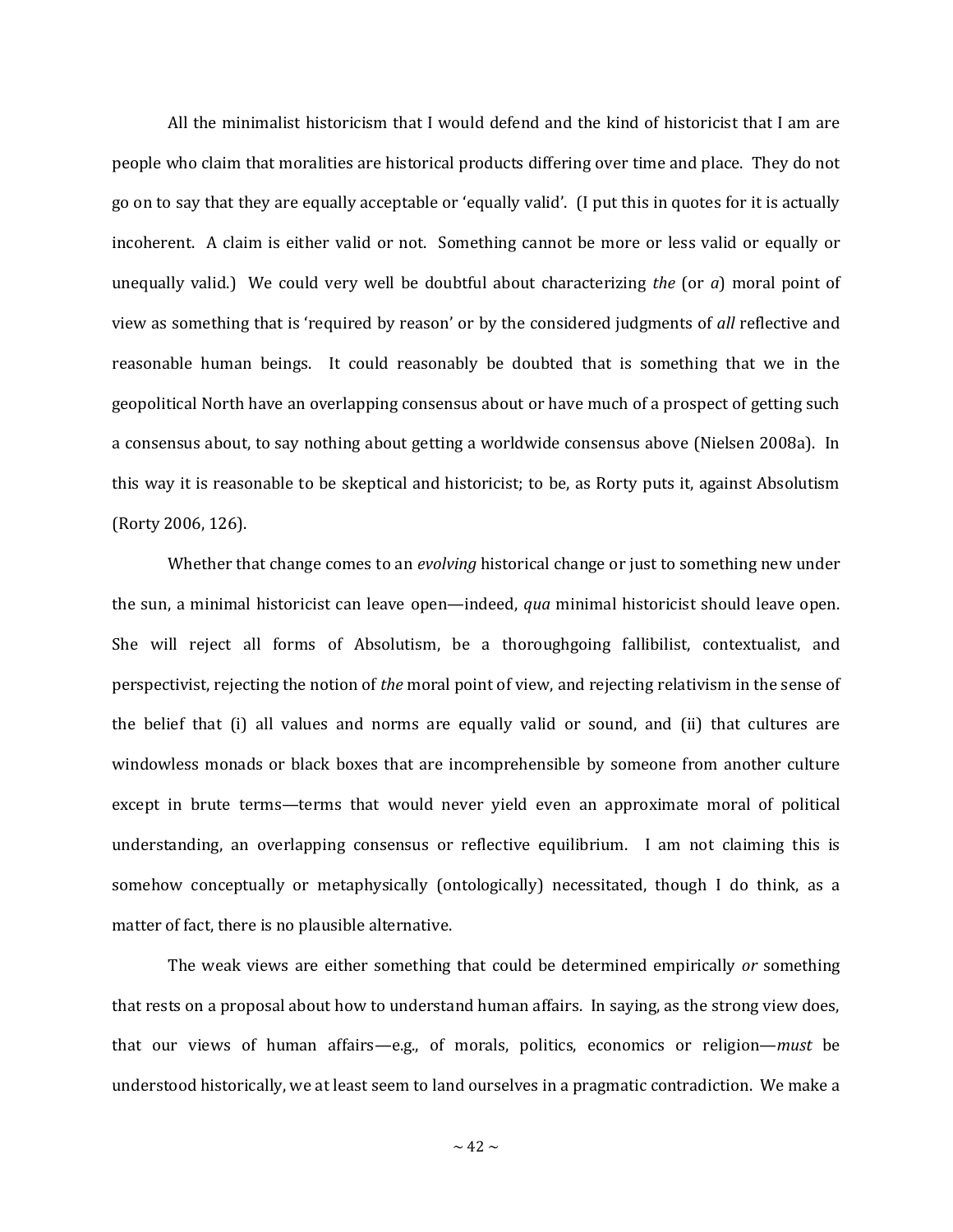All the minimalist historicism that I would defend and the kind of historicist that I am are people who claim that moralities are historical products differing over time and place. They do not go on to say that they are equally acceptable or 'equally valid'. (I put this in quotes for it is actually incoherent. A claim is either valid or not. Something cannot be more or less valid or equally or unequally valid.) We could very well be doubtful about characterizing *the* (or *a*) moral point of view as something that is 'required by reason' or by the considered judgments of *all* reflective and reasonable human beings. It could reasonably be doubted that is something that we in the geopolitical North have an overlapping consensus about or have much of a prospect of getting such a consensus about, to say nothing about getting a worldwide consensus above (Nielsen 2008a). In this way it is reasonable to be skeptical and historicist; to be, as Rorty puts it, against Absolutism (Rorty 2006, 126).

Whether that change comes to an *evolving* historical change or just to something new under the sun, a minimal historicist can leave open—indeed, *qua* minimal historicist should leave open. She will reject all forms of Absolutism, be a thoroughgoing fallibilist, contextualist, and perspectivist, rejecting the notion of *the* moral point of view, and rejecting relativism in the sense of the belief that (i) all values and norms are equally valid or sound, and (ii) that cultures are windowless monads or black boxes that are incomprehensible by someone from another culture except in brute terms—terms that would never yield even an approximate moral of political understanding, an overlapping consensus or reflective equilibrium. I am not claiming this is somehow conceptually or metaphysically (ontologically) necessitated, though I do think, as a matter of fact, there is no plausible alternative.

The weak views are either something that could be determined empirically *or* something that rests on a proposal about how to understand human affairs. In saying, as the strong view does, that our views of human affairs—e.g., of morals, politics, economics or religion—*must* be understood historically, we at least seem to land ourselves in a pragmatic contradiction. We make a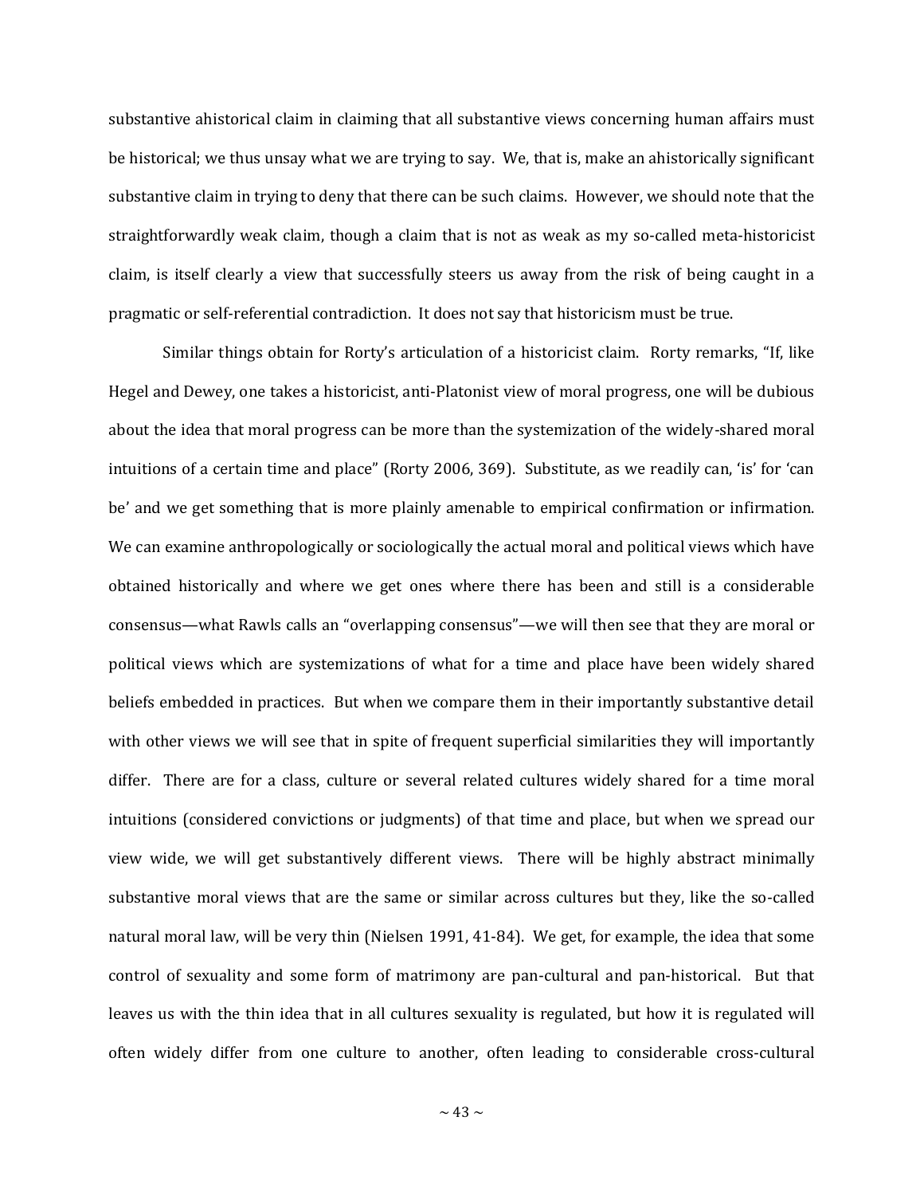substantive ahistorical claim in claiming that all substantive views concerning human affairs must be historical; we thus unsay what we are trying to say. We, that is, make an ahistorically significant substantive claim in trying to deny that there can be such claims. However, we should note that the straightforwardly weak claim, though a claim that is not as weak as my so-called meta-historicist claim, is itself clearly a view that successfully steers us away from the risk of being caught in a pragmatic or self-referential contradiction. It does not say that historicism must be true.

Similar things obtain for Rorty's articulation of a historicist claim. Rorty remarks, "If, like Hegel and Dewey, one takes a historicist, anti-Platonist view of moral progress, one will be dubious about the idea that moral progress can be more than the systemization of the widely-shared moral intuitions of a certain time and place" (Rorty 2006, 369). Substitute, as we readily can, 'is' for 'can be' and we get something that is more plainly amenable to empirical confirmation or infirmation. We can examine anthropologically or sociologically the actual moral and political views which have obtained historically and where we get ones where there has been and still is a considerable consensus—what Rawls calls an "overlapping consensus"—we will then see that they are moral or political views which are systemizations of what for a time and place have been widely shared beliefs embedded in practices. But when we compare them in their importantly substantive detail with other views we will see that in spite of frequent superficial similarities they will importantly differ. There are for a class, culture or several related cultures widely shared for a time moral intuitions (considered convictions or judgments) of that time and place, but when we spread our view wide, we will get substantively different views. There will be highly abstract minimally substantive moral views that are the same or similar across cultures but they, like the so-called natural moral law, will be very thin (Nielsen 1991, 41-84). We get, for example, the idea that some control of sexuality and some form of matrimony are pan-cultural and pan-historical. But that leaves us with the thin idea that in all cultures sexuality is regulated, but how it is regulated will often widely differ from one culture to another, often leading to considerable cross-cultural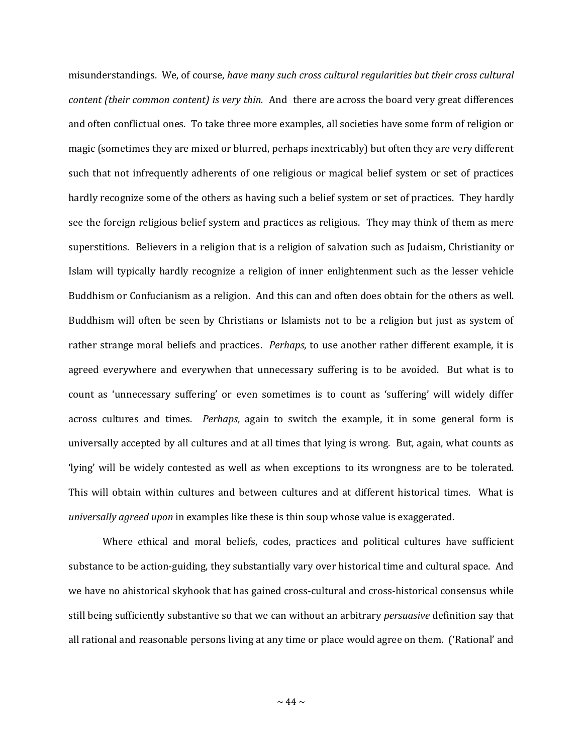misunderstandings. We, of course, *have many such cross cultural regularities but their cross cultural content (their common content) is very thin.* And there are across the board very great differences and often conflictual ones. To take three more examples, all societies have some form of religion or magic (sometimes they are mixed or blurred, perhaps inextricably) but often they are very different such that not infrequently adherents of one religious or magical belief system or set of practices hardly recognize some of the others as having such a belief system or set of practices. They hardly see the foreign religious belief system and practices as religious. They may think of them as mere superstitions. Believers in a religion that is a religion of salvation such as Judaism, Christianity or Islam will typically hardly recognize a religion of inner enlightenment such as the lesser vehicle Buddhism or Confucianism as a religion. And this can and often does obtain for the others as well. Buddhism will often be seen by Christians or Islamists not to be a religion but just as system of rather strange moral beliefs and practices. *Perhaps*, to use another rather different example, it is agreed everywhere and everywhen that unnecessary suffering is to be avoided. But what is to count as 'unnecessary suffering' or even sometimes is to count as 'suffering' will widely differ across cultures and times. *Perhaps*, again to switch the example, it in some general form is universally accepted by all cultures and at all times that lying is wrong. But, again, what counts as 'lying' will be widely contested as well as when exceptions to its wrongness are to be tolerated. This will obtain within cultures and between cultures and at different historical times. What is *universally agreed upon* in examples like these is thin soup whose value is exaggerated.

Where ethical and moral beliefs, codes, practices and political cultures have sufficient substance to be action-guiding, they substantially vary over historical time and cultural space. And we have no ahistorical skyhook that has gained cross-cultural and cross-historical consensus while still being sufficiently substantive so that we can without an arbitrary *persuasive* definition say that all rational and reasonable persons living at any time or place would agree on them. ('Rational' and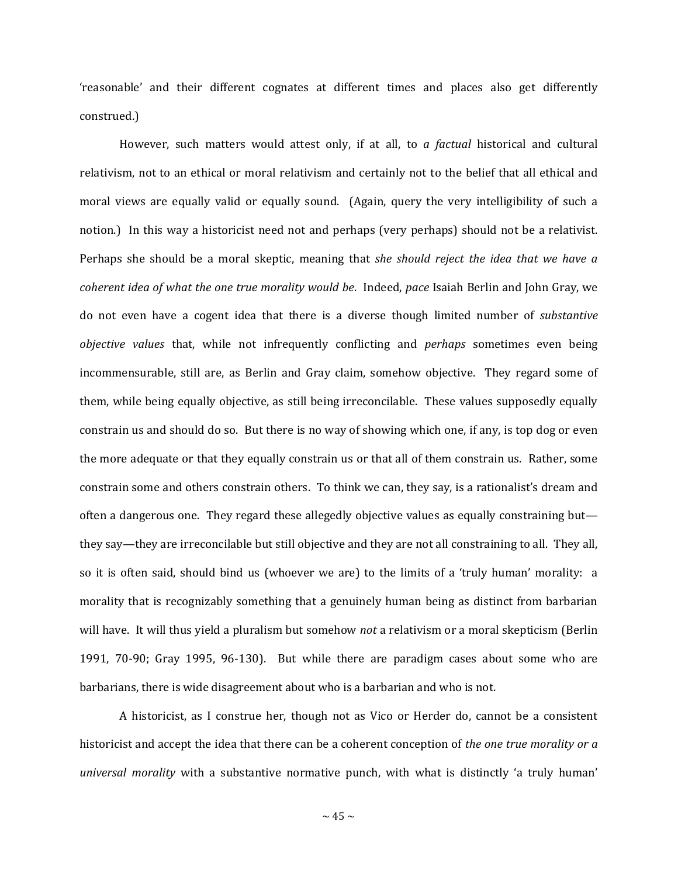'reasonable' and their different cognates at different times and places also get differently construed.)

However, such matters would attest only, if at all, to *a factual* historical and cultural relativism, not to an ethical or moral relativism and certainly not to the belief that all ethical and moral views are equally valid or equally sound. (Again, query the very intelligibility of such a notion.) In this way a historicist need not and perhaps (very perhaps) should not be a relativist. Perhaps she should be a moral skeptic, meaning that *she should reject the idea that we have a coherent idea of what the one true morality would be*. Indeed, *pace* Isaiah Berlin and John Gray, we do not even have a cogent idea that there is a diverse though limited number of *substantive objective values* that, while not infrequently conflicting and *perhaps* sometimes even being incommensurable, still are, as Berlin and Gray claim, somehow objective. They regard some of them, while being equally objective, as still being irreconcilable. These values supposedly equally constrain us and should do so. But there is no way of showing which one, if any, is top dog or even the more adequate or that they equally constrain us or that all of them constrain us. Rather, some constrain some and others constrain others. To think we can, they say, is a rationalist's dream and often a dangerous one. They regard these allegedly objective values as equally constraining but—they say—they are irreconcilable but still objective and they are not all constraining to all. They all, so it is often said, should bind us (whoever we are) to the limits of a 'truly human' morality: a morality that is recognizably something that a genuinely human being as distinct from barbarian will have. It will thus yield a pluralism but somehow *not* a relativism or a moral skepticism (Berlin 1991, 70-90; Gray 1995, 96-130). But while there are paradigm cases about some who are barbarians, there is wide disagreement about who is a barbarian and who is not.

A historicist, as I construe her, though not as Vico or Herder do, cannot be a consistent historicist and accept the idea that there can be a coherent conception of *the one true morality or a universal morality* with a substantive normative punch, with what is distinctly 'a truly human'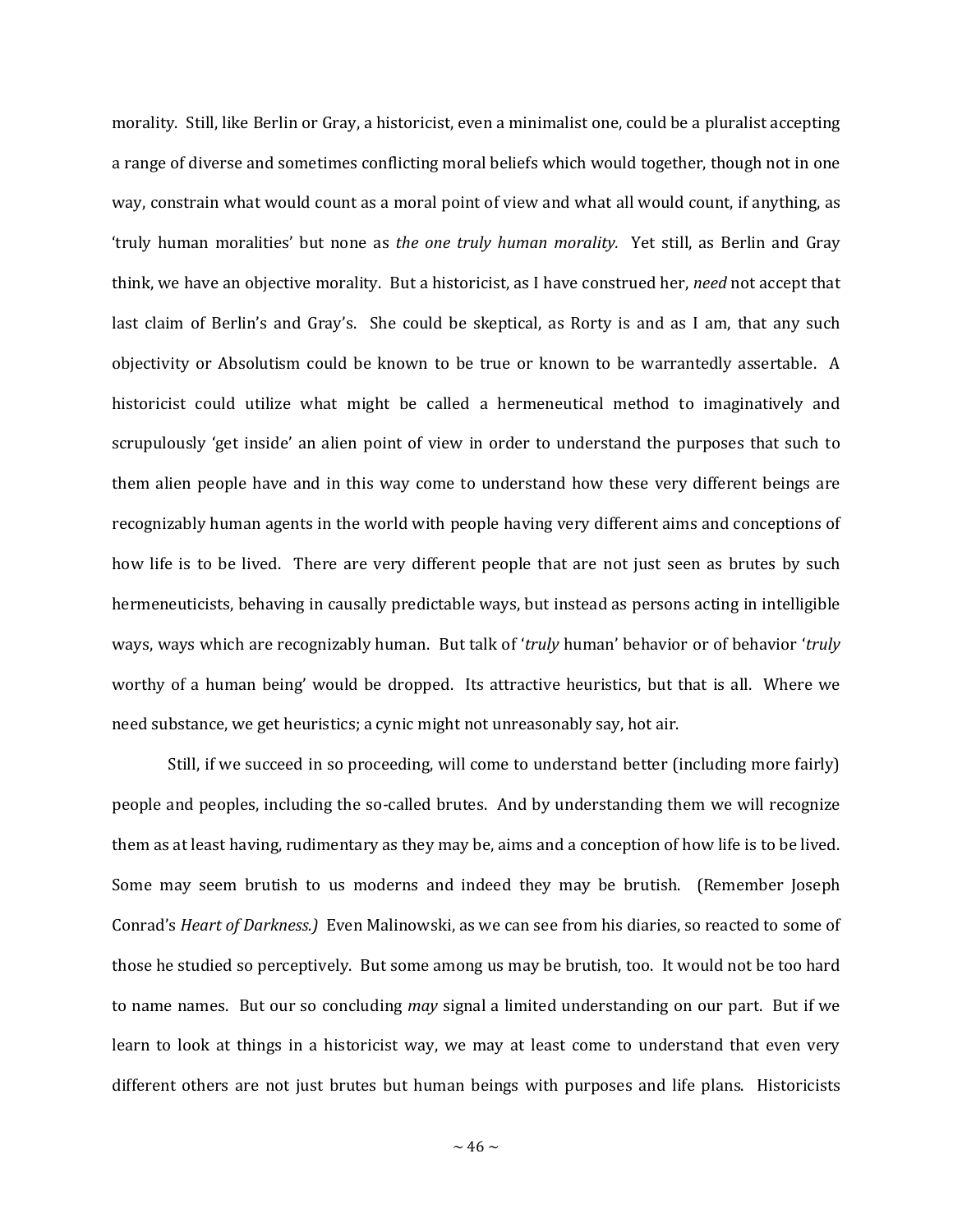morality. Still, like Berlin or Gray, a historicist, even a minimalist one, could be a pluralist accepting a range of diverse and sometimes conflicting moral beliefs which would together, though not in one way, constrain what would count as a moral point of view and what all would count, if anything, as 'truly human moralities' but none as *the one truly human morality.* Yet still, as Berlin and Gray think, we have an objective morality. But a historicist, as I have construed her, *need* not accept that last claim of Berlin's and Gray's. She could be skeptical, as Rorty is and as I am, that any such objectivity or Absolutism could be known to be true or known to be warrantedly assertable. A historicist could utilize what might be called a hermeneutical method to imaginatively and scrupulously 'get inside' an alien point of view in order to understand the purposes that such to them alien people have and in this way come to understand how these very different beings are recognizably human agents in the world with people having very different aims and conceptions of how life is to be lived. There are very different people that are not just seen as brutes by such hermeneuticists, behaving in causally predictable ways, but instead as persons acting in intelligible ways, ways which are recognizably human. But talk of '*truly* human' behavior or of behavior '*truly* worthy of a human being' would be dropped. Its attractive heuristics, but that is all. Where we need substance, we get heuristics; a cynic might not unreasonably say, hot air.

Still, if we succeed in so proceeding, will come to understand better (including more fairly) people and peoples, including the so-called brutes. And by understanding them we will recognize them as at least having, rudimentary as they may be, aims and a conception of how life is to be lived. Some may seem brutish to us moderns and indeed they may be brutish. (Remember Joseph Conrad's *Heart of Darkness.)* Even Malinowski, as we can see from his diaries, so reacted to some of those he studied so perceptively. But some among us may be brutish, too. It would not be too hard to name names. But our so concluding *may* signal a limited understanding on our part. But if we learn to look at things in a historicist way, we may at least come to understand that even very different others are not just brutes but human beings with purposes and life plans. Historicists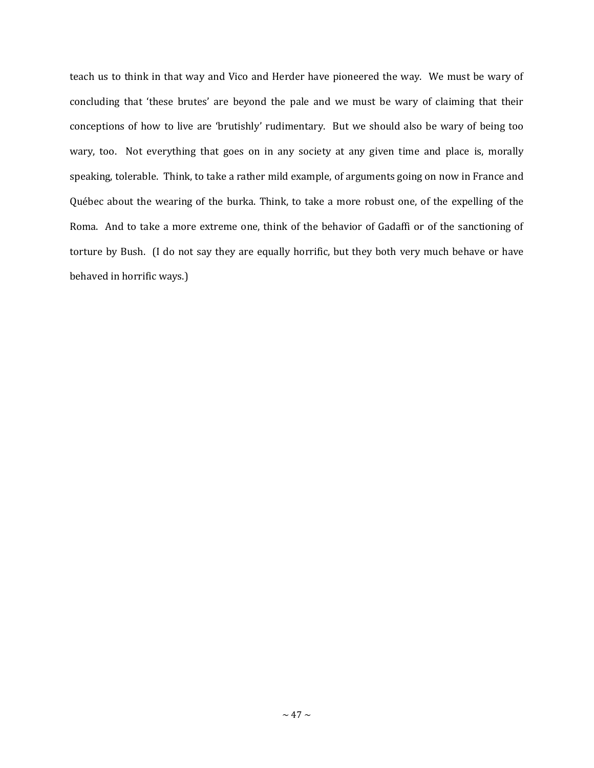teach us to think in that way and Vico and Herder have pioneered the way. We must be wary of concluding that 'these brutes' are beyond the pale and we must be wary of claiming that their conceptions of how to live are 'brutishly' rudimentary. But we should also be wary of being too wary, too. Not everything that goes on in any society at any given time and place is, morally speaking, tolerable. Think, to take a rather mild example, of arguments going on now in France and Québec about the wearing of the burka. Think, to take a more robust one, of the expelling of the Roma. And to take a more extreme one, think of the behavior of Gadaffi or of the sanctioning of torture by Bush. (I do not say they are equally horrific, but they both very much behave or have behaved in horrific ways.)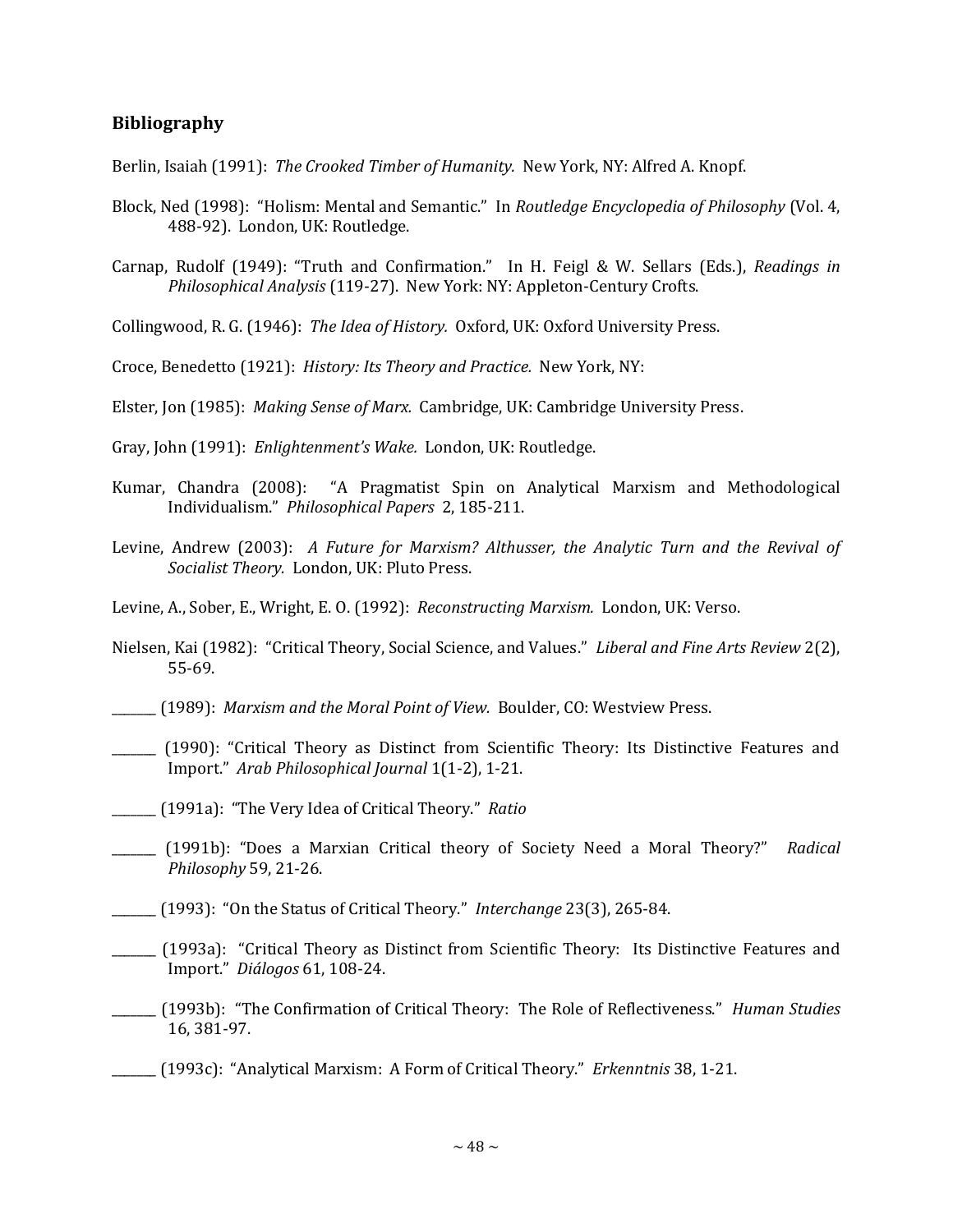## Bibliography

Berlin, Isaiah (1991): *The Crooked Timber of Humanity.* New York, NY: Alfred A. Knopf.

Block, Ned (1998): "Holism: Mental and Semantic." In *Routledge Encyclopedia of Philosophy* (Vol. 4, 488-92). London, UK: Routledge.

Carnap, Rudolf (1949): "Truth and Confirmation." In H. Feigl & W. Sellars (Eds.), *Readings in Philosophical Analysis* (119-27). New York: NY: Appleton-Century Crofts.

Collingwood, R. G. (1946): *The Idea of History.* Oxford, UK: Oxford University Press.

Croce, Benedetto (1921): *History: Its Theory and Practice.* New York, NY:

Elster, Jon (1985): *Making Sense of Marx.* Cambridge, UK: Cambridge University Press.

Gray, John (1991): *Enlightenment's Wake.* London, UK: Routledge.

Kumar, Chandra (2008): "A Pragmatist Spin on Analytical Marxism and Methodological Individualism." *Philosophical Papers* 2, 185-211.

Levine, Andrew (2003): *A Future for Marxism? Althusser, the Analytic Turn and the Revival of Socialist Theory.* London, UK: Pluto Press.

Levine, A., Sober, E., Wright, E. O. (1992): *Reconstructing Marxism.* London, UK: Verso.

Nielsen, Kai (1982): "Critical Theory, Social Science, and Values." *Liberal and Fine Arts Review* 2(2), 55-69.

_______ (1989): *Marxism and the Moral Point of View.* Boulder, CO: Westview Press.

_______ (1990): "Critical Theory as Distinct from Scientific Theory: Its Distinctive Features and Import." *Arab Philosophical Journal* 1(1-2), 1-21.

_______ (1991a): "The Very Idea of Critical Theory." *Ratio*

_______ (1991b): "Does a Marxian Critical theory of Society Need a Moral Theory?" *Radical Philosophy* 59, 21-26.

_______ (1993): "On the Status of Critical Theory." *Interchange* 23(3), 265-84.

_______ (1993a): "Critical Theory as Distinct from Scientific Theory: Its Distinctive Features and Import." *Diálogos* 61, 108-24.

_______ (1993b): "The Confirmation of Critical Theory: The Role of Reflectiveness." *Human Studies* 16, 381-97.

_______ (1993c): "Analytical Marxism: A Form of Critical Theory." *Erkenntnis* 38, 1-21.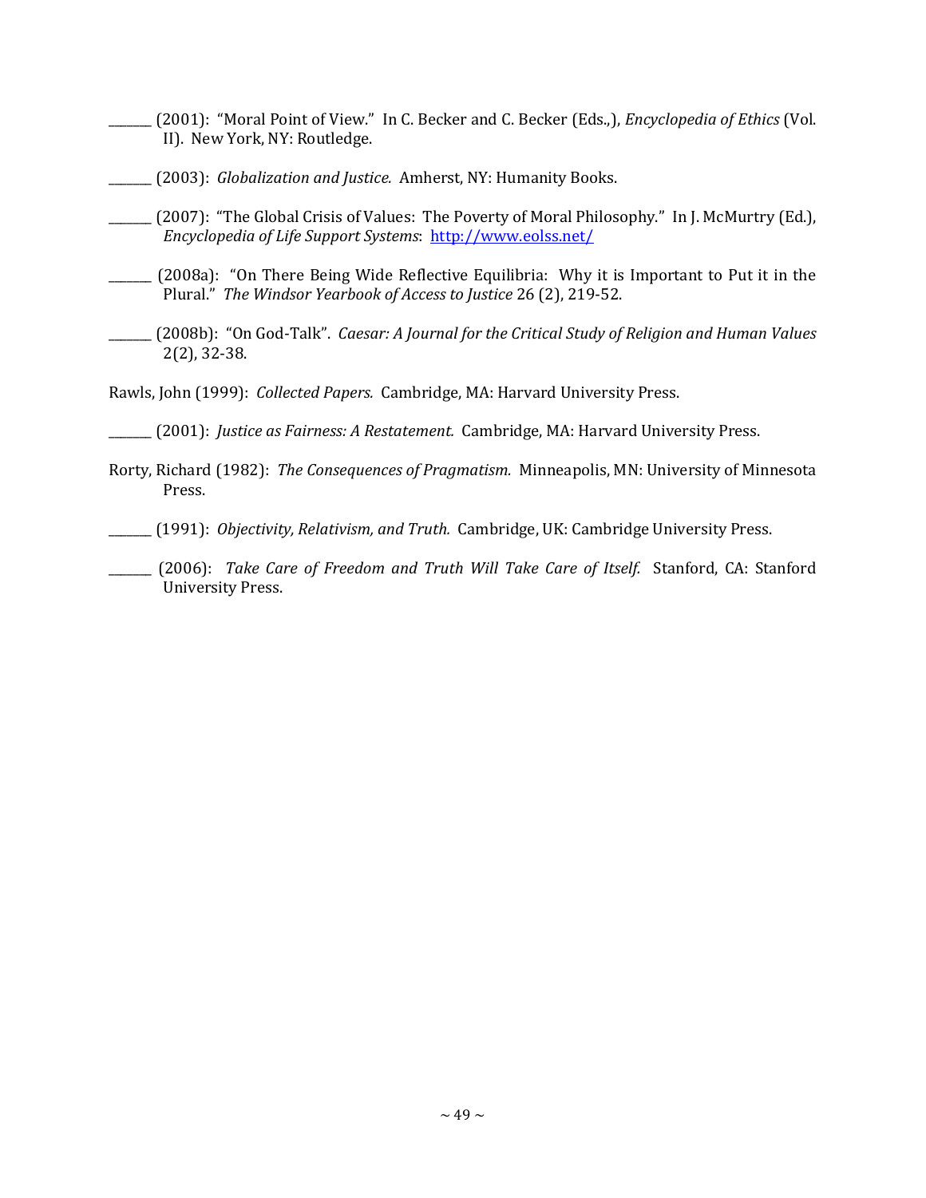_______ (2001): "Moral Point of View." In C. Becker and C. Becker (Eds.,), *Encyclopedia of Ethics* (Vol. II). New York, NY: Routledge.

_______ (2003): *Globalization and Justice.* Amherst, NY: Humanity Books.

_______ (2007): "The Global Crisis of Values: The Poverty of Moral Philosophy." In J. McMurtry (Ed.), *Encyclopedia of Life Support Systems*: http://www.eolss.net/

_______ (2008a): "On There Being Wide Reflective Equilibria: Why it is Important to Put it in the Plural." *The Windsor Yearbook of Access to Justice* 26 (2), 219-52.

_______ (2008b): "On God-Talk". *Caesar: A Journal for the Critical Study of Religion and Human Values* 2(2), 32-38.

Rawls, John (1999): *Collected Papers.* Cambridge, MA: Harvard University Press.

_______ (2001): *Justice as Fairness: A Restatement.* Cambridge, MA: Harvard University Press.

Rorty, Richard (1982): *The Consequences of Pragmatism.* Minneapolis, MN: University of Minnesota Press.

_______ (1991): *Objectivity, Relativism, and Truth.* Cambridge, UK: Cambridge University Press.

_______ (2006): *Take Care of Freedom and Truth Will Take Care of Itself.* Stanford, CA: Stanford University Press.